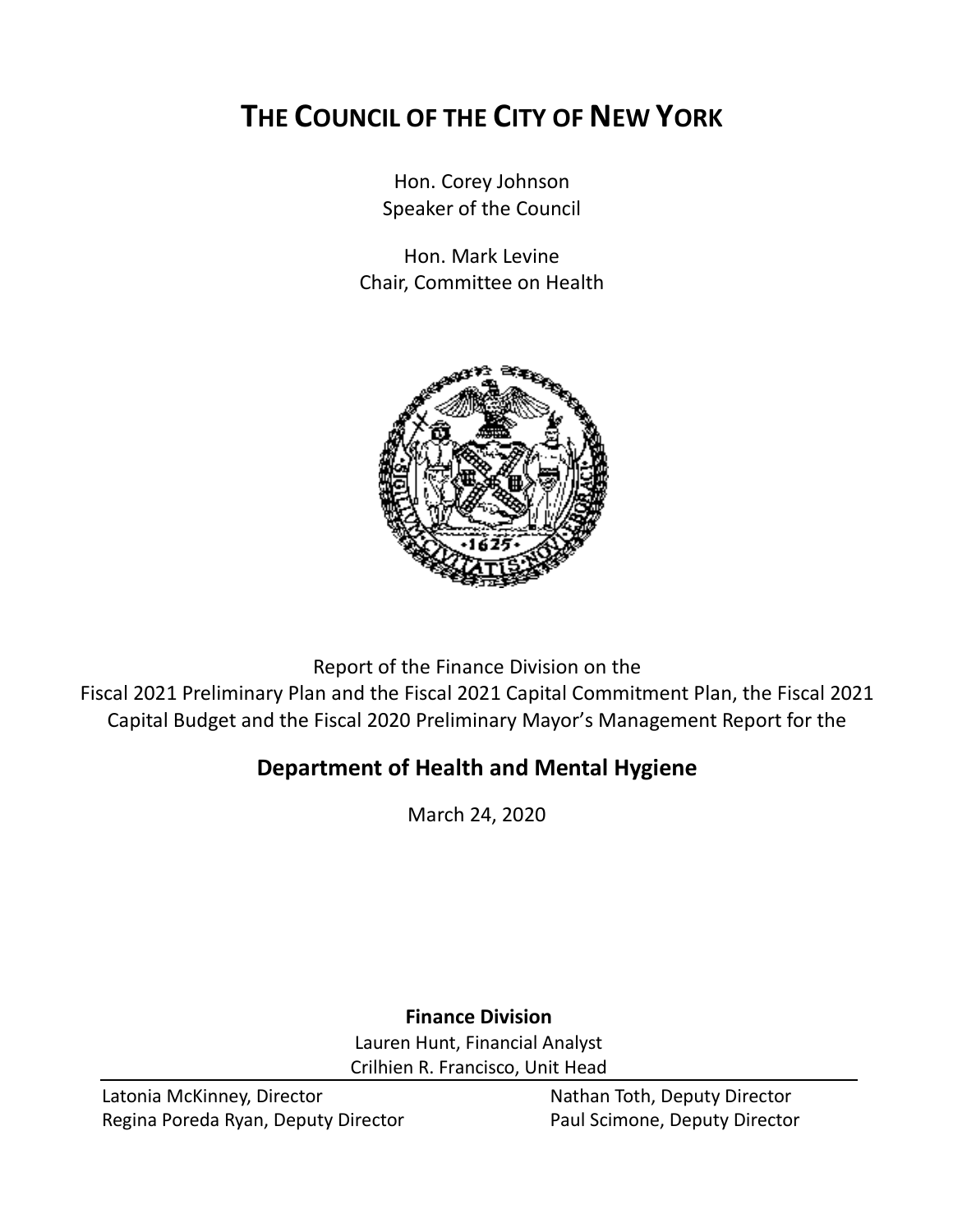# THE COUNCIL OF THE CITY OF NEW YORK

Hon. Corey Johnson
Speaker of the Council

Hon. Mark Levine
Chair, Committee on Health

Report of the Finance Division on the
Fiscal 2021 Preliminary Plan and the Fiscal 2021 Capital Commitment Plan, the Fiscal 2021 Capital Budget and the Fiscal 2020 Preliminary Mayor's Management Report for the

## Department of Health and Mental Hygiene

March 24, 2020

**Finance Division**

Lauren Hunt, Financial Analyst
Crilhien R. Francisco, Unit Head

Latonia McKinney, Director
Regina Poreda Ryan, Deputy Director
Nathan Toth, Deputy Director
Paul Scimone, Deputy Director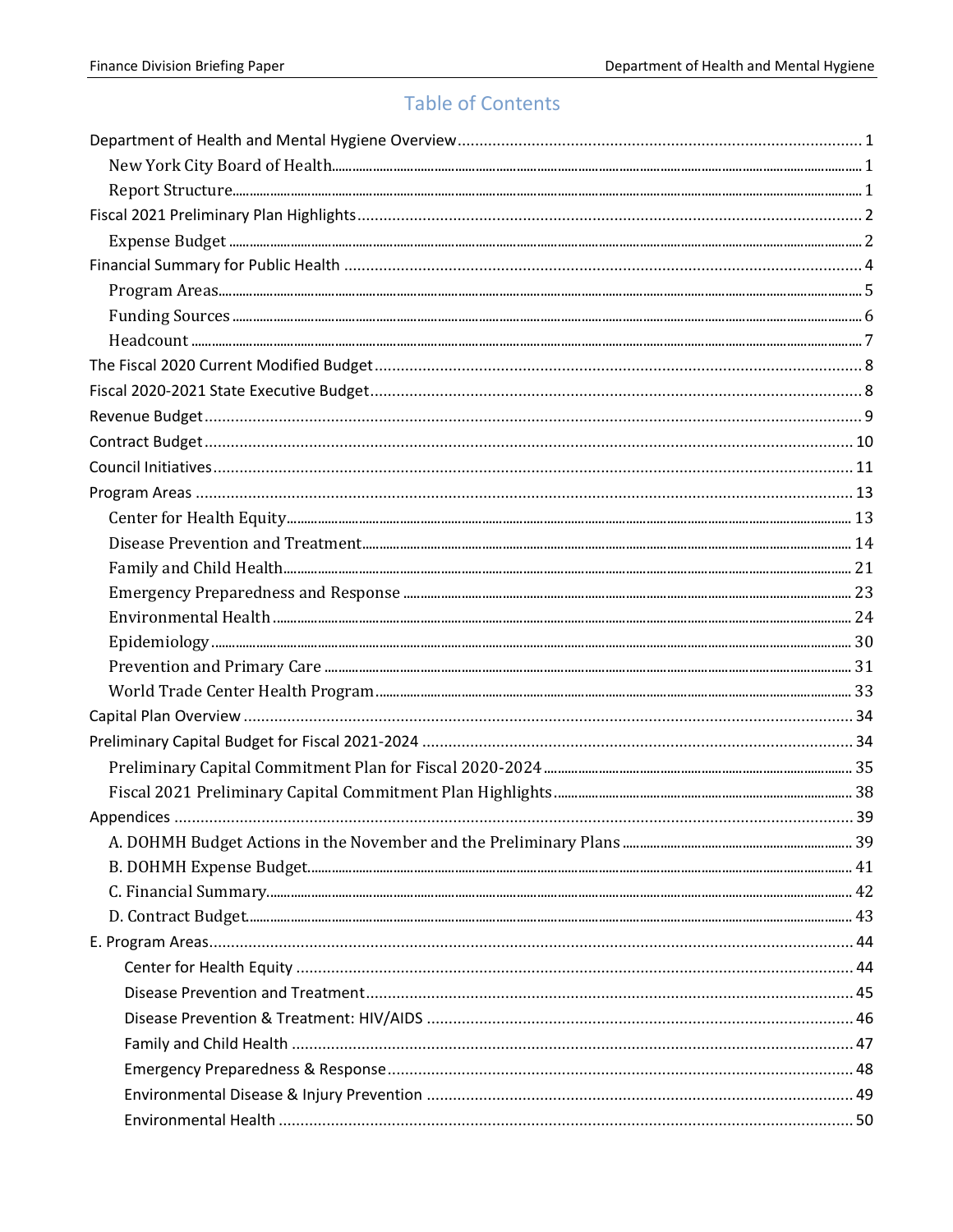# Table of Contents

Department of Health and Mental Hygiene Overview ........ 1
- New York City Board of Health ........ 1
- Report Structure ........ 1

Fiscal 2021 Preliminary Plan Highlights ........ 2
- Expense Budget ........ 2

Financial Summary for Public Health ........ 4
- Program Areas ........ 5
- Funding Sources ........ 6
- Headcount ........ 7

The Fiscal 2020 Current Modified Budget ........ 8

Fiscal 2020-2021 State Executive Budget ........ 8

Revenue Budget ........ 9

Contract Budget ........ 10

Council Initiatives ........ 11

Program Areas ........ 13
- Center for Health Equity ........ 13
- Disease Prevention and Treatment ........ 14
- Family and Child Health ........ 21
- Emergency Preparedness and Response ........ 23
- Environmental Health ........ 24
- Epidemiology ........ 30
- Prevention and Primary Care ........ 31
- World Trade Center Health Program ........ 33

Capital Plan Overview ........ 34

Preliminary Capital Budget for Fiscal 2021-2024 ........ 34
- Preliminary Capital Commitment Plan for Fiscal 2020-2024 ........ 35
- Fiscal 2021 Preliminary Capital Commitment Plan Highlights ........ 38

Appendices ........ 39
- A. DOHMH Budget Actions in the November and the Preliminary Plans ........ 39
- B. DOHMH Expense Budget ........ 41
- C. Financial Summary ........ 42
- D. Contract Budget ........ 43

E. Program Areas ........ 44
- Center for Health Equity ........ 44
- Disease Prevention and Treatment ........ 45
- Disease Prevention & Treatment: HIV/AIDS ........ 46
- Family and Child Health ........ 47
- Emergency Preparedness & Response ........ 48
- Environmental Disease & Injury Prevention ........ 49
- Environmental Health ........ 50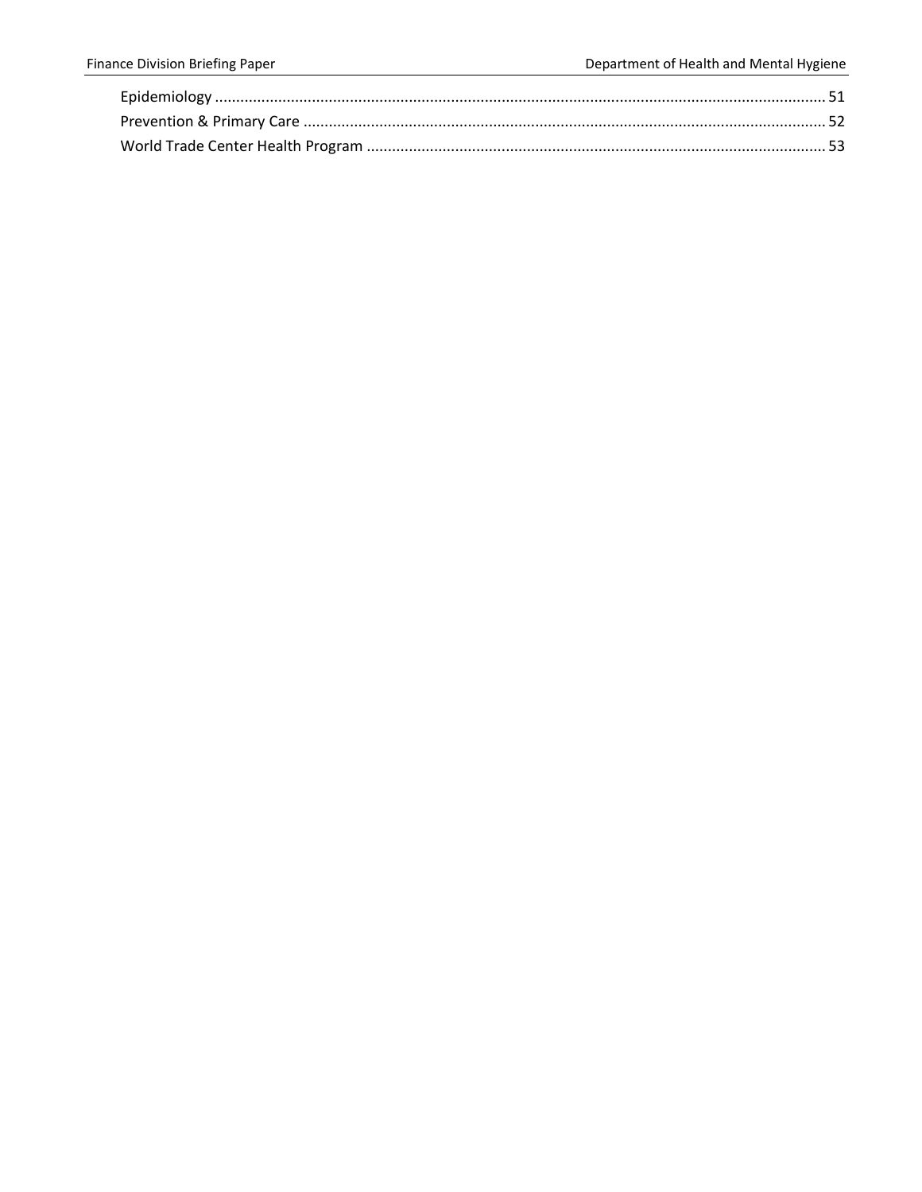Epidemiology ........................................................................................................................................ 51
Prevention & Primary Care ................................................................................................................... 52
World Trade Center Health Program .................................................................................................... 53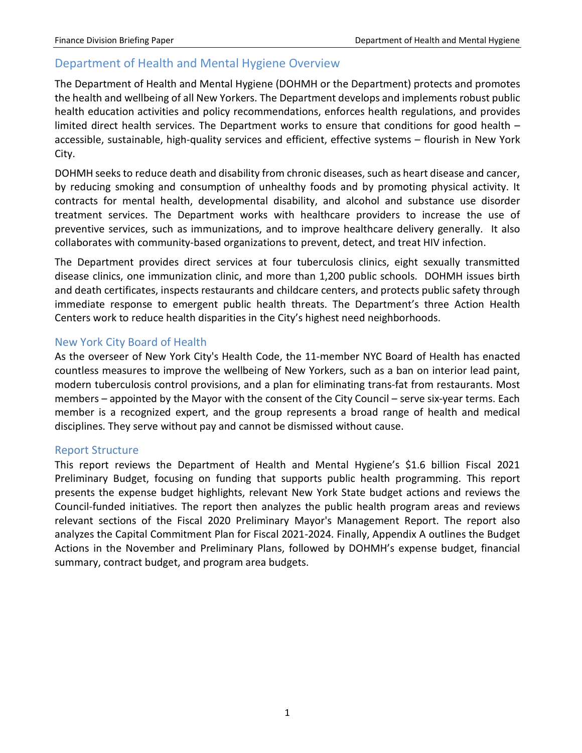## Department of Health and Mental Hygiene Overview

The Department of Health and Mental Hygiene (DOHMH or the Department) protects and promotes the health and wellbeing of all New Yorkers. The Department develops and implements robust public health education activities and policy recommendations, enforces health regulations, and provides limited direct health services. The Department works to ensure that conditions for good health – accessible, sustainable, high-quality services and efficient, effective systems – flourish in New York City.

DOHMH seeks to reduce death and disability from chronic diseases, such as heart disease and cancer, by reducing smoking and consumption of unhealthy foods and by promoting physical activity. It contracts for mental health, developmental disability, and alcohol and substance use disorder treatment services. The Department works with healthcare providers to increase the use of preventive services, such as immunizations, and to improve healthcare delivery generally. It also collaborates with community-based organizations to prevent, detect, and treat HIV infection.

The Department provides direct services at four tuberculosis clinics, eight sexually transmitted disease clinics, one immunization clinic, and more than 1,200 public schools. DOHMH issues birth and death certificates, inspects restaurants and childcare centers, and protects public safety through immediate response to emergent public health threats. The Department's three Action Health Centers work to reduce health disparities in the City's highest need neighborhoods.

### New York City Board of Health

As the overseer of New York City's Health Code, the 11-member NYC Board of Health has enacted countless measures to improve the wellbeing of New Yorkers, such as a ban on interior lead paint, modern tuberculosis control provisions, and a plan for eliminating trans-fat from restaurants. Most members – appointed by the Mayor with the consent of the City Council – serve six-year terms. Each member is a recognized expert, and the group represents a broad range of health and medical disciplines. They serve without pay and cannot be dismissed without cause.

### Report Structure

This report reviews the Department of Health and Mental Hygiene's $1.6 billion Fiscal 2021 Preliminary Budget, focusing on funding that supports public health programming. This report presents the expense budget highlights, relevant New York State budget actions and reviews the Council-funded initiatives. The report then analyzes the public health program areas and reviews relevant sections of the Fiscal 2020 Preliminary Mayor's Management Report. The report also analyzes the Capital Commitment Plan for Fiscal 2021-2024. Finally, Appendix A outlines the Budget Actions in the November and Preliminary Plans, followed by DOHMH's expense budget, financial summary, contract budget, and program area budgets.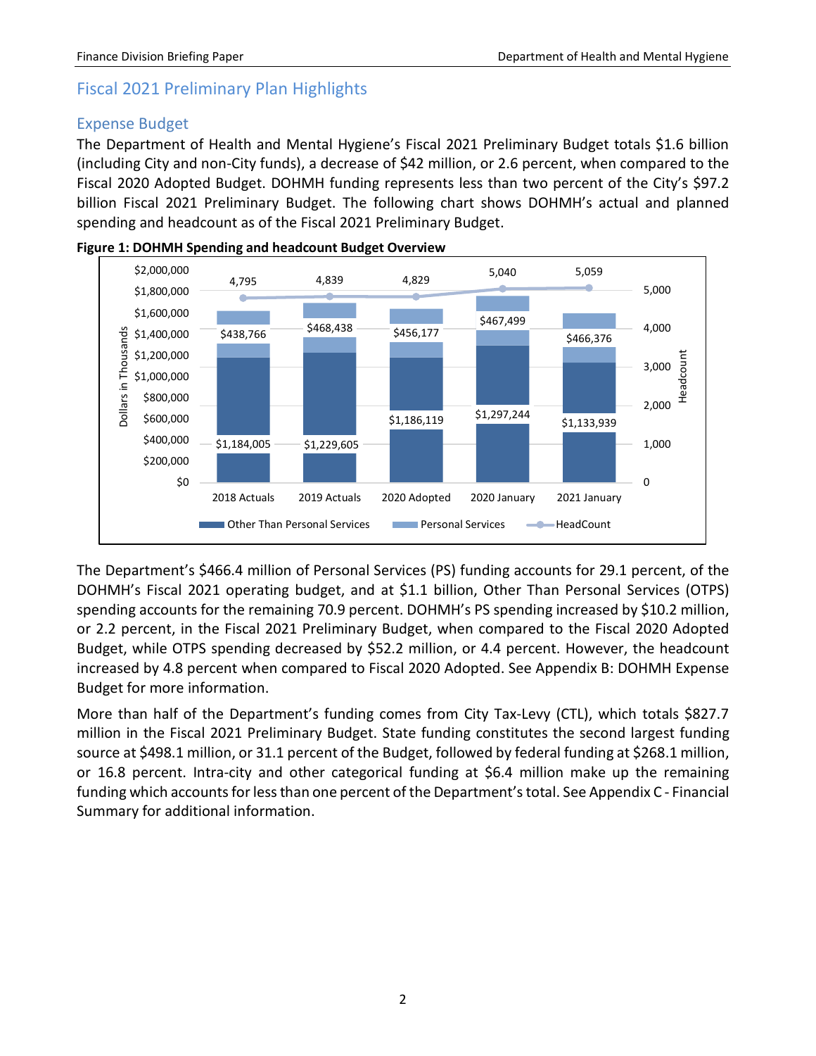## Fiscal 2021 Preliminary Plan Highlights

### Expense Budget

The Department of Health and Mental Hygiene's Fiscal 2021 Preliminary Budget totals $1.6 billion (including City and non-City funds), a decrease of $42 million, or 2.6 percent, when compared to the Fiscal 2020 Adopted Budget. DOHMH funding represents less than two percent of the City's $97.2 billion Fiscal 2021 Preliminary Budget. The following chart shows DOHMH's actual and planned spending and headcount as of the Fiscal 2021 Preliminary Budget.

**Figure 1: DOHMH Spending and headcount Budget Overview**

| Dollars in Thousands | 2018 Actuals | 2019 Actuals | 2020 Adopted | 2020 January | 2021 January |
|---|---|---|---|---|---|
| Other Than Personal Services | $1,184,005 | $1,229,605 | $1,186,119 | $1,297,244 | $1,133,939 |
| Personal Services | $438,766 | $468,438 | $456,177 | $467,499 | $466,376 |
| HeadCount | 4,795 | 4,839 | 4,829 | 5,040 | 5,059 |

The Department's $466.4 million of Personal Services (PS) funding accounts for 29.1 percent, of the DOHMH's Fiscal 2021 operating budget, and at $1.1 billion, Other Than Personal Services (OTPS) spending accounts for the remaining 70.9 percent. DOHMH's PS spending increased by $10.2 million, or 2.2 percent, in the Fiscal 2021 Preliminary Budget, when compared to the Fiscal 2020 Adopted Budget, while OTPS spending decreased by $52.2 million, or 4.4 percent. However, the headcount increased by 4.8 percent when compared to Fiscal 2020 Adopted. See Appendix B: DOHMH Expense Budget for more information.

More than half of the Department's funding comes from City Tax-Levy (CTL), which totals $827.7 million in the Fiscal 2021 Preliminary Budget. State funding constitutes the second largest funding source at $498.1 million, or 31.1 percent of the Budget, followed by federal funding at $268.1 million, or 16.8 percent. Intra-city and other categorical funding at $6.4 million make up the remaining funding which accounts for less than one percent of the Department's total. See Appendix C - Financial Summary for additional information.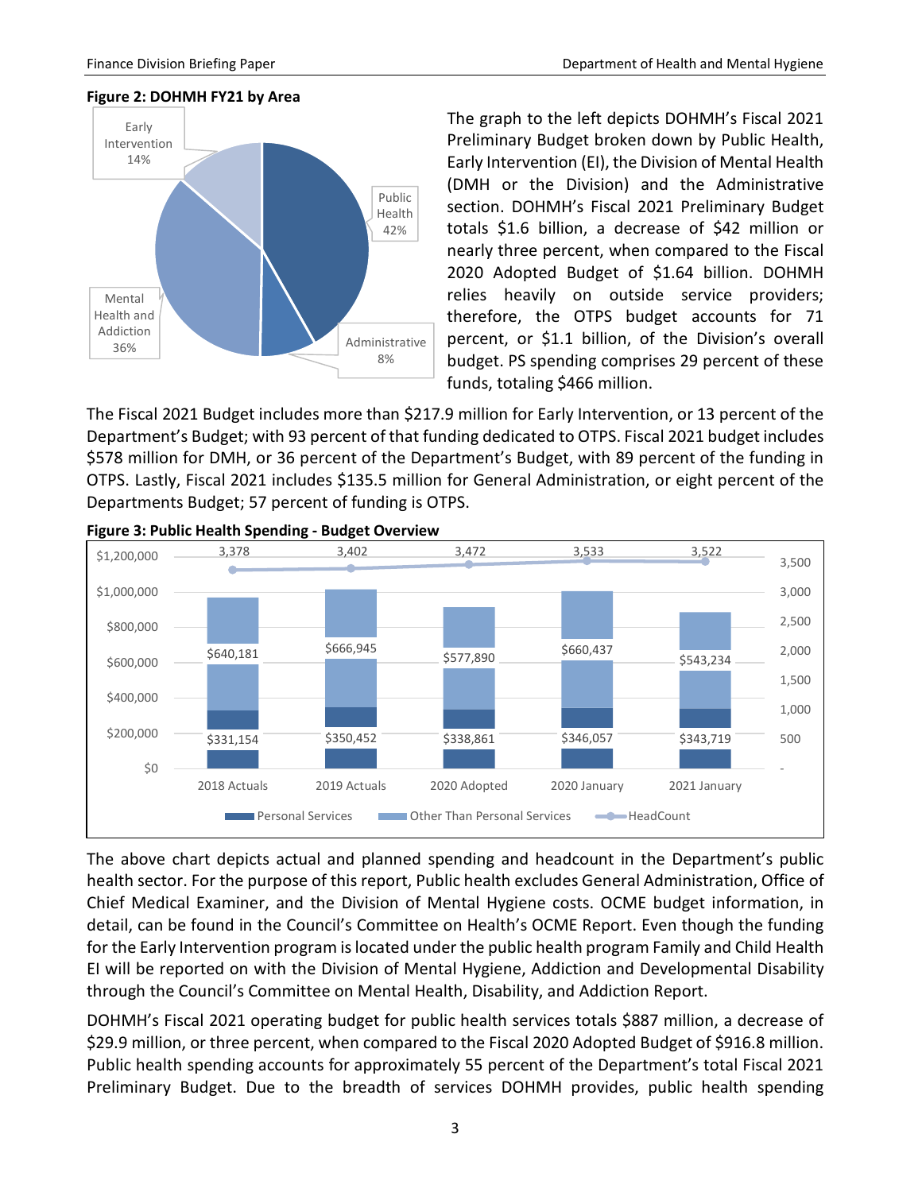**Figure 2: DOHMH FY21 by Area**

| Area | Share |
|---|---|
| Public Health | 42% |
| Mental Health and Addiction | 36% |
| Early Intervention | 14% |
| Administrative | 8% |

The graph to the left depicts DOHMH's Fiscal 2021 Preliminary Budget broken down by Public Health, Early Intervention (EI), the Division of Mental Health (DMH or the Division) and the Administrative section. DOHMH's Fiscal 2021 Preliminary Budget totals $1.6 billion, a decrease of $42 million or nearly three percent, when compared to the Fiscal 2020 Adopted Budget of $1.64 billion. DOHMH relies heavily on outside service providers; therefore, the OTPS budget accounts for 71 percent, or $1.1 billion, of the Division's overall budget. PS spending comprises 29 percent of these funds, totaling $466 million.

The Fiscal 2021 Budget includes more than $217.9 million for Early Intervention, or 13 percent of the Department's Budget; with 93 percent of that funding dedicated to OTPS. Fiscal 2021 budget includes $578 million for DMH, or 36 percent of the Department's Budget, with 89 percent of the funding in OTPS. Lastly, Fiscal 2021 includes $135.5 million for General Administration, or eight percent of the Departments Budget; 57 percent of funding is OTPS.

**Figure 3: Public Health Spending - Budget Overview**

| | 2018 Actuals | 2019 Actuals | 2020 Adopted | 2020 January | 2021 January |
|---|---|---|---|---|---|
| Personal Services | $331,154 | $350,452 | $338,861 | $346,057 | $343,719 |
| Other Than Personal Services | $640,181 | $666,945 | $577,890 | $660,437 | $543,234 |
| HeadCount | 3,378 | 3,402 | 3,472 | 3,533 | 3,522 |

The above chart depicts actual and planned spending and headcount in the Department's public health sector. For the purpose of this report, Public health excludes General Administration, Office of Chief Medical Examiner, and the Division of Mental Hygiene costs. OCME budget information, in detail, can be found in the Council's Committee on Health's OCME Report. Even though the funding for the Early Intervention program is located under the public health program Family and Child Health EI will be reported on with the Division of Mental Hygiene, Addiction and Developmental Disability through the Council's Committee on Mental Health, Disability, and Addiction Report.

DOHMH's Fiscal 2021 operating budget for public health services totals $887 million, a decrease of $29.9 million, or three percent, when compared to the Fiscal 2020 Adopted Budget of $916.8 million. Public health spending accounts for approximately 55 percent of the Department's total Fiscal 2021 Preliminary Budget. Due to the breadth of services DOHMH provides, public health spending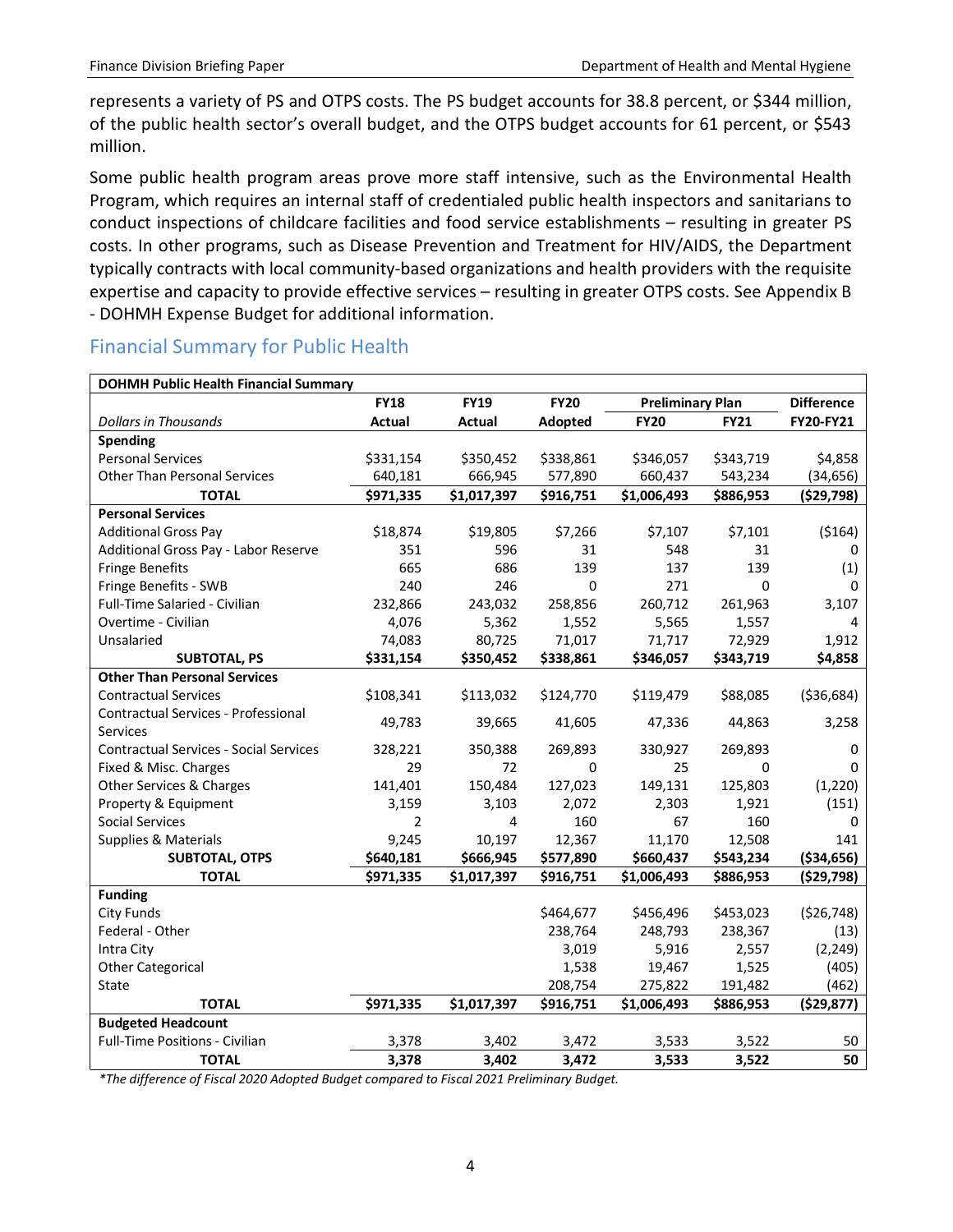represents a variety of PS and OTPS costs. The PS budget accounts for 38.8 percent, or $344 million, of the public health sector's overall budget, and the OTPS budget accounts for 61 percent, or $543 million.

Some public health program areas prove more staff intensive, such as the Environmental Health Program, which requires an internal staff of credentialed public health inspectors and sanitarians to conduct inspections of childcare facilities and food service establishments – resulting in greater PS costs. In other programs, such as Disease Prevention and Treatment for HIV/AIDS, the Department typically contracts with local community-based organizations and health providers with the requisite expertise and capacity to provide effective services – resulting in greater OTPS costs. See Appendix B - DOHMH Expense Budget for additional information.

## Financial Summary for Public Health

| DOHMH Public Health Financial Summary | | | | | | |
|---|---|---|---|---|---|---|
| | FY18 | FY19 | FY20 | Preliminary Plan | | Difference |
| *Dollars in Thousands* | Actual | Actual | Adopted | FY20 | FY21 | FY20-FY21 |
| **Spending** | | | | | | |
| Personal Services | $331,154 | $350,452 | $338,861 | $346,057 | $343,719 | $4,858 |
| Other Than Personal Services | 640,181 | 666,945 | 577,890 | 660,437 | 543,234 | (34,656) |
| **TOTAL** | **$971,335** | **$1,017,397** | **$916,751** | **$1,006,493** | **$886,953** | **($29,798)** |
| **Personal Services** | | | | | | |
| Additional Gross Pay | $18,874 | $19,805 | $7,266 | $7,107 | $7,101 | ($164) |
| Additional Gross Pay - Labor Reserve | 351 | 596 | 31 | 548 | 31 | 0 |
| Fringe Benefits | 665 | 686 | 139 | 137 | 139 | (1) |
| Fringe Benefits - SWB | 240 | 246 | 0 | 271 | 0 | 0 |
| Full-Time Salaried - Civilian | 232,866 | 243,032 | 258,856 | 260,712 | 261,963 | 3,107 |
| Overtime - Civilian | 4,076 | 5,362 | 1,552 | 5,565 | 1,557 | 4 |
| Unsalaried | 74,083 | 80,725 | 71,017 | 71,717 | 72,929 | 1,912 |
| **SUBTOTAL, PS** | **$331,154** | **$350,452** | **$338,861** | **$346,057** | **$343,719** | **$4,858** |
| **Other Than Personal Services** | | | | | | |
| Contractual Services | $108,341 | $113,032 | $124,770 | $119,479 | $88,085 | ($36,684) |
| Contractual Services - Professional Services | 49,783 | 39,665 | 41,605 | 47,336 | 44,863 | 3,258 |
| Contractual Services - Social Services | 328,221 | 350,388 | 269,893 | 330,927 | 269,893 | 0 |
| Fixed & Misc. Charges | 29 | 72 | 0 | 25 | 0 | 0 |
| Other Services & Charges | 141,401 | 150,484 | 127,023 | 149,131 | 125,803 | (1,220) |
| Property & Equipment | 3,159 | 3,103 | 2,072 | 2,303 | 1,921 | (151) |
| Social Services | 2 | 4 | 160 | 67 | 160 | 0 |
| Supplies & Materials | 9,245 | 10,197 | 12,367 | 11,170 | 12,508 | 141 |
| **SUBTOTAL, OTPS** | **$640,181** | **$666,945** | **$577,890** | **$660,437** | **$543,234** | **($34,656)** |
| **TOTAL** | **$971,335** | **$1,017,397** | **$916,751** | **$1,006,493** | **$886,953** | **($29,798)** |
| **Funding** | | | | | | |
| City Funds | | | $464,677 | $456,496 | $453,023 | ($26,748) |
| Federal - Other | | | 238,764 | 248,793 | 238,367 | (13) |
| Intra City | | | 3,019 | 5,916 | 2,557 | (2,249) |
| Other Categorical | | | 1,538 | 19,467 | 1,525 | (405) |
| State | | | 208,754 | 275,822 | 191,482 | (462) |
| **TOTAL** | **$971,335** | **$1,017,397** | **$916,751** | **$1,006,493** | **$886,953** | **($29,877)** |
| **Budgeted Headcount** | | | | | | |
| Full-Time Positions - Civilian | 3,378 | 3,402 | 3,472 | 3,533 | 3,522 | 50 |
| **TOTAL** | **3,378** | **3,402** | **3,472** | **3,533** | **3,522** | **50** |

*\*The difference of Fiscal 2020 Adopted Budget compared to Fiscal 2021 Preliminary Budget.*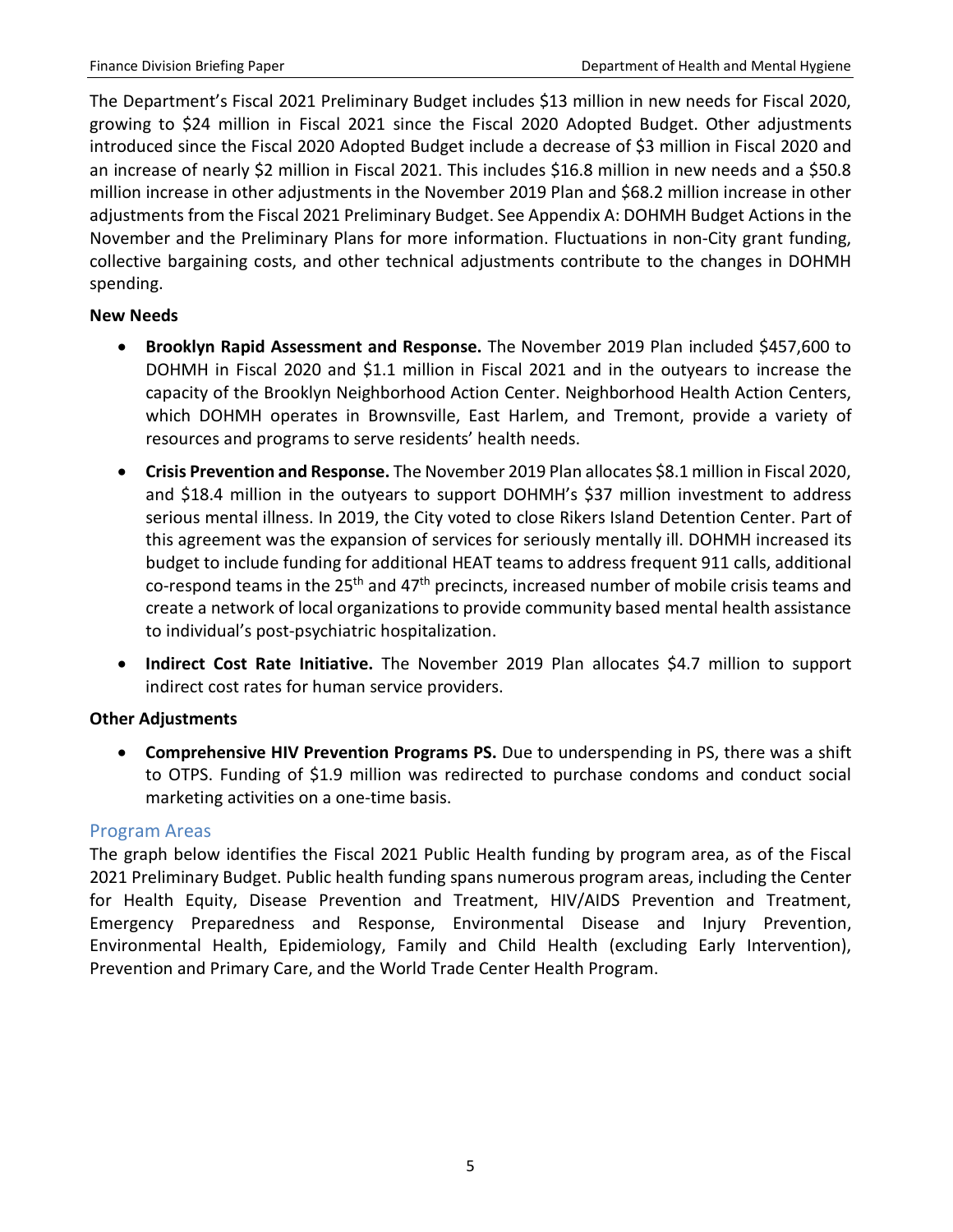The Department's Fiscal 2021 Preliminary Budget includes $13 million in new needs for Fiscal 2020, growing to $24 million in Fiscal 2021 since the Fiscal 2020 Adopted Budget. Other adjustments introduced since the Fiscal 2020 Adopted Budget include a decrease of $3 million in Fiscal 2020 and an increase of nearly $2 million in Fiscal 2021. This includes $16.8 million in new needs and a $50.8 million increase in other adjustments in the November 2019 Plan and $68.2 million increase in other adjustments from the Fiscal 2021 Preliminary Budget. See Appendix A: DOHMH Budget Actions in the November and the Preliminary Plans for more information. Fluctuations in non-City grant funding, collective bargaining costs, and other technical adjustments contribute to the changes in DOHMH spending.

**New Needs**

- **Brooklyn Rapid Assessment and Response.** The November 2019 Plan included $457,600 to DOHMH in Fiscal 2020 and $1.1 million in Fiscal 2021 and in the outyears to increase the capacity of the Brooklyn Neighborhood Action Center. Neighborhood Health Action Centers, which DOHMH operates in Brownsville, East Harlem, and Tremont, provide a variety of resources and programs to serve residents' health needs.
- **Crisis Prevention and Response.** The November 2019 Plan allocates $8.1 million in Fiscal 2020, and $18.4 million in the outyears to support DOHMH's $37 million investment to address serious mental illness. In 2019, the City voted to close Rikers Island Detention Center. Part of this agreement was the expansion of services for seriously mentally ill. DOHMH increased its budget to include funding for additional HEAT teams to address frequent 911 calls, additional co-respond teams in the 25th and 47th precincts, increased number of mobile crisis teams and create a network of local organizations to provide community based mental health assistance to individual's post-psychiatric hospitalization.
- **Indirect Cost Rate Initiative.** The November 2019 Plan allocates $4.7 million to support indirect cost rates for human service providers.

**Other Adjustments**

- **Comprehensive HIV Prevention Programs PS.** Due to underspending in PS, there was a shift to OTPS. Funding of $1.9 million was redirected to purchase condoms and conduct social marketing activities on a one-time basis.

## Program Areas

The graph below identifies the Fiscal 2021 Public Health funding by program area, as of the Fiscal 2021 Preliminary Budget. Public health funding spans numerous program areas, including the Center for Health Equity, Disease Prevention and Treatment, HIV/AIDS Prevention and Treatment, Emergency Preparedness and Response, Environmental Disease and Injury Prevention, Environmental Health, Epidemiology, Family and Child Health (excluding Early Intervention), Prevention and Primary Care, and the World Trade Center Health Program.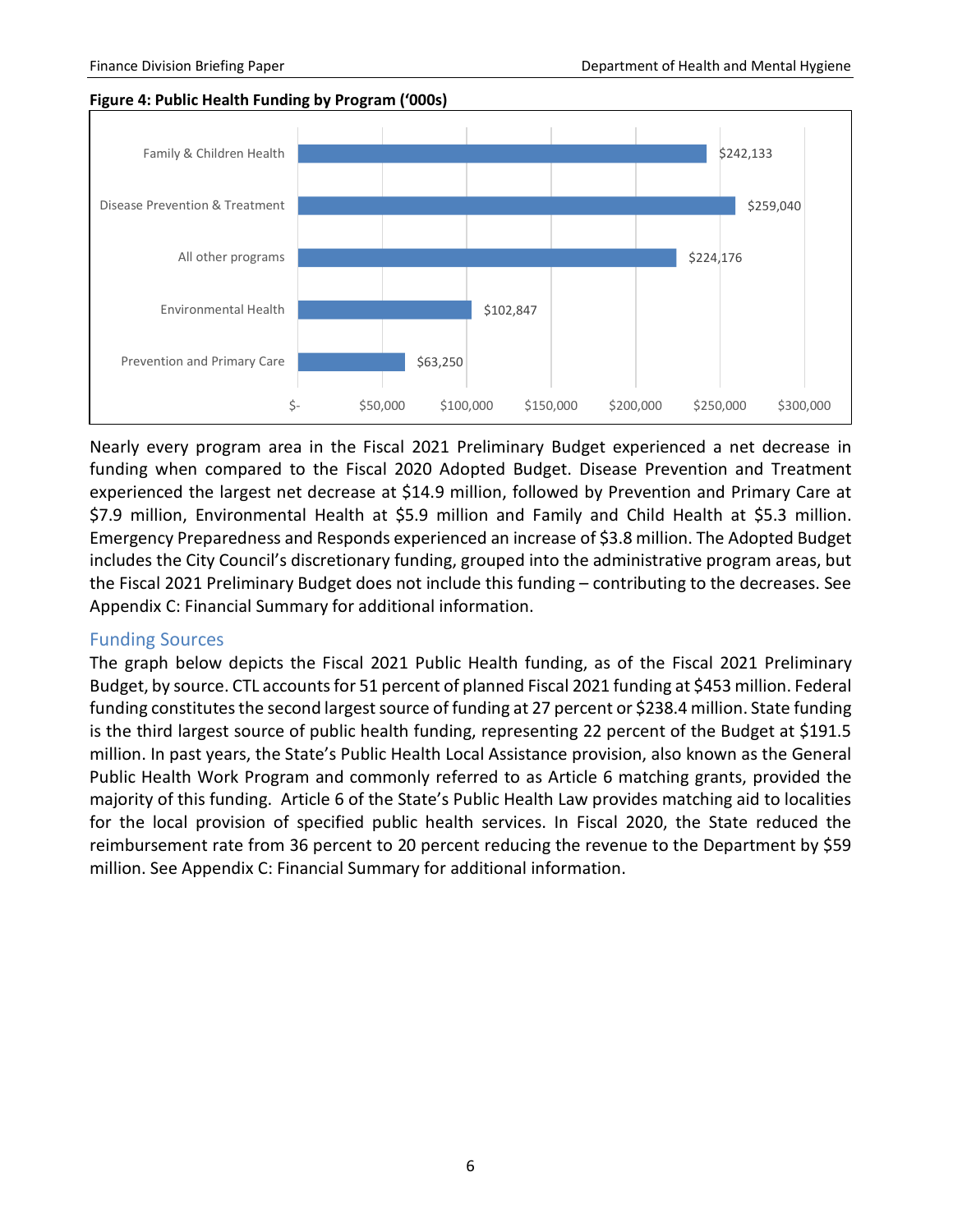**Figure 4: Public Health Funding by Program ('000s)**

| Program | Funding |
|---|---|
| Family & Children Health | $242,133 |
| Disease Prevention & Treatment | $259,040 |
| All other programs | $224,176 |
| Environmental Health | $102,847 |
| Prevention and Primary Care | $63,250 |

Nearly every program area in the Fiscal 2021 Preliminary Budget experienced a net decrease in funding when compared to the Fiscal 2020 Adopted Budget. Disease Prevention and Treatment experienced the largest net decrease at $14.9 million, followed by Prevention and Primary Care at $7.9 million, Environmental Health at $5.9 million and Family and Child Health at $5.3 million. Emergency Preparedness and Responds experienced an increase of $3.8 million. The Adopted Budget includes the City Council's discretionary funding, grouped into the administrative program areas, but the Fiscal 2021 Preliminary Budget does not include this funding – contributing to the decreases. See Appendix C: Financial Summary for additional information.

## Funding Sources

The graph below depicts the Fiscal 2021 Public Health funding, as of the Fiscal 2021 Preliminary Budget, by source. CTL accounts for 51 percent of planned Fiscal 2021 funding at $453 million. Federal funding constitutes the second largest source of funding at 27 percent or $238.4 million. State funding is the third largest source of public health funding, representing 22 percent of the Budget at $191.5 million. In past years, the State's Public Health Local Assistance provision, also known as the General Public Health Work Program and commonly referred to as Article 6 matching grants, provided the majority of this funding. Article 6 of the State's Public Health Law provides matching aid to localities for the local provision of specified public health services. In Fiscal 2020, the State reduced the reimbursement rate from 36 percent to 20 percent reducing the revenue to the Department by $59 million. See Appendix C: Financial Summary for additional information.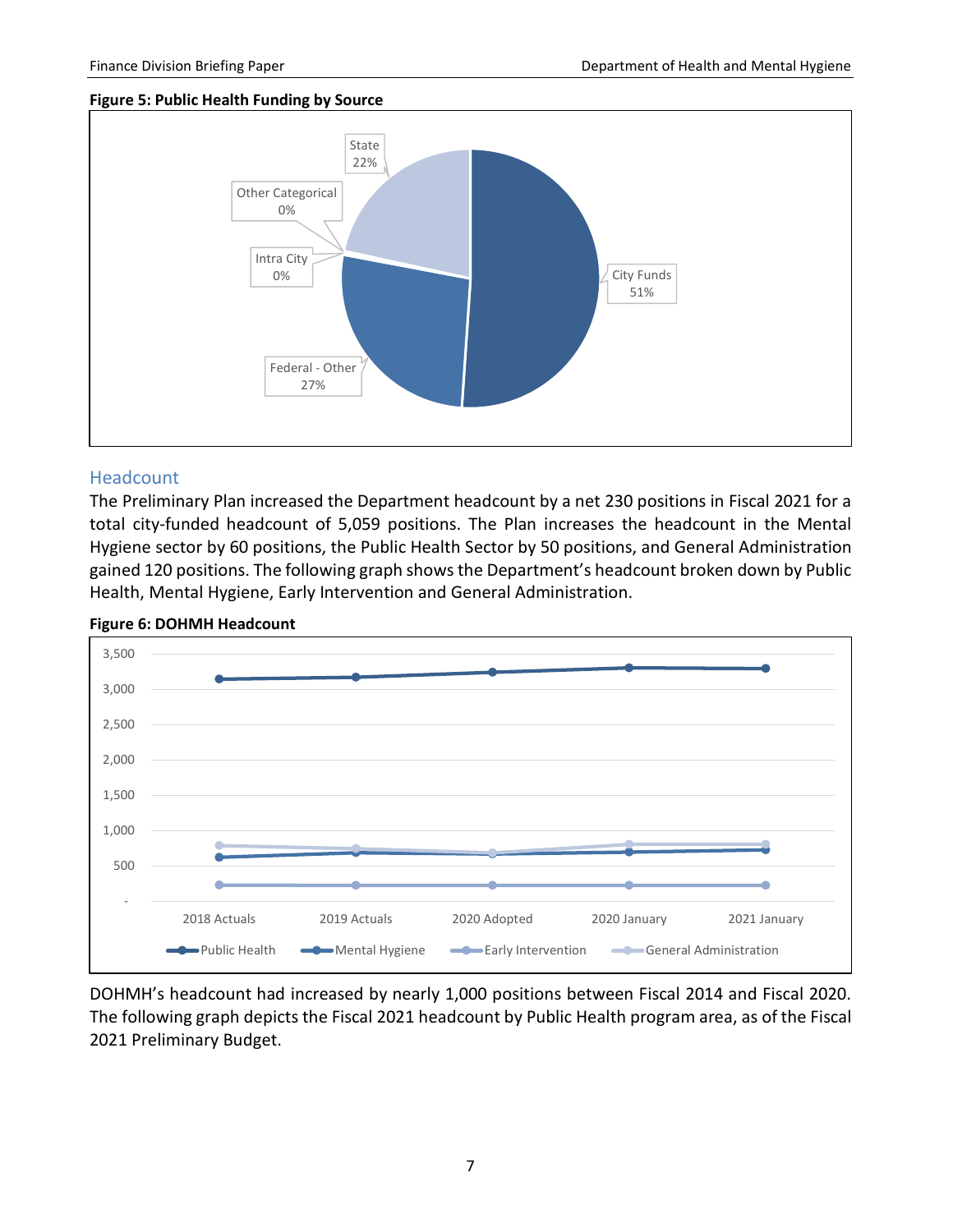**Figure 5: Public Health Funding by Source**

State 22%

Other Categorical 0%

Intra City 0%

Federal - Other 27%

City Funds 51%

## Headcount

The Preliminary Plan increased the Department headcount by a net 230 positions in Fiscal 2021 for a total city-funded headcount of 5,059 positions. The Plan increases the headcount in the Mental Hygiene sector by 60 positions, the Public Health Sector by 50 positions, and General Administration gained 120 positions. The following graph shows the Department's headcount broken down by Public Health, Mental Hygiene, Early Intervention and General Administration.

**Figure 6: DOHMH Headcount**

DOHMH's headcount had increased by nearly 1,000 positions between Fiscal 2014 and Fiscal 2020. The following graph depicts the Fiscal 2021 headcount by Public Health program area, as of the Fiscal 2021 Preliminary Budget.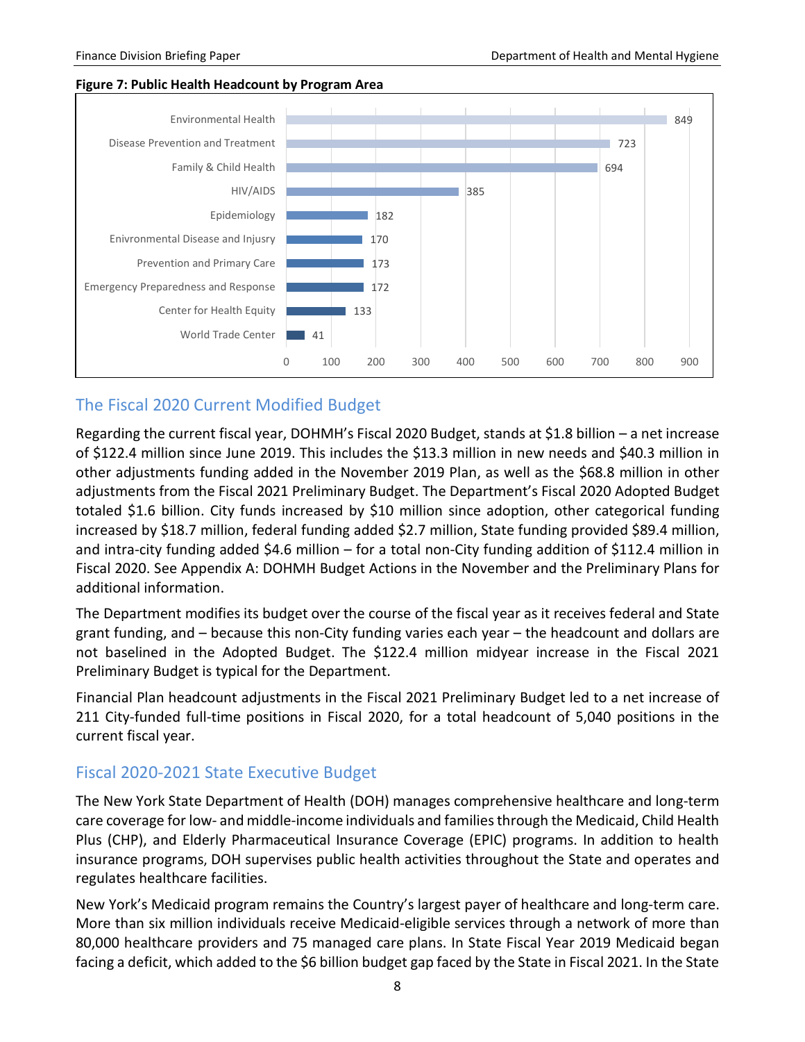**Figure 7: Public Health Headcount by Program Area**

| Program Area | Headcount |
|---|---|
| Environmental Health | 849 |
| Disease Prevention and Treatment | 723 |
| Family & Child Health | 694 |
| HIV/AIDS | 385 |
| Epidemiology | 182 |
| Enivronmental Disease and Injusry | 170 |
| Prevention and Primary Care | 173 |
| Emergency Preparedness and Response | 172 |
| Center for Health Equity | 133 |
| World Trade Center | 41 |

## The Fiscal 2020 Current Modified Budget

Regarding the current fiscal year, DOHMH's Fiscal 2020 Budget, stands at $1.8 billion – a net increase of $122.4 million since June 2019. This includes the $13.3 million in new needs and $40.3 million in other adjustments funding added in the November 2019 Plan, as well as the $68.8 million in other adjustments from the Fiscal 2021 Preliminary Budget. The Department's Fiscal 2020 Adopted Budget totaled $1.6 billion. City funds increased by $10 million since adoption, other categorical funding increased by $18.7 million, federal funding added $2.7 million, State funding provided $89.4 million, and intra-city funding added $4.6 million – for a total non-City funding addition of $112.4 million in Fiscal 2020. See Appendix A: DOHMH Budget Actions in the November and the Preliminary Plans for additional information.

The Department modifies its budget over the course of the fiscal year as it receives federal and State grant funding, and – because this non-City funding varies each year – the headcount and dollars are not baselined in the Adopted Budget. The $122.4 million midyear increase in the Fiscal 2021 Preliminary Budget is typical for the Department.

Financial Plan headcount adjustments in the Fiscal 2021 Preliminary Budget led to a net increase of 211 City-funded full-time positions in Fiscal 2020, for a total headcount of 5,040 positions in the current fiscal year.

## Fiscal 2020-2021 State Executive Budget

The New York State Department of Health (DOH) manages comprehensive healthcare and long-term care coverage for low- and middle-income individuals and families through the Medicaid, Child Health Plus (CHP), and Elderly Pharmaceutical Insurance Coverage (EPIC) programs. In addition to health insurance programs, DOH supervises public health activities throughout the State and operates and regulates healthcare facilities.

New York's Medicaid program remains the Country's largest payer of healthcare and long-term care. More than six million individuals receive Medicaid-eligible services through a network of more than 80,000 healthcare providers and 75 managed care plans. In State Fiscal Year 2019 Medicaid began facing a deficit, which added to the $6 billion budget gap faced by the State in Fiscal 2021. In the State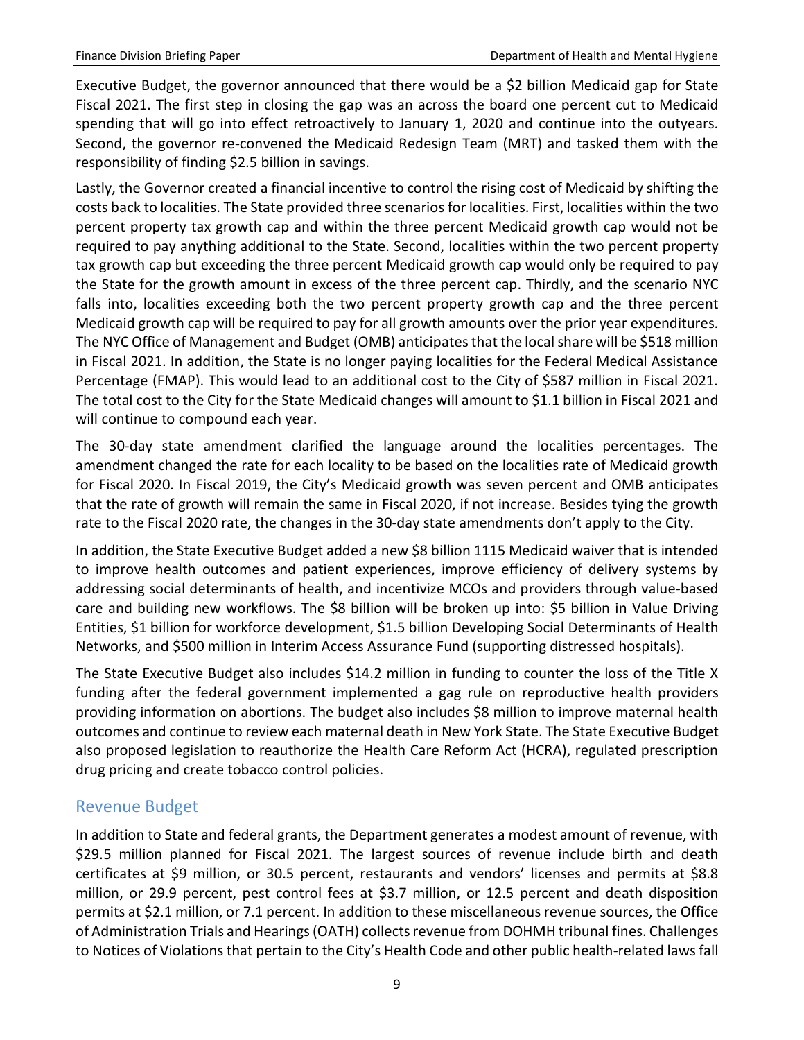Executive Budget, the governor announced that there would be a $2 billion Medicaid gap for State Fiscal 2021. The first step in closing the gap was an across the board one percent cut to Medicaid spending that will go into effect retroactively to January 1, 2020 and continue into the outyears. Second, the governor re-convened the Medicaid Redesign Team (MRT) and tasked them with the responsibility of finding $2.5 billion in savings.

Lastly, the Governor created a financial incentive to control the rising cost of Medicaid by shifting the costs back to localities. The State provided three scenarios for localities. First, localities within the two percent property tax growth cap and within the three percent Medicaid growth cap would not be required to pay anything additional to the State. Second, localities within the two percent property tax growth cap but exceeding the three percent Medicaid growth cap would only be required to pay the State for the growth amount in excess of the three percent cap. Thirdly, and the scenario NYC falls into, localities exceeding both the two percent property growth cap and the three percent Medicaid growth cap will be required to pay for all growth amounts over the prior year expenditures. The NYC Office of Management and Budget (OMB) anticipates that the local share will be $518 million in Fiscal 2021. In addition, the State is no longer paying localities for the Federal Medical Assistance Percentage (FMAP). This would lead to an additional cost to the City of $587 million in Fiscal 2021. The total cost to the City for the State Medicaid changes will amount to $1.1 billion in Fiscal 2021 and will continue to compound each year.

The 30-day state amendment clarified the language around the localities percentages. The amendment changed the rate for each locality to be based on the localities rate of Medicaid growth for Fiscal 2020. In Fiscal 2019, the City's Medicaid growth was seven percent and OMB anticipates that the rate of growth will remain the same in Fiscal 2020, if not increase. Besides tying the growth rate to the Fiscal 2020 rate, the changes in the 30-day state amendments don't apply to the City.

In addition, the State Executive Budget added a new $8 billion 1115 Medicaid waiver that is intended to improve health outcomes and patient experiences, improve efficiency of delivery systems by addressing social determinants of health, and incentivize MCOs and providers through value-based care and building new workflows. The $8 billion will be broken up into: $5 billion in Value Driving Entities, $1 billion for workforce development, $1.5 billion Developing Social Determinants of Health Networks, and $500 million in Interim Access Assurance Fund (supporting distressed hospitals).

The State Executive Budget also includes $14.2 million in funding to counter the loss of the Title X funding after the federal government implemented a gag rule on reproductive health providers providing information on abortions. The budget also includes $8 million to improve maternal health outcomes and continue to review each maternal death in New York State. The State Executive Budget also proposed legislation to reauthorize the Health Care Reform Act (HCRA), regulated prescription drug pricing and create tobacco control policies.

## Revenue Budget

In addition to State and federal grants, the Department generates a modest amount of revenue, with $29.5 million planned for Fiscal 2021. The largest sources of revenue include birth and death certificates at $9 million, or 30.5 percent, restaurants and vendors' licenses and permits at $8.8 million, or 29.9 percent, pest control fees at $3.7 million, or 12.5 percent and death disposition permits at $2.1 million, or 7.1 percent. In addition to these miscellaneous revenue sources, the Office of Administration Trials and Hearings (OATH) collects revenue from DOHMH tribunal fines. Challenges to Notices of Violations that pertain to the City's Health Code and other public health-related laws fall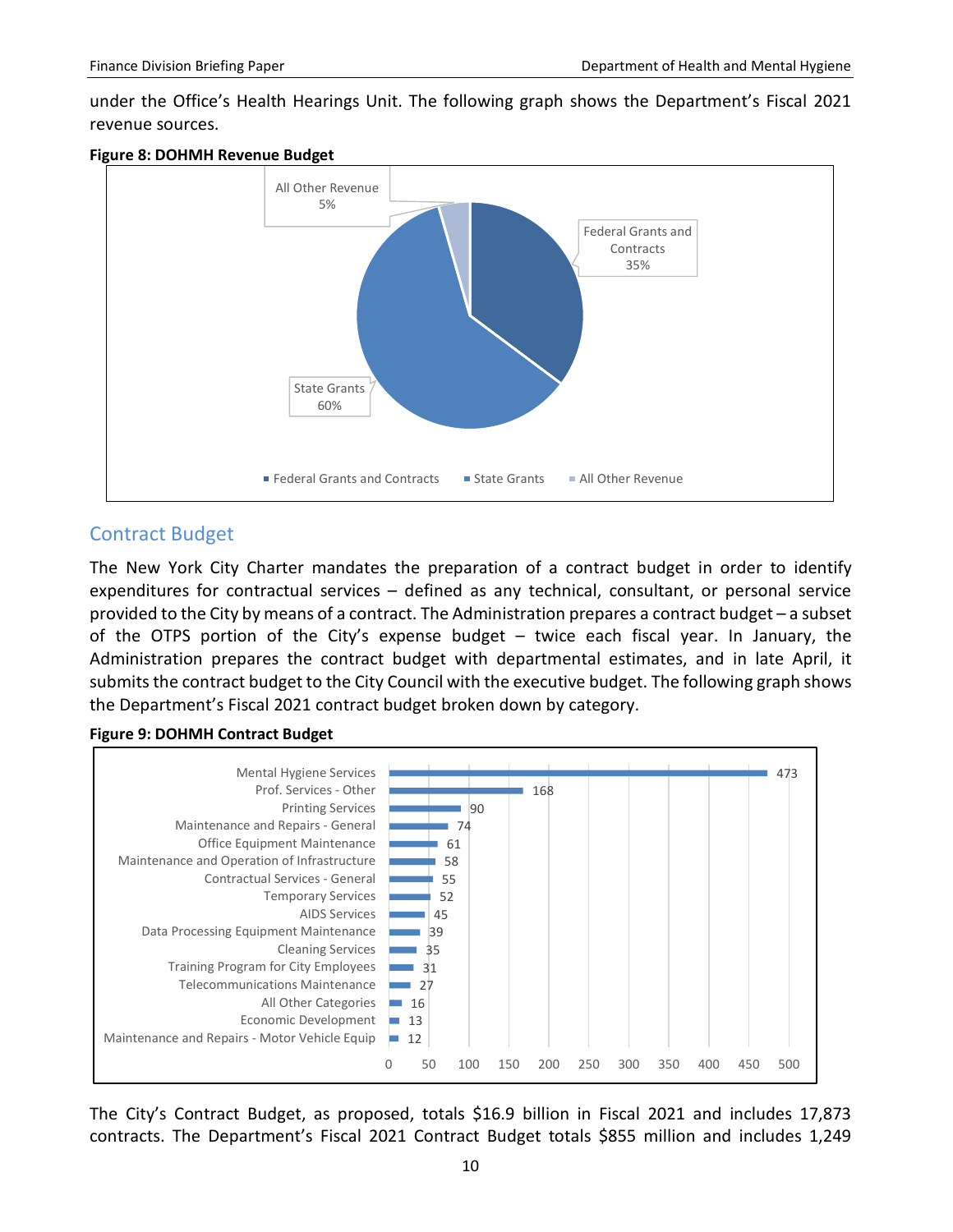under the Office's Health Hearings Unit. The following graph shows the Department's Fiscal 2021 revenue sources.

**Figure 8: DOHMH Revenue Budget**

| Revenue Source | Share |
|---|---|
| Federal Grants and Contracts | 35% |
| State Grants | 60% |
| All Other Revenue | 5% |

## Contract Budget

The New York City Charter mandates the preparation of a contract budget in order to identify expenditures for contractual services – defined as any technical, consultant, or personal service provided to the City by means of a contract. The Administration prepares a contract budget – a subset of the OTPS portion of the City's expense budget – twice each fiscal year. In January, the Administration prepares the contract budget with departmental estimates, and in late April, it submits the contract budget to the City Council with the executive budget. The following graph shows the Department's Fiscal 2021 contract budget broken down by category.

**Figure 9: DOHMH Contract Budget**

| Category | Amount |
|---|---|
| Mental Hygiene Services | 473 |
| Prof. Services - Other | 168 |
| Printing Services | 90 |
| Maintenance and Repairs - General | 74 |
| Office Equipment Maintenance | 61 |
| Maintenance and Operation of Infrastructure | 58 |
| Contractual Services - General | 55 |
| Temporary Services | 52 |
| AIDS Services | 45 |
| Data Processing Equipment Maintenance | 39 |
| Cleaning Services | 35 |
| Training Program for City Employees | 31 |
| Telecommunications Maintenance | 27 |
| All Other Categories | 16 |
| Economic Development | 13 |
| Maintenance and Repairs - Motor Vehicle Equip | 12 |

The City's Contract Budget, as proposed, totals $16.9 billion in Fiscal 2021 and includes 17,873 contracts. The Department's Fiscal 2021 Contract Budget totals $855 million and includes 1,249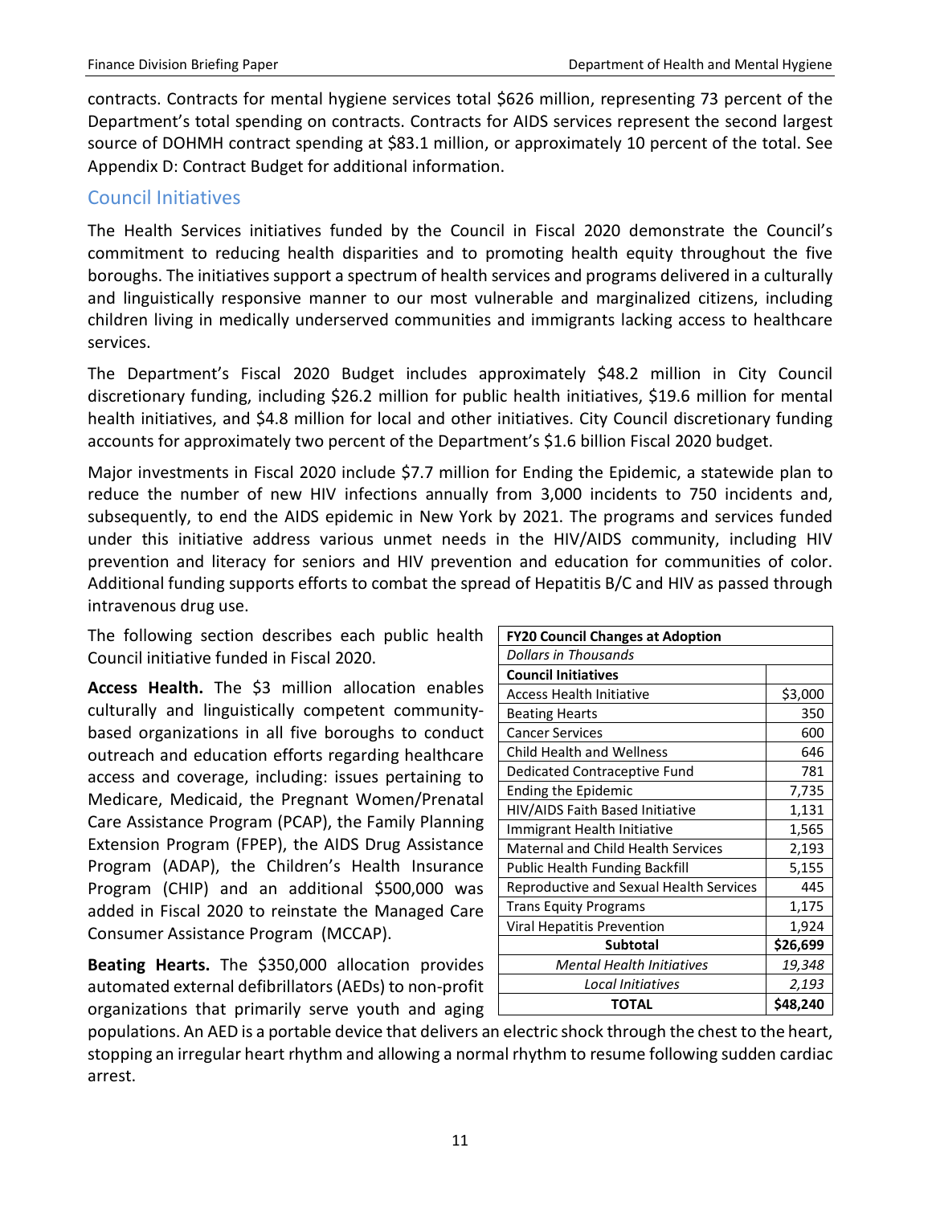contracts. Contracts for mental hygiene services total $626 million, representing 73 percent of the Department's total spending on contracts. Contracts for AIDS services represent the second largest source of DOHMH contract spending at $83.1 million, or approximately 10 percent of the total. See Appendix D: Contract Budget for additional information.

## Council Initiatives

The Health Services initiatives funded by the Council in Fiscal 2020 demonstrate the Council's commitment to reducing health disparities and to promoting health equity throughout the five boroughs. The initiatives support a spectrum of health services and programs delivered in a culturally and linguistically responsive manner to our most vulnerable and marginalized citizens, including children living in medically underserved communities and immigrants lacking access to healthcare services.

The Department's Fiscal 2020 Budget includes approximately $48.2 million in City Council discretionary funding, including $26.2 million for public health initiatives, $19.6 million for mental health initiatives, and $4.8 million for local and other initiatives. City Council discretionary funding accounts for approximately two percent of the Department's $1.6 billion Fiscal 2020 budget.

Major investments in Fiscal 2020 include $7.7 million for Ending the Epidemic, a statewide plan to reduce the number of new HIV infections annually from 3,000 incidents to 750 incidents and, subsequently, to end the AIDS epidemic in New York by 2021. The programs and services funded under this initiative address various unmet needs in the HIV/AIDS community, including HIV prevention and literacy for seniors and HIV prevention and education for communities of color. Additional funding supports efforts to combat the spread of Hepatitis B/C and HIV as passed through intravenous drug use.

| **FY20 Council Changes at Adoption** | |
|---|---|
| *Dollars in Thousands* | |
| **Council Initiatives** | |
| Access Health Initiative | $3,000 |
| Beating Hearts | 350 |
| Cancer Services | 600 |
| Child Health and Wellness | 646 |
| Dedicated Contraceptive Fund | 781 |
| Ending the Epidemic | 7,735 |
| HIV/AIDS Faith Based Initiative | 1,131 |
| Immigrant Health Initiative | 1,565 |
| Maternal and Child Health Services | 2,193 |
| Public Health Funding Backfill | 5,155 |
| Reproductive and Sexual Health Services | 445 |
| Trans Equity Programs | 1,175 |
| Viral Hepatitis Prevention | 1,924 |
| **Subtotal** | **$26,699** |
| *Mental Health Initiatives* | *19,348* |
| *Local Initiatives* | *2,193* |
| **TOTAL** | **$48,240** |

The following section describes each public health Council initiative funded in Fiscal 2020.

**Access Health.** The $3 million allocation enables culturally and linguistically competent community-based organizations in all five boroughs to conduct outreach and education efforts regarding healthcare access and coverage, including: issues pertaining to Medicare, Medicaid, the Pregnant Women/Prenatal Care Assistance Program (PCAP), the Family Planning Extension Program (FPEP), the AIDS Drug Assistance Program (ADAP), the Children's Health Insurance Program (CHIP) and an additional $500,000 was added in Fiscal 2020 to reinstate the Managed Care Consumer Assistance Program (MCCAP).

**Beating Hearts.** The $350,000 allocation provides automated external defibrillators (AEDs) to non-profit organizations that primarily serve youth and aging populations. An AED is a portable device that delivers an electric shock through the chest to the heart, stopping an irregular heart rhythm and allowing a normal rhythm to resume following sudden cardiac arrest.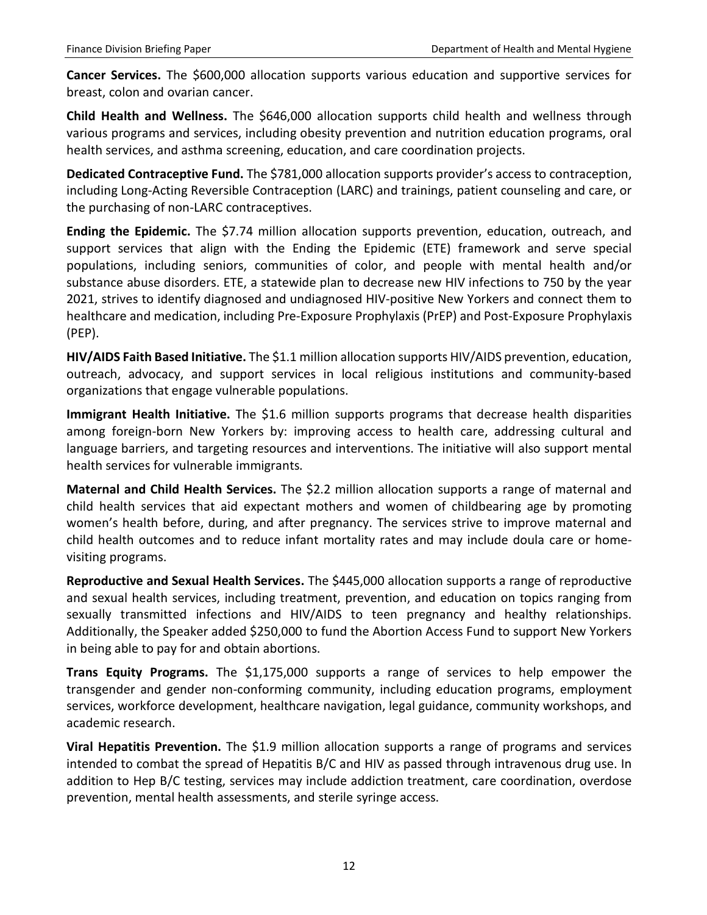**Cancer Services.** The $600,000 allocation supports various education and supportive services for breast, colon and ovarian cancer.

**Child Health and Wellness.** The $646,000 allocation supports child health and wellness through various programs and services, including obesity prevention and nutrition education programs, oral health services, and asthma screening, education, and care coordination projects.

**Dedicated Contraceptive Fund.** The $781,000 allocation supports provider's access to contraception, including Long-Acting Reversible Contraception (LARC) and trainings, patient counseling and care, or the purchasing of non-LARC contraceptives.

**Ending the Epidemic.** The $7.74 million allocation supports prevention, education, outreach, and support services that align with the Ending the Epidemic (ETE) framework and serve special populations, including seniors, communities of color, and people with mental health and/or substance abuse disorders. ETE, a statewide plan to decrease new HIV infections to 750 by the year 2021, strives to identify diagnosed and undiagnosed HIV-positive New Yorkers and connect them to healthcare and medication, including Pre-Exposure Prophylaxis (PrEP) and Post-Exposure Prophylaxis (PEP).

**HIV/AIDS Faith Based Initiative.** The $1.1 million allocation supports HIV/AIDS prevention, education, outreach, advocacy, and support services in local religious institutions and community-based organizations that engage vulnerable populations.

**Immigrant Health Initiative.** The $1.6 million supports programs that decrease health disparities among foreign-born New Yorkers by: improving access to health care, addressing cultural and language barriers, and targeting resources and interventions. The initiative will also support mental health services for vulnerable immigrants.

**Maternal and Child Health Services.** The $2.2 million allocation supports a range of maternal and child health services that aid expectant mothers and women of childbearing age by promoting women's health before, during, and after pregnancy. The services strive to improve maternal and child health outcomes and to reduce infant mortality rates and may include doula care or home-visiting programs.

**Reproductive and Sexual Health Services.** The $445,000 allocation supports a range of reproductive and sexual health services, including treatment, prevention, and education on topics ranging from sexually transmitted infections and HIV/AIDS to teen pregnancy and healthy relationships. Additionally, the Speaker added $250,000 to fund the Abortion Access Fund to support New Yorkers in being able to pay for and obtain abortions.

**Trans Equity Programs.** The $1,175,000 supports a range of services to help empower the transgender and gender non-conforming community, including education programs, employment services, workforce development, healthcare navigation, legal guidance, community workshops, and academic research.

**Viral Hepatitis Prevention.** The $1.9 million allocation supports a range of programs and services intended to combat the spread of Hepatitis B/C and HIV as passed through intravenous drug use. In addition to Hep B/C testing, services may include addiction treatment, care coordination, overdose prevention, mental health assessments, and sterile syringe access.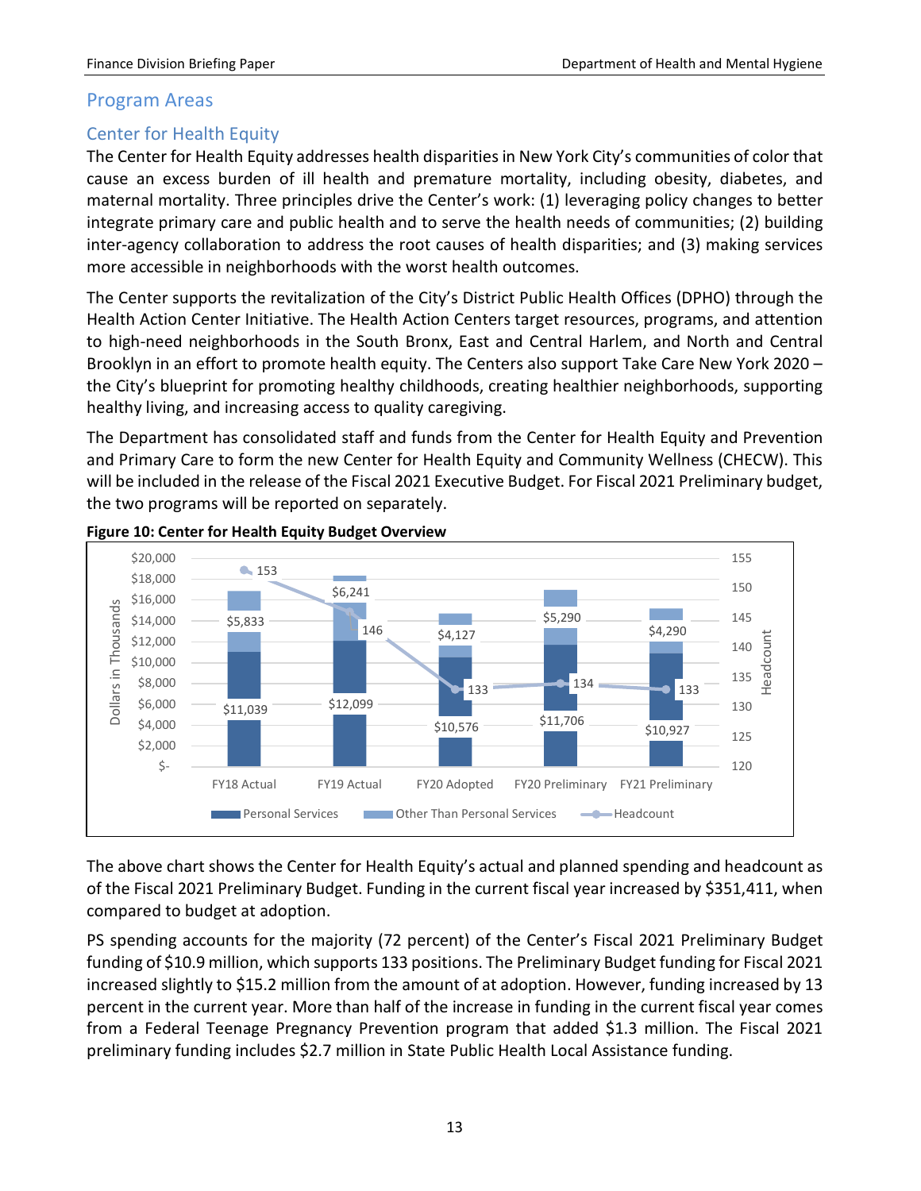## Program Areas

### Center for Health Equity

The Center for Health Equity addresses health disparities in New York City's communities of color that cause an excess burden of ill health and premature mortality, including obesity, diabetes, and maternal mortality. Three principles drive the Center's work: (1) leveraging policy changes to better integrate primary care and public health and to serve the health needs of communities; (2) building inter-agency collaboration to address the root causes of health disparities; and (3) making services more accessible in neighborhoods with the worst health outcomes.

The Center supports the revitalization of the City's District Public Health Offices (DPHO) through the Health Action Center Initiative. The Health Action Centers target resources, programs, and attention to high-need neighborhoods in the South Bronx, East and Central Harlem, and North and Central Brooklyn in an effort to promote health equity. The Centers also support Take Care New York 2020 – the City's blueprint for promoting healthy childhoods, creating healthier neighborhoods, supporting healthy living, and increasing access to quality caregiving.

The Department has consolidated staff and funds from the Center for Health Equity and Prevention and Primary Care to form the new Center for Health Equity and Community Wellness (CHECW). This will be included in the release of the Fiscal 2021 Executive Budget. For Fiscal 2021 Preliminary budget, the two programs will be reported on separately.

**Figure 10: Center for Health Equity Budget Overview**

| | FY18 Actual | FY19 Actual | FY20 Adopted | FY20 Preliminary | FY21 Preliminary |
|---|---|---|---|---|---|
| Personal Services (Dollars in Thousands) | $11,039 | $12,099 | $10,576 | $11,706 | $10,927 |
| Other Than Personal Services (Dollars in Thousands) | $5,833 | $6,241 | $4,127 | $5,290 | $4,290 |
| Headcount | 153 | 146 | 133 | 134 | 133 |

The above chart shows the Center for Health Equity's actual and planned spending and headcount as of the Fiscal 2021 Preliminary Budget. Funding in the current fiscal year increased by $351,411, when compared to budget at adoption.

PS spending accounts for the majority (72 percent) of the Center's Fiscal 2021 Preliminary Budget funding of $10.9 million, which supports 133 positions. The Preliminary Budget funding for Fiscal 2021 increased slightly to $15.2 million from the amount of at adoption. However, funding increased by 13 percent in the current year. More than half of the increase in funding in the current fiscal year comes from a Federal Teenage Pregnancy Prevention program that added $1.3 million. The Fiscal 2021 preliminary funding includes $2.7 million in State Public Health Local Assistance funding.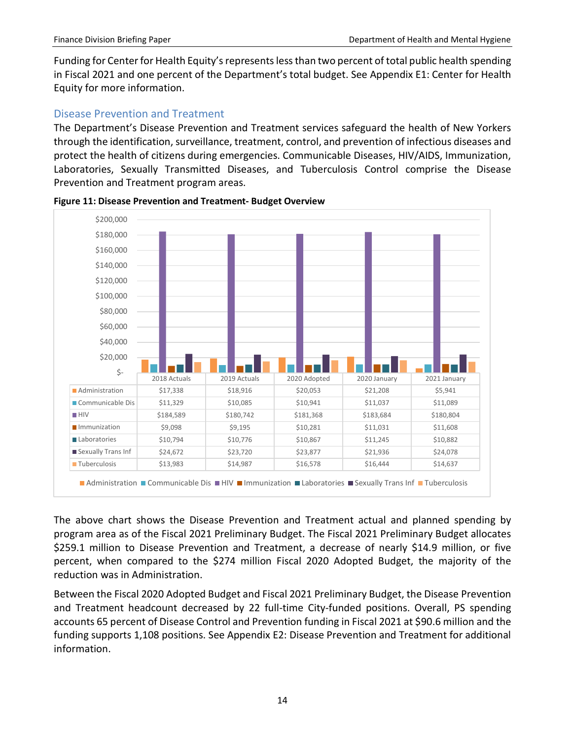Funding for Center for Health Equity's represents less than two percent of total public health spending in Fiscal 2021 and one percent of the Department's total budget. See Appendix E1: Center for Health Equity for more information.

## Disease Prevention and Treatment

The Department's Disease Prevention and Treatment services safeguard the health of New Yorkers through the identification, surveillance, treatment, control, and prevention of infectious diseases and protect the health of citizens during emergencies. Communicable Diseases, HIV/AIDS, Immunization, Laboratories, Sexually Transmitted Diseases, and Tuberculosis Control comprise the Disease Prevention and Treatment program areas.

**Figure 11: Disease Prevention and Treatment- Budget Overview**

| | 2018 Actuals | 2019 Actuals | 2020 Adopted | 2020 January | 2021 January |
|---|---|---|---|---|---|
| Administration | $17,338 | $18,916 | $20,053 | $21,208 | $5,941 |
| Communicable Dis | $11,329 | $10,085 | $10,941 | $11,037 | $11,089 |
| HIV | $184,589 | $180,742 | $181,368 | $183,684 | $180,804 |
| Immunization | $9,098 | $9,195 | $10,281 | $11,031 | $11,608 |
| Laboratories | $10,794 | $10,776 | $10,867 | $11,245 | $10,882 |
| Sexually Trans Inf | $24,672 | $23,720 | $23,877 | $21,936 | $24,078 |
| Tuberculosis | $13,983 | $14,987 | $16,578 | $16,444 | $14,637 |

The above chart shows the Disease Prevention and Treatment actual and planned spending by program area as of the Fiscal 2021 Preliminary Budget. The Fiscal 2021 Preliminary Budget allocates $259.1 million to Disease Prevention and Treatment, a decrease of nearly $14.9 million, or five percent, when compared to the $274 million Fiscal 2020 Adopted Budget, the majority of the reduction was in Administration.

Between the Fiscal 2020 Adopted Budget and Fiscal 2021 Preliminary Budget, the Disease Prevention and Treatment headcount decreased by 22 full-time City-funded positions. Overall, PS spending accounts 65 percent of Disease Control and Prevention funding in Fiscal 2021 at $90.6 million and the funding supports 1,108 positions. See Appendix E2: Disease Prevention and Treatment for additional information.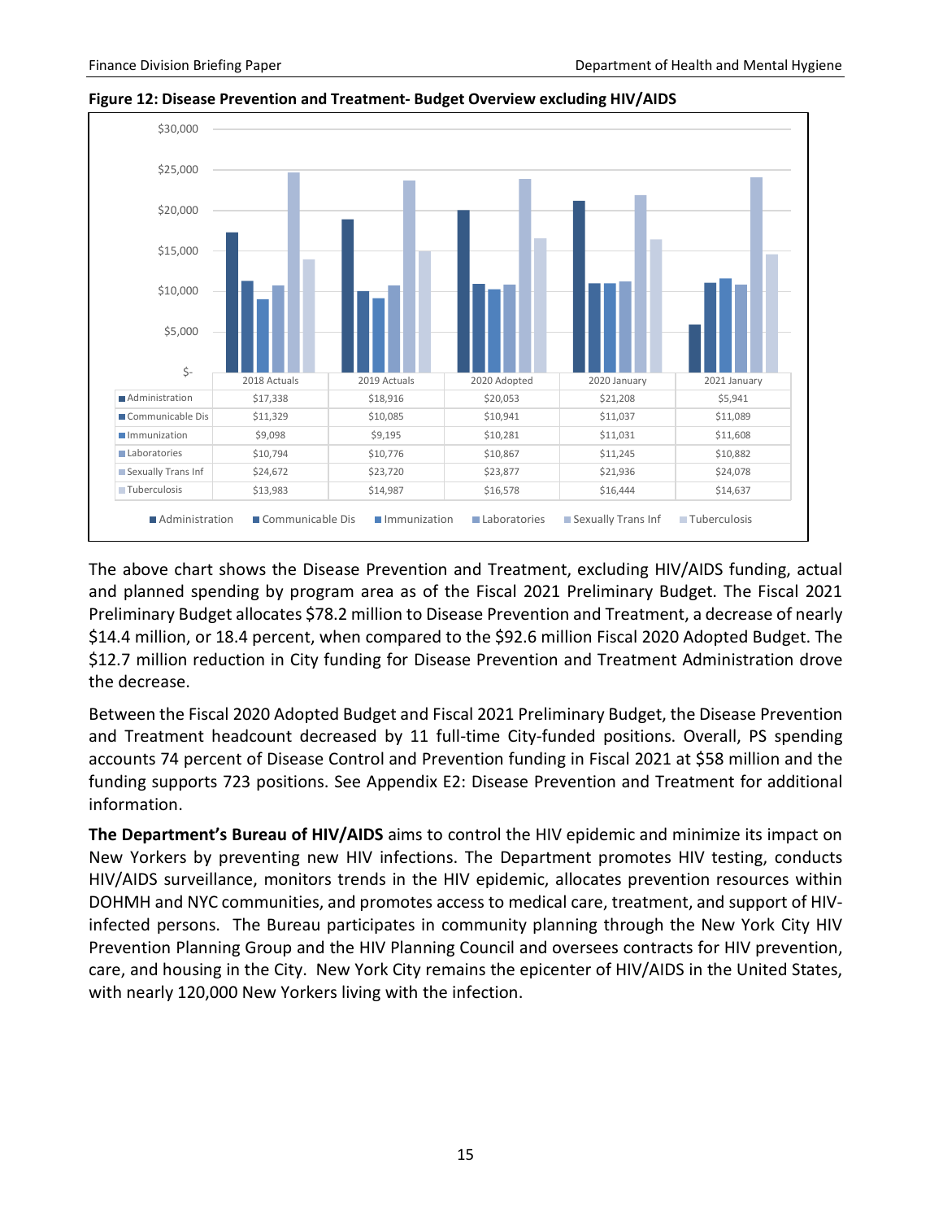**Figure 12: Disease Prevention and Treatment- Budget Overview excluding HIV/AIDS**

| | 2018 Actuals | 2019 Actuals | 2020 Adopted | 2020 January | 2021 January |
|---|---|---|---|---|---|
| Administration | $17,338 | $18,916 | $20,053 | $21,208 | $5,941 |
| Communicable Dis | $11,329 | $10,085 | $10,941 | $11,037 | $11,089 |
| Immunization | $9,098 | $9,195 | $10,281 | $11,031 | $11,608 |
| Laboratories | $10,794 | $10,776 | $10,867 | $11,245 | $10,882 |
| Sexually Trans Inf | $24,672 | $23,720 | $23,877 | $21,936 | $24,078 |
| Tuberculosis | $13,983 | $14,987 | $16,578 | $16,444 | $14,637 |

The above chart shows the Disease Prevention and Treatment, excluding HIV/AIDS funding, actual and planned spending by program area as of the Fiscal 2021 Preliminary Budget. The Fiscal 2021 Preliminary Budget allocates $78.2 million to Disease Prevention and Treatment, a decrease of nearly $14.4 million, or 18.4 percent, when compared to the $92.6 million Fiscal 2020 Adopted Budget. The $12.7 million reduction in City funding for Disease Prevention and Treatment Administration drove the decrease.

Between the Fiscal 2020 Adopted Budget and Fiscal 2021 Preliminary Budget, the Disease Prevention and Treatment headcount decreased by 11 full-time City-funded positions. Overall, PS spending accounts 74 percent of Disease Control and Prevention funding in Fiscal 2021 at $58 million and the funding supports 723 positions. See Appendix E2: Disease Prevention and Treatment for additional information.

**The Department's Bureau of HIV/AIDS** aims to control the HIV epidemic and minimize its impact on New Yorkers by preventing new HIV infections. The Department promotes HIV testing, conducts HIV/AIDS surveillance, monitors trends in the HIV epidemic, allocates prevention resources within DOHMH and NYC communities, and promotes access to medical care, treatment, and support of HIV-infected persons. The Bureau participates in community planning through the New York City HIV Prevention Planning Group and the HIV Planning Council and oversees contracts for HIV prevention, care, and housing in the City. New York City remains the epicenter of HIV/AIDS in the United States, with nearly 120,000 New Yorkers living with the infection.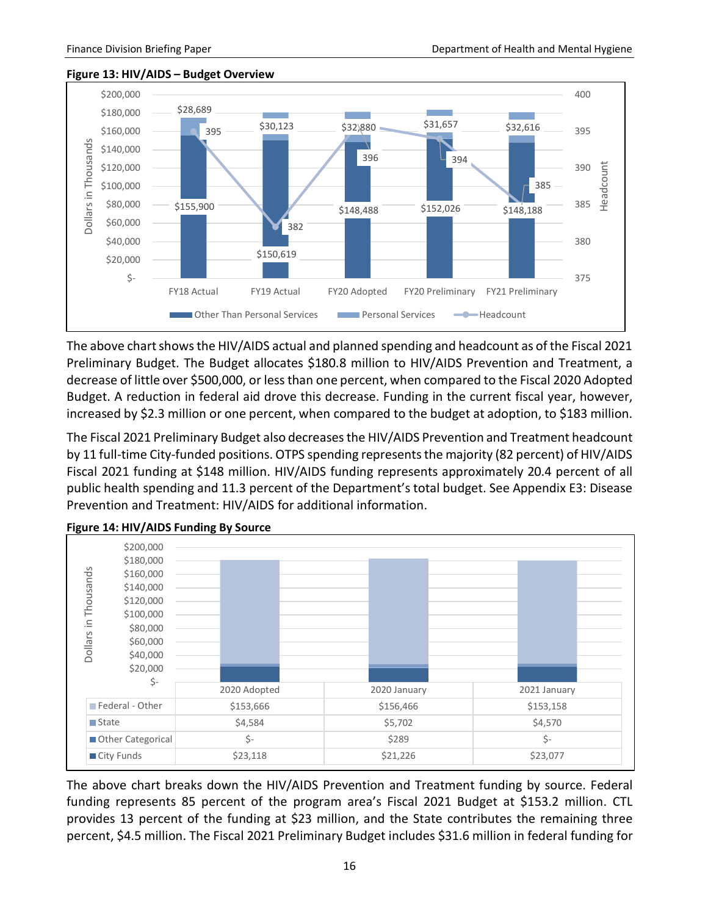**Figure 13: HIV/AIDS – Budget Overview**

| | FY18 Actual | FY19 Actual | FY20 Adopted | FY20 Preliminary | FY21 Preliminary |
|---|---|---|---|---|---|
| Other Than Personal Services | $155,900 | $150,619 | $148,488 | $152,026 | $148,188 |
| Personal Services | $28,689 | $30,123 | $32,880 | $31,657 | $32,616 |
| Headcount | 395 | 382 | 396 | 394 | 385 |

The above chart shows the HIV/AIDS actual and planned spending and headcount as of the Fiscal 2021 Preliminary Budget. The Budget allocates $180.8 million to HIV/AIDS Prevention and Treatment, a decrease of little over $500,000, or less than one percent, when compared to the Fiscal 2020 Adopted Budget. A reduction in federal aid drove this decrease. Funding in the current fiscal year, however, increased by $2.3 million or one percent, when compared to the budget at adoption, to $183 million.

The Fiscal 2021 Preliminary Budget also decreases the HIV/AIDS Prevention and Treatment headcount by 11 full-time City-funded positions. OTPS spending represents the majority (82 percent) of HIV/AIDS Fiscal 2021 funding at $148 million. HIV/AIDS funding represents approximately 20.4 percent of all public health spending and 11.3 percent of the Department's total budget. See Appendix E3: Disease Prevention and Treatment: HIV/AIDS for additional information.

**Figure 14: HIV/AIDS Funding By Source**

| | 2020 Adopted | 2020 January | 2021 January |
|---|---|---|---|
| Federal - Other | $153,666 | $156,466 | $153,158 |
| State | $4,584 | $5,702 | $4,570 |
| Other Categorical | $- | $289 | $- |
| City Funds | $23,118 | $21,226 | $23,077 |

The above chart breaks down the HIV/AIDS Prevention and Treatment funding by source. Federal funding represents 85 percent of the program area's Fiscal 2021 Budget at $153.2 million. CTL provides 13 percent of the funding at $23 million, and the State contributes the remaining three percent, $4.5 million. The Fiscal 2021 Preliminary Budget includes $31.6 million in federal funding for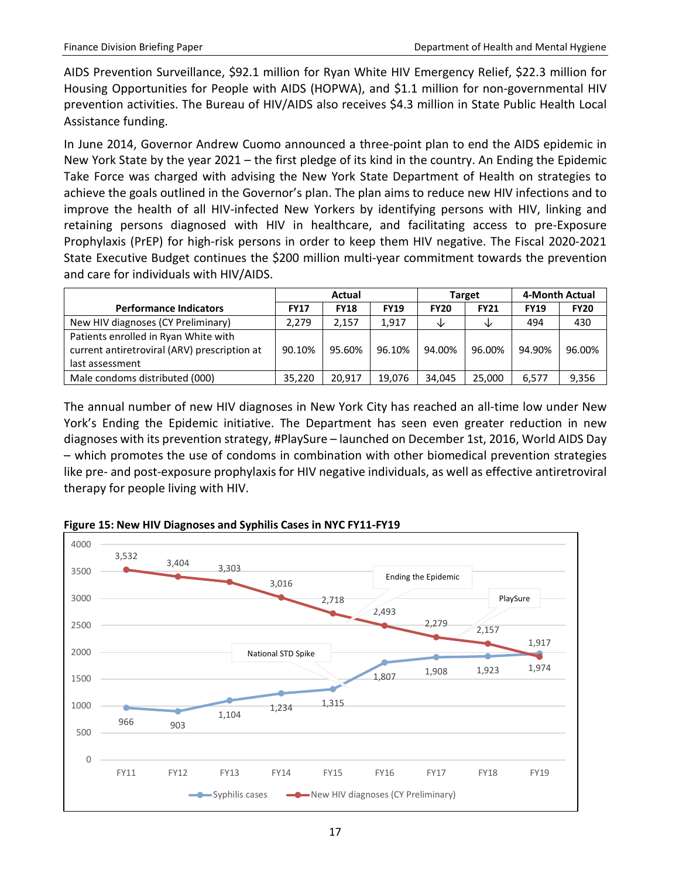AIDS Prevention Surveillance, $92.1 million for Ryan White HIV Emergency Relief, $22.3 million for Housing Opportunities for People with AIDS (HOPWA), and $1.1 million for non-governmental HIV prevention activities. The Bureau of HIV/AIDS also receives $4.3 million in State Public Health Local Assistance funding.

In June 2014, Governor Andrew Cuomo announced a three-point plan to end the AIDS epidemic in New York State by the year 2021 – the first pledge of its kind in the country. An Ending the Epidemic Take Force was charged with advising the New York State Department of Health on strategies to achieve the goals outlined in the Governor's plan. The plan aims to reduce new HIV infections and to improve the health of all HIV-infected New Yorkers by identifying persons with HIV, linking and retaining persons diagnosed with HIV in healthcare, and facilitating access to pre-Exposure Prophylaxis (PrEP) for high-risk persons in order to keep them HIV negative. The Fiscal 2020-2021 State Executive Budget continues the $200 million multi-year commitment towards the prevention and care for individuals with HIV/AIDS.

| | Actual | | | Target | | 4-Month Actual | |
|---|---|---|---|---|---|---|---|
| **Performance Indicators** | **FY17** | **FY18** | **FY19** | **FY20** | **FY21** | **FY19** | **FY20** |
| New HIV diagnoses (CY Preliminary) | 2,279 | 2,157 | 1,917 | ↓ | ↓ | 494 | 430 |
| Patients enrolled in Ryan White with current antiretroviral (ARV) prescription at last assessment | 90.10% | 95.60% | 96.10% | 94.00% | 96.00% | 94.90% | 96.00% |
| Male condoms distributed (000) | 35,220 | 20,917 | 19,076 | 34,045 | 25,000 | 6,577 | 9,356 |

The annual number of new HIV diagnoses in New York City has reached an all-time low under New York's Ending the Epidemic initiative. The Department has seen even greater reduction in new diagnoses with its prevention strategy, #PlaySure – launched on December 1st, 2016, World AIDS Day – which promotes the use of condoms in combination with other biomedical prevention strategies like pre- and post-exposure prophylaxis for HIV negative individuals, as well as effective antiretroviral therapy for people living with HIV.

**Figure 15: New HIV Diagnoses and Syphilis Cases in NYC FY11-FY19**

| | FY11 | FY12 | FY13 | FY14 | FY15 | FY16 | FY17 | FY18 | FY19 |
|---|---|---|---|---|---|---|---|---|---|
| Syphilis cases | 966 | 903 | 1,104 | 1,234 | 1,315 | 1,807 | 1,908 | 1,923 | 1,974 |
| New HIV diagnoses (CY Preliminary) | 3,532 | 3,404 | 3,303 | 3,016 | 2,718 | 2,493 | 2,279 | 2,157 | 1,917 |

Annotations: National STD Spike; Ending the Epidemic; PlaySure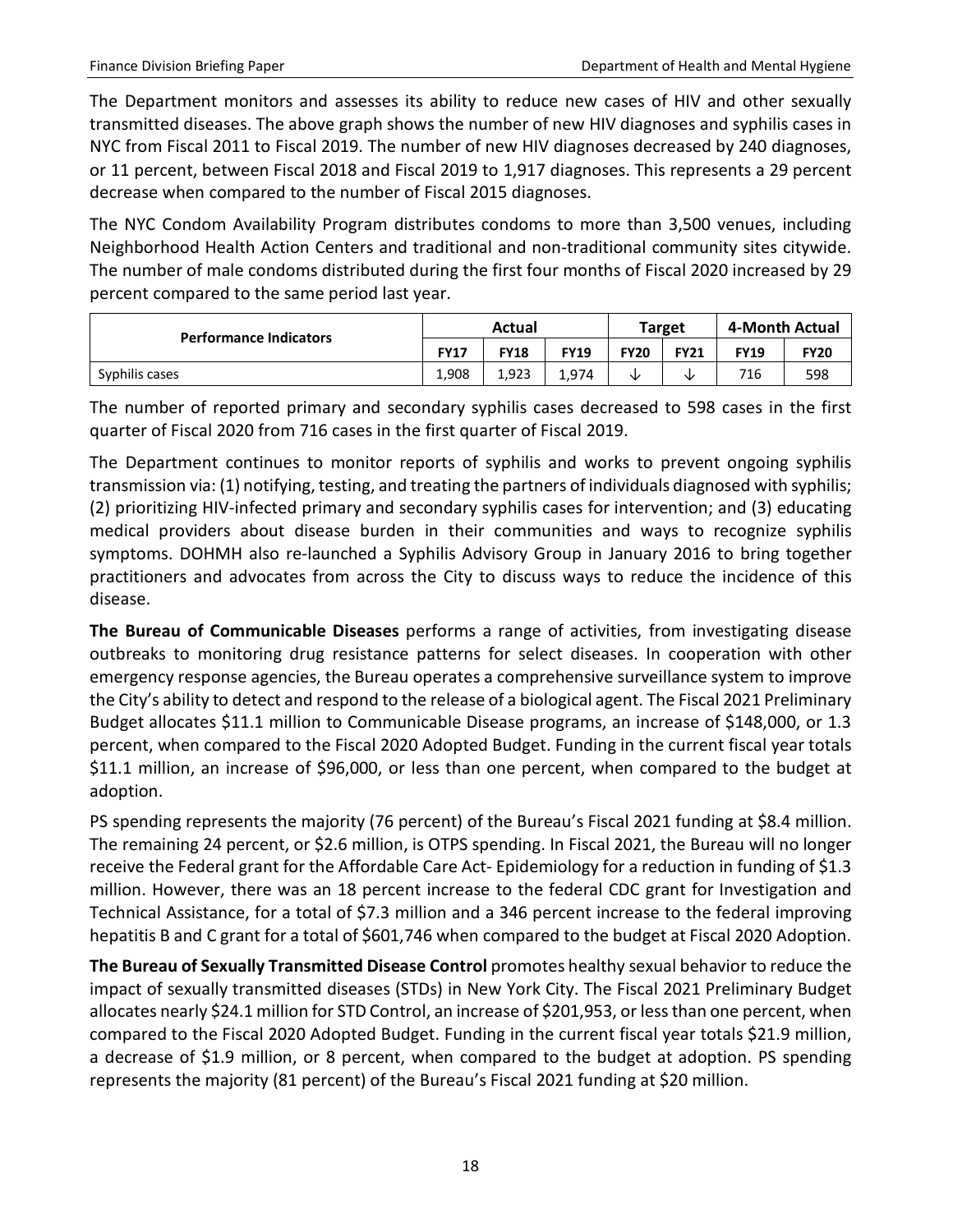The Department monitors and assesses its ability to reduce new cases of HIV and other sexually transmitted diseases. The above graph shows the number of new HIV diagnoses and syphilis cases in NYC from Fiscal 2011 to Fiscal 2019. The number of new HIV diagnoses decreased by 240 diagnoses, or 11 percent, between Fiscal 2018 and Fiscal 2019 to 1,917 diagnoses. This represents a 29 percent decrease when compared to the number of Fiscal 2015 diagnoses.

The NYC Condom Availability Program distributes condoms to more than 3,500 venues, including Neighborhood Health Action Centers and traditional and non-traditional community sites citywide. The number of male condoms distributed during the first four months of Fiscal 2020 increased by 29 percent compared to the same period last year.

| Performance Indicators | Actual | | | Target | | 4-Month Actual | |
|---|---|---|---|---|---|---|---|
| | FY17 | FY18 | FY19 | FY20 | FY21 | FY19 | FY20 |
| Syphilis cases | 1,908 | 1,923 | 1,974 | ↓ | ↓ | 716 | 598 |

The number of reported primary and secondary syphilis cases decreased to 598 cases in the first quarter of Fiscal 2020 from 716 cases in the first quarter of Fiscal 2019.

The Department continues to monitor reports of syphilis and works to prevent ongoing syphilis transmission via: (1) notifying, testing, and treating the partners of individuals diagnosed with syphilis; (2) prioritizing HIV-infected primary and secondary syphilis cases for intervention; and (3) educating medical providers about disease burden in their communities and ways to recognize syphilis symptoms. DOHMH also re-launched a Syphilis Advisory Group in January 2016 to bring together practitioners and advocates from across the City to discuss ways to reduce the incidence of this disease.

**The Bureau of Communicable Diseases** performs a range of activities, from investigating disease outbreaks to monitoring drug resistance patterns for select diseases. In cooperation with other emergency response agencies, the Bureau operates a comprehensive surveillance system to improve the City's ability to detect and respond to the release of a biological agent. The Fiscal 2021 Preliminary Budget allocates $11.1 million to Communicable Disease programs, an increase of $148,000, or 1.3 percent, when compared to the Fiscal 2020 Adopted Budget. Funding in the current fiscal year totals $11.1 million, an increase of $96,000, or less than one percent, when compared to the budget at adoption.

PS spending represents the majority (76 percent) of the Bureau's Fiscal 2021 funding at $8.4 million. The remaining 24 percent, or $2.6 million, is OTPS spending. In Fiscal 2021, the Bureau will no longer receive the Federal grant for the Affordable Care Act- Epidemiology for a reduction in funding of $1.3 million. However, there was an 18 percent increase to the federal CDC grant for Investigation and Technical Assistance, for a total of $7.3 million and a 346 percent increase to the federal improving hepatitis B and C grant for a total of $601,746 when compared to the budget at Fiscal 2020 Adoption.

**The Bureau of Sexually Transmitted Disease Control** promotes healthy sexual behavior to reduce the impact of sexually transmitted diseases (STDs) in New York City. The Fiscal 2021 Preliminary Budget allocates nearly $24.1 million for STD Control, an increase of $201,953, or less than one percent, when compared to the Fiscal 2020 Adopted Budget. Funding in the current fiscal year totals $21.9 million, a decrease of $1.9 million, or 8 percent, when compared to the budget at adoption. PS spending represents the majority (81 percent) of the Bureau's Fiscal 2021 funding at $20 million.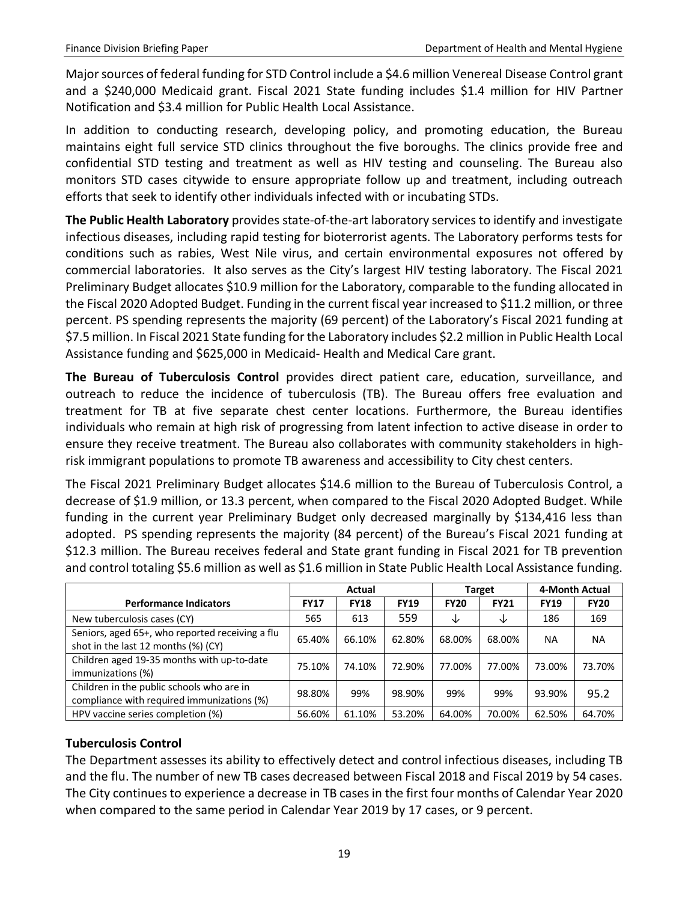Major sources of federal funding for STD Control include a $4.6 million Venereal Disease Control grant and a $240,000 Medicaid grant. Fiscal 2021 State funding includes $1.4 million for HIV Partner Notification and $3.4 million for Public Health Local Assistance.

In addition to conducting research, developing policy, and promoting education, the Bureau maintains eight full service STD clinics throughout the five boroughs. The clinics provide free and confidential STD testing and treatment as well as HIV testing and counseling. The Bureau also monitors STD cases citywide to ensure appropriate follow up and treatment, including outreach efforts that seek to identify other individuals infected with or incubating STDs.

**The Public Health Laboratory** provides state-of-the-art laboratory services to identify and investigate infectious diseases, including rapid testing for bioterrorist agents. The Laboratory performs tests for conditions such as rabies, West Nile virus, and certain environmental exposures not offered by commercial laboratories. It also serves as the City's largest HIV testing laboratory. The Fiscal 2021 Preliminary Budget allocates $10.9 million for the Laboratory, comparable to the funding allocated in the Fiscal 2020 Adopted Budget. Funding in the current fiscal year increased to $11.2 million, or three percent. PS spending represents the majority (69 percent) of the Laboratory's Fiscal 2021 funding at $7.5 million. In Fiscal 2021 State funding for the Laboratory includes $2.2 million in Public Health Local Assistance funding and $625,000 in Medicaid- Health and Medical Care grant.

**The Bureau of Tuberculosis Control** provides direct patient care, education, surveillance, and outreach to reduce the incidence of tuberculosis (TB). The Bureau offers free evaluation and treatment for TB at five separate chest center locations. Furthermore, the Bureau identifies individuals who remain at high risk of progressing from latent infection to active disease in order to ensure they receive treatment. The Bureau also collaborates with community stakeholders in high-risk immigrant populations to promote TB awareness and accessibility to City chest centers.

The Fiscal 2021 Preliminary Budget allocates $14.6 million to the Bureau of Tuberculosis Control, a decrease of $1.9 million, or 13.3 percent, when compared to the Fiscal 2020 Adopted Budget. While funding in the current year Preliminary Budget only decreased marginally by $134,416 less than adopted. PS spending represents the majority (84 percent) of the Bureau's Fiscal 2021 funding at $12.3 million. The Bureau receives federal and State grant funding in Fiscal 2021 for TB prevention and control totaling $5.6 million as well as $1.6 million in State Public Health Local Assistance funding.

| | Actual | | | Target | | 4-Month Actual | |
|---|---|---|---|---|---|---|---|
| **Performance Indicators** | **FY17** | **FY18** | **FY19** | **FY20** | **FY21** | **FY19** | **FY20** |
| New tuberculosis cases (CY) | 565 | 613 | 559 | ↓ | ↓ | 186 | 169 |
| Seniors, aged 65+, who reported receiving a flu shot in the last 12 months (%) (CY) | 65.40% | 66.10% | 62.80% | 68.00% | 68.00% | NA | NA |
| Children aged 19-35 months with up-to-date immunizations (%) | 75.10% | 74.10% | 72.90% | 77.00% | 77.00% | 73.00% | 73.70% |
| Children in the public schools who are in compliance with required immunizations (%) | 98.80% | 99% | 98.90% | 99% | 99% | 93.90% | 95.2 |
| HPV vaccine series completion (%) | 56.60% | 61.10% | 53.20% | 64.00% | 70.00% | 62.50% | 64.70% |

### Tuberculosis Control

The Department assesses its ability to effectively detect and control infectious diseases, including TB and the flu. The number of new TB cases decreased between Fiscal 2018 and Fiscal 2019 by 54 cases. The City continues to experience a decrease in TB cases in the first four months of Calendar Year 2020 when compared to the same period in Calendar Year 2019 by 17 cases, or 9 percent.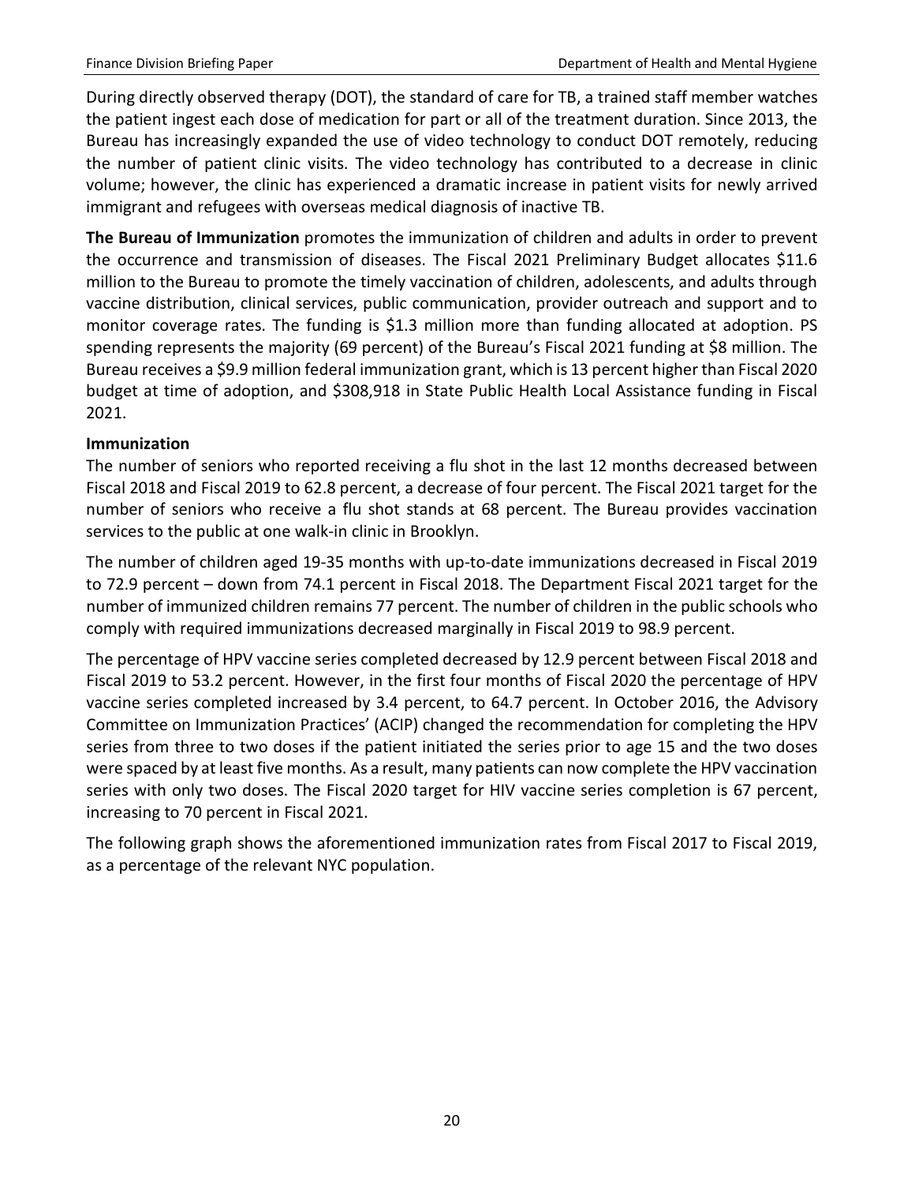During directly observed therapy (DOT), the standard of care for TB, a trained staff member watches the patient ingest each dose of medication for part or all of the treatment duration. Since 2013, the Bureau has increasingly expanded the use of video technology to conduct DOT remotely, reducing the number of patient clinic visits. The video technology has contributed to a decrease in clinic volume; however, the clinic has experienced a dramatic increase in patient visits for newly arrived immigrant and refugees with overseas medical diagnosis of inactive TB.

**The Bureau of Immunization** promotes the immunization of children and adults in order to prevent the occurrence and transmission of diseases. The Fiscal 2021 Preliminary Budget allocates $11.6 million to the Bureau to promote the timely vaccination of children, adolescents, and adults through vaccine distribution, clinical services, public communication, provider outreach and support and to monitor coverage rates. The funding is $1.3 million more than funding allocated at adoption. PS spending represents the majority (69 percent) of the Bureau's Fiscal 2021 funding at $8 million. The Bureau receives a $9.9 million federal immunization grant, which is 13 percent higher than Fiscal 2020 budget at time of adoption, and $308,918 in State Public Health Local Assistance funding in Fiscal 2021.

**Immunization**

The number of seniors who reported receiving a flu shot in the last 12 months decreased between Fiscal 2018 and Fiscal 2019 to 62.8 percent, a decrease of four percent. The Fiscal 2021 target for the number of seniors who receive a flu shot stands at 68 percent. The Bureau provides vaccination services to the public at one walk-in clinic in Brooklyn.

The number of children aged 19-35 months with up-to-date immunizations decreased in Fiscal 2019 to 72.9 percent – down from 74.1 percent in Fiscal 2018. The Department Fiscal 2021 target for the number of immunized children remains 77 percent. The number of children in the public schools who comply with required immunizations decreased marginally in Fiscal 2019 to 98.9 percent.

The percentage of HPV vaccine series completed decreased by 12.9 percent between Fiscal 2018 and Fiscal 2019 to 53.2 percent. However, in the first four months of Fiscal 2020 the percentage of HPV vaccine series completed increased by 3.4 percent, to 64.7 percent. In October 2016, the Advisory Committee on Immunization Practices' (ACIP) changed the recommendation for completing the HPV series from three to two doses if the patient initiated the series prior to age 15 and the two doses were spaced by at least five months. As a result, many patients can now complete the HPV vaccination series with only two doses. The Fiscal 2020 target for HIV vaccine series completion is 67 percent, increasing to 70 percent in Fiscal 2021.

The following graph shows the aforementioned immunization rates from Fiscal 2017 to Fiscal 2019, as a percentage of the relevant NYC population.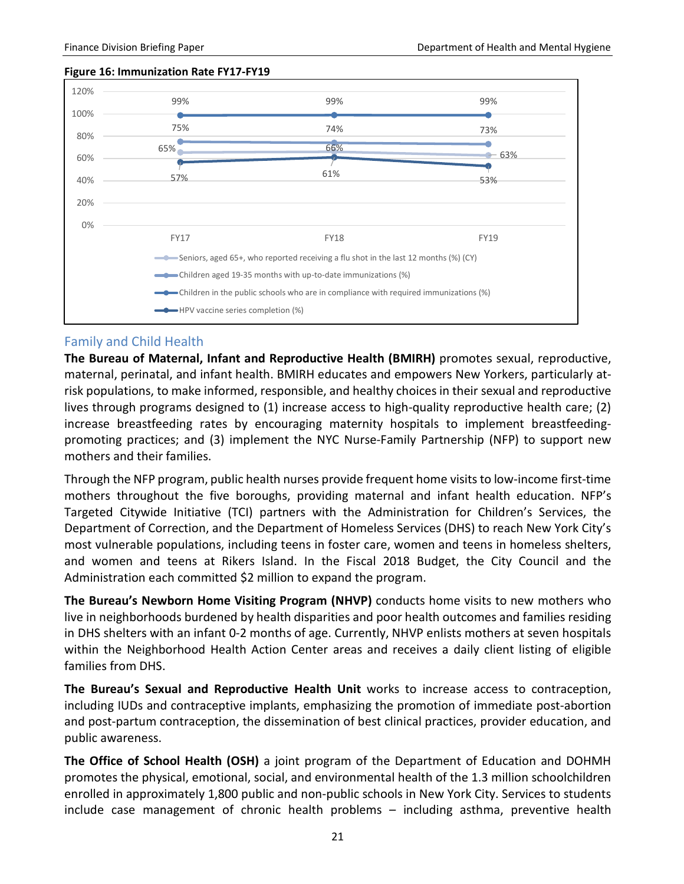**Figure 16: Immunization Rate FY17-FY19**

| | FY17 | FY18 | FY19 |
|---|---|---|---|
| Seniors, aged 65+, who reported receiving a flu shot in the last 12 months (%) (CY) | 65% | 66% | 63% |
| Children aged 19-35 months with up-to-date immunizations (%) | 75% | 74% | 73% |
| Children in the public schools who are in compliance with required immunizations (%) | 99% | 99% | 99% |
| HPV vaccine series completion (%) | 57% | 61% | 53% |

## Family and Child Health

**The Bureau of Maternal, Infant and Reproductive Health (BMIRH)** promotes sexual, reproductive, maternal, perinatal, and infant health. BMIRH educates and empowers New Yorkers, particularly at-risk populations, to make informed, responsible, and healthy choices in their sexual and reproductive lives through programs designed to (1) increase access to high-quality reproductive health care; (2) increase breastfeeding rates by encouraging maternity hospitals to implement breastfeeding-promoting practices; and (3) implement the NYC Nurse-Family Partnership (NFP) to support new mothers and their families.

Through the NFP program, public health nurses provide frequent home visits to low-income first-time mothers throughout the five boroughs, providing maternal and infant health education. NFP's Targeted Citywide Initiative (TCI) partners with the Administration for Children's Services, the Department of Correction, and the Department of Homeless Services (DHS) to reach New York City's most vulnerable populations, including teens in foster care, women and teens in homeless shelters, and women and teens at Rikers Island. In the Fiscal 2018 Budget, the City Council and the Administration each committed $2 million to expand the program.

**The Bureau's Newborn Home Visiting Program (NHVP)** conducts home visits to new mothers who live in neighborhoods burdened by health disparities and poor health outcomes and families residing in DHS shelters with an infant 0-2 months of age. Currently, NHVP enlists mothers at seven hospitals within the Neighborhood Health Action Center areas and receives a daily client listing of eligible families from DHS.

**The Bureau's Sexual and Reproductive Health Unit** works to increase access to contraception, including IUDs and contraceptive implants, emphasizing the promotion of immediate post-abortion and post-partum contraception, the dissemination of best clinical practices, provider education, and public awareness.

**The Office of School Health (OSH)** a joint program of the Department of Education and DOHMH promotes the physical, emotional, social, and environmental health of the 1.3 million schoolchildren enrolled in approximately 1,800 public and non-public schools in New York City. Services to students include case management of chronic health problems – including asthma, preventive health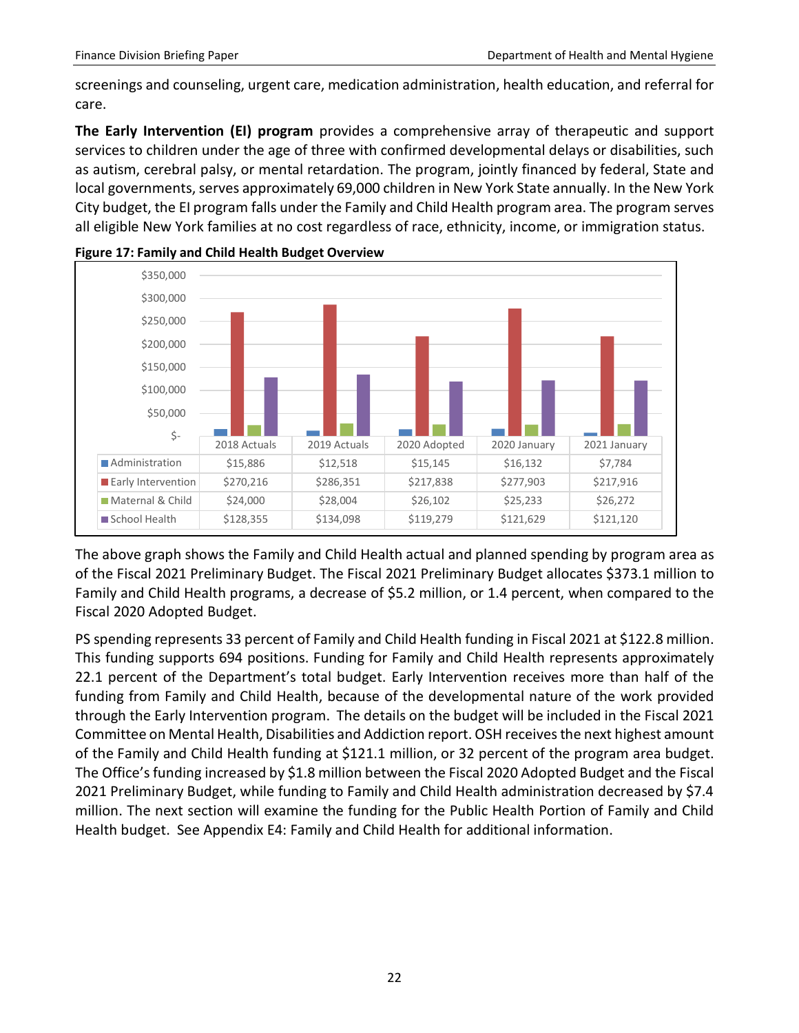screenings and counseling, urgent care, medication administration, health education, and referral for care.

**The Early Intervention (EI) program** provides a comprehensive array of therapeutic and support services to children under the age of three with confirmed developmental delays or disabilities, such as autism, cerebral palsy, or mental retardation. The program, jointly financed by federal, State and local governments, serves approximately 69,000 children in New York State annually. In the New York City budget, the EI program falls under the Family and Child Health program area. The program serves all eligible New York families at no cost regardless of race, ethnicity, income, or immigration status.

**Figure 17: Family and Child Health Budget Overview**

| | 2018 Actuals | 2019 Actuals | 2020 Adopted | 2020 January | 2021 January |
|---|---|---|---|---|---|
| Administration | $15,886 | $12,518 | $15,145 | $16,132 | $7,784 |
| Early Intervention | $270,216 | $286,351 | $217,838 | $277,903 | $217,916 |
| Maternal & Child | $24,000 | $28,004 | $26,102 | $25,233 | $26,272 |
| School Health | $128,355 | $134,098 | $119,279 | $121,629 | $121,120 |

The above graph shows the Family and Child Health actual and planned spending by program area as of the Fiscal 2021 Preliminary Budget. The Fiscal 2021 Preliminary Budget allocates $373.1 million to Family and Child Health programs, a decrease of $5.2 million, or 1.4 percent, when compared to the Fiscal 2020 Adopted Budget.

PS spending represents 33 percent of Family and Child Health funding in Fiscal 2021 at $122.8 million. This funding supports 694 positions. Funding for Family and Child Health represents approximately 22.1 percent of the Department's total budget. Early Intervention receives more than half of the funding from Family and Child Health, because of the developmental nature of the work provided through the Early Intervention program. The details on the budget will be included in the Fiscal 2021 Committee on Mental Health, Disabilities and Addiction report. OSH receives the next highest amount of the Family and Child Health funding at $121.1 million, or 32 percent of the program area budget. The Office's funding increased by $1.8 million between the Fiscal 2020 Adopted Budget and the Fiscal 2021 Preliminary Budget, while funding to Family and Child Health administration decreased by $7.4 million. The next section will examine the funding for the Public Health Portion of Family and Child Health budget. See Appendix E4: Family and Child Health for additional information.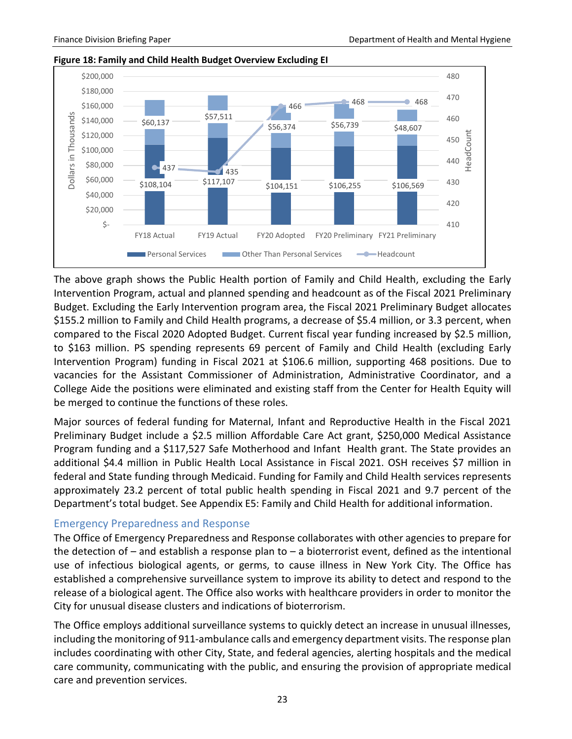**Figure 18: Family and Child Health Budget Overview Excluding EI**

| | FY18 Actual | FY19 Actual | FY20 Adopted | FY20 Preliminary | FY21 Preliminary |
|---|---|---|---|---|---|
| Personal Services | $108,104 | $117,107 | $104,151 | $106,255 | $106,569 |
| Other Than Personal Services | $60,137 | $57,511 | $56,374 | $56,739 | $48,607 |
| Headcount | 437 | 435 | 466 | 468 | 468 |

The above graph shows the Public Health portion of Family and Child Health, excluding the Early Intervention Program, actual and planned spending and headcount as of the Fiscal 2021 Preliminary Budget. Excluding the Early Intervention program area, the Fiscal 2021 Preliminary Budget allocates $155.2 million to Family and Child Health programs, a decrease of $5.4 million, or 3.3 percent, when compared to the Fiscal 2020 Adopted Budget. Current fiscal year funding increased by $2.5 million, to $163 million. PS spending represents 69 percent of Family and Child Health (excluding Early Intervention Program) funding in Fiscal 2021 at $106.6 million, supporting 468 positions. Due to vacancies for the Assistant Commissioner of Administration, Administrative Coordinator, and a College Aide the positions were eliminated and existing staff from the Center for Health Equity will be merged to continue the functions of these roles.

Major sources of federal funding for Maternal, Infant and Reproductive Health in the Fiscal 2021 Preliminary Budget include a $2.5 million Affordable Care Act grant, $250,000 Medical Assistance Program funding and a $117,527 Safe Motherhood and Infant Health grant. The State provides an additional $4.4 million in Public Health Local Assistance in Fiscal 2021. OSH receives $7 million in federal and State funding through Medicaid. Funding for Family and Child Health services represents approximately 23.2 percent of total public health spending in Fiscal 2021 and 9.7 percent of the Department's total budget. See Appendix E5: Family and Child Health for additional information.

## Emergency Preparedness and Response

The Office of Emergency Preparedness and Response collaborates with other agencies to prepare for the detection of – and establish a response plan to – a bioterrorist event, defined as the intentional use of infectious biological agents, or germs, to cause illness in New York City. The Office has established a comprehensive surveillance system to improve its ability to detect and respond to the release of a biological agent. The Office also works with healthcare providers in order to monitor the City for unusual disease clusters and indications of bioterrorism.

The Office employs additional surveillance systems to quickly detect an increase in unusual illnesses, including the monitoring of 911-ambulance calls and emergency department visits. The response plan includes coordinating with other City, State, and federal agencies, alerting hospitals and the medical care community, communicating with the public, and ensuring the provision of appropriate medical care and prevention services.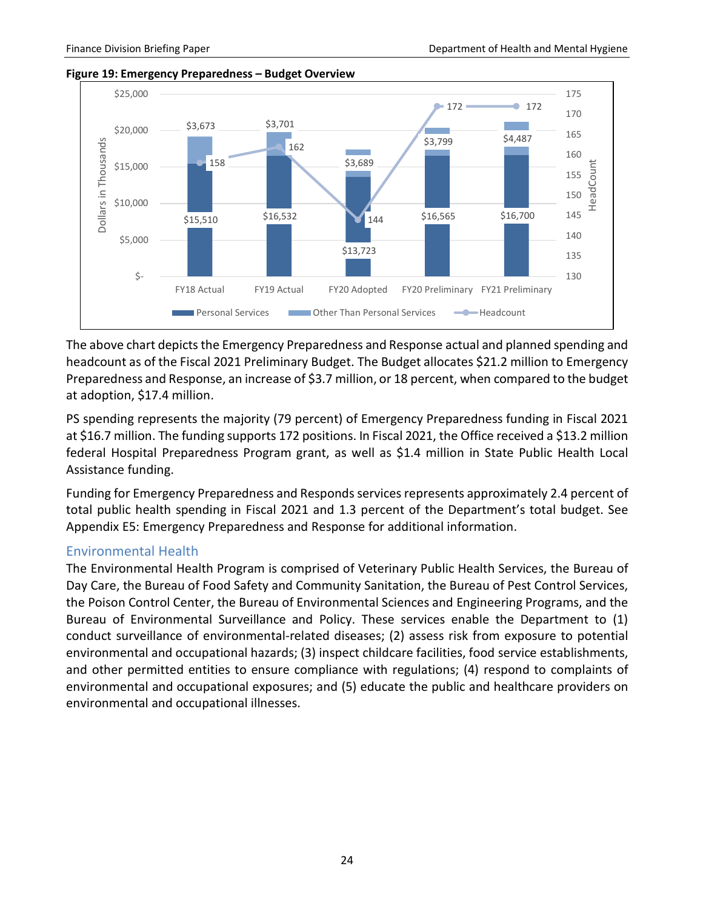**Figure 19: Emergency Preparedness – Budget Overview**

| | FY18 Actual | FY19 Actual | FY20 Adopted | FY20 Preliminary | FY21 Preliminary |
|---|---|---|---|---|---|
| Personal Services | $15,510 | $16,532 | $13,723 | $16,565 | $16,700 |
| Other Than Personal Services | $3,673 | $3,701 | $3,689 | $3,799 | $4,487 |
| Headcount | 158 | 162 | 144 | 172 | 172 |

Dollars in Thousands

The above chart depicts the Emergency Preparedness and Response actual and planned spending and headcount as of the Fiscal 2021 Preliminary Budget. The Budget allocates $21.2 million to Emergency Preparedness and Response, an increase of $3.7 million, or 18 percent, when compared to the budget at adoption, $17.4 million.

PS spending represents the majority (79 percent) of Emergency Preparedness funding in Fiscal 2021 at $16.7 million. The funding supports 172 positions. In Fiscal 2021, the Office received a $13.2 million federal Hospital Preparedness Program grant, as well as $1.4 million in State Public Health Local Assistance funding.

Funding for Emergency Preparedness and Responds services represents approximately 2.4 percent of total public health spending in Fiscal 2021 and 1.3 percent of the Department's total budget. See Appendix E5: Emergency Preparedness and Response for additional information.

## Environmental Health

The Environmental Health Program is comprised of Veterinary Public Health Services, the Bureau of Day Care, the Bureau of Food Safety and Community Sanitation, the Bureau of Pest Control Services, the Poison Control Center, the Bureau of Environmental Sciences and Engineering Programs, and the Bureau of Environmental Surveillance and Policy. These services enable the Department to (1) conduct surveillance of environmental-related diseases; (2) assess risk from exposure to potential environmental and occupational hazards; (3) inspect childcare facilities, food service establishments, and other permitted entities to ensure compliance with regulations; (4) respond to complaints of environmental and occupational exposures; and (5) educate the public and healthcare providers on environmental and occupational illnesses.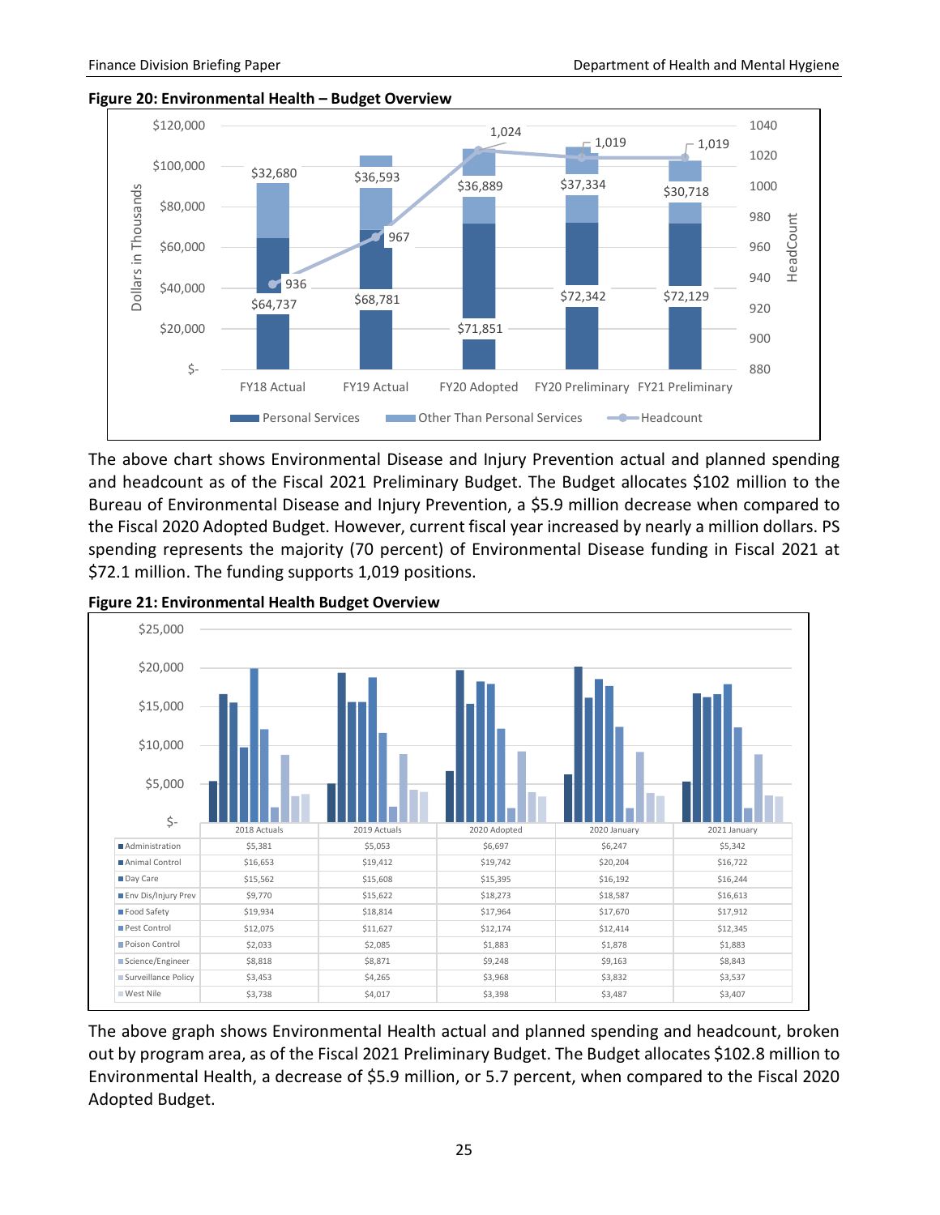**Figure 20: Environmental Health – Budget Overview**

| | FY18 Actual | FY19 Actual | FY20 Adopted | FY20 Preliminary | FY21 Preliminary |
|---|---|---|---|---|---|
| Personal Services | $64,737 | $68,781 | $71,851 | $72,342 | $72,129 |
| Other Than Personal Services | $32,680 | $36,593 | $36,889 | $37,334 | $30,718 |
| Headcount | 936 | 967 | 1,024 | 1,019 | 1,019 |

The above chart shows Environmental Disease and Injury Prevention actual and planned spending and headcount as of the Fiscal 2021 Preliminary Budget. The Budget allocates $102 million to the Bureau of Environmental Disease and Injury Prevention, a $5.9 million decrease when compared to the Fiscal 2020 Adopted Budget. However, current fiscal year increased by nearly a million dollars. PS spending represents the majority (70 percent) of Environmental Disease funding in Fiscal 2021 at $72.1 million. The funding supports 1,019 positions.

**Figure 21: Environmental Health Budget Overview**

| | 2018 Actuals | 2019 Actuals | 2020 Adopted | 2020 January | 2021 January |
|---|---|---|---|---|---|
| Administration | $5,381 | $5,053 | $6,697 | $6,247 | $5,342 |
| Animal Control | $16,653 | $19,412 | $19,742 | $20,204 | $16,722 |
| Day Care | $15,562 | $15,608 | $15,395 | $16,192 | $16,244 |
| Env Dis/Injury Prev | $9,770 | $15,622 | $18,273 | $18,587 | $16,613 |
| Food Safety | $19,934 | $18,814 | $17,964 | $17,670 | $17,912 |
| Pest Control | $12,075 | $11,627 | $12,174 | $12,414 | $12,345 |
| Poison Control | $2,033 | $2,085 | $1,883 | $1,878 | $1,883 |
| Science/Engineer | $8,818 | $8,871 | $9,248 | $9,163 | $8,843 |
| Surveillance Policy | $3,453 | $4,265 | $3,968 | $3,832 | $3,537 |
| West Nile | $3,738 | $4,017 | $3,398 | $3,487 | $3,407 |

The above graph shows Environmental Health actual and planned spending and headcount, broken out by program area, as of the Fiscal 2021 Preliminary Budget. The Budget allocates $102.8 million to Environmental Health, a decrease of $5.9 million, or 5.7 percent, when compared to the Fiscal 2020 Adopted Budget.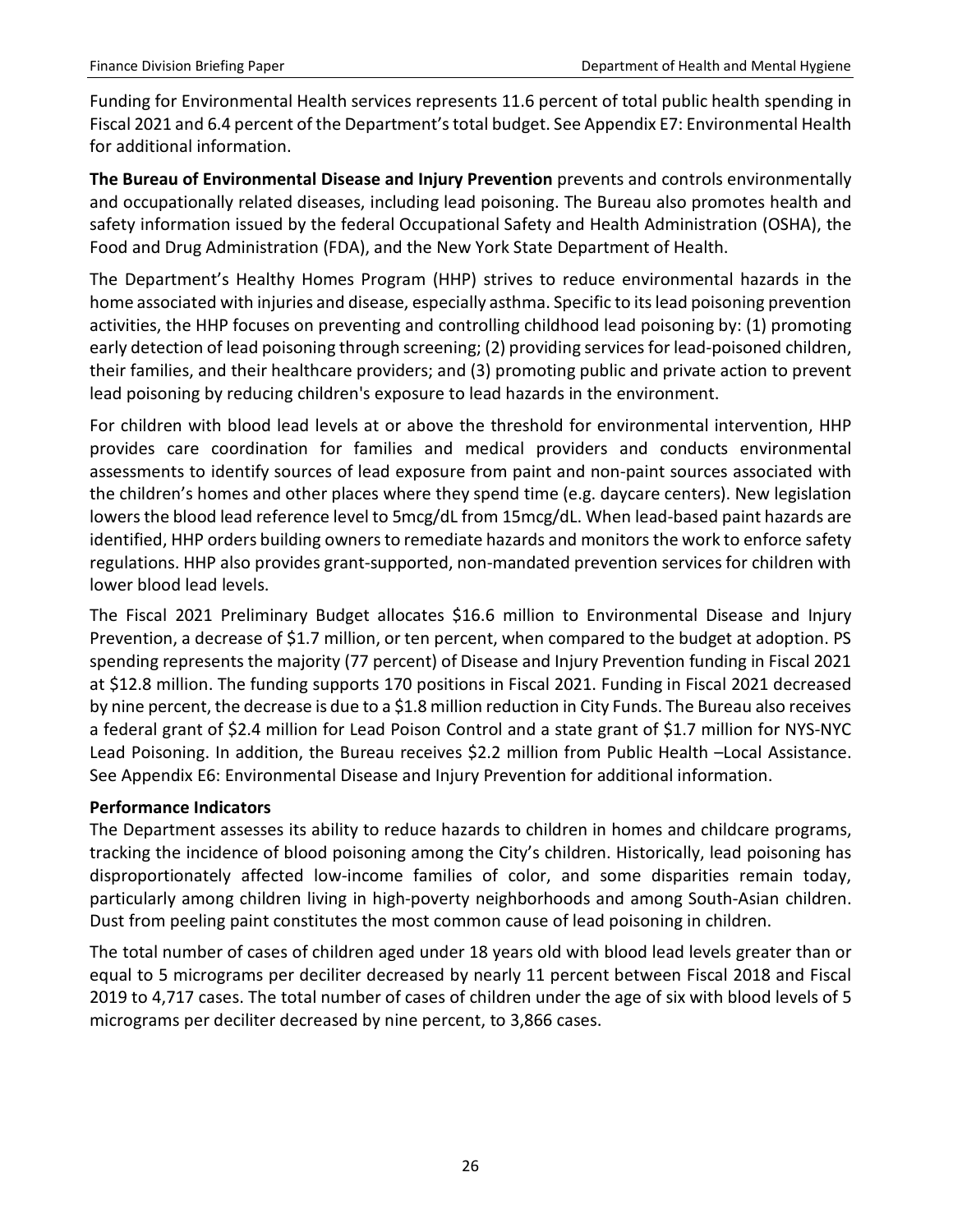Funding for Environmental Health services represents 11.6 percent of total public health spending in Fiscal 2021 and 6.4 percent of the Department's total budget. See Appendix E7: Environmental Health for additional information.

**The Bureau of Environmental Disease and Injury Prevention** prevents and controls environmentally and occupationally related diseases, including lead poisoning. The Bureau also promotes health and safety information issued by the federal Occupational Safety and Health Administration (OSHA), the Food and Drug Administration (FDA), and the New York State Department of Health.

The Department's Healthy Homes Program (HHP) strives to reduce environmental hazards in the home associated with injuries and disease, especially asthma. Specific to its lead poisoning prevention activities, the HHP focuses on preventing and controlling childhood lead poisoning by: (1) promoting early detection of lead poisoning through screening; (2) providing services for lead-poisoned children, their families, and their healthcare providers; and (3) promoting public and private action to prevent lead poisoning by reducing children's exposure to lead hazards in the environment.

For children with blood lead levels at or above the threshold for environmental intervention, HHP provides care coordination for families and medical providers and conducts environmental assessments to identify sources of lead exposure from paint and non-paint sources associated with the children's homes and other places where they spend time (e.g. daycare centers). New legislation lowers the blood lead reference level to 5mcg/dL from 15mcg/dL. When lead-based paint hazards are identified, HHP orders building owners to remediate hazards and monitors the work to enforce safety regulations. HHP also provides grant-supported, non-mandated prevention services for children with lower blood lead levels.

The Fiscal 2021 Preliminary Budget allocates $16.6 million to Environmental Disease and Injury Prevention, a decrease of $1.7 million, or ten percent, when compared to the budget at adoption. PS spending represents the majority (77 percent) of Disease and Injury Prevention funding in Fiscal 2021 at $12.8 million. The funding supports 170 positions in Fiscal 2021. Funding in Fiscal 2021 decreased by nine percent, the decrease is due to a $1.8 million reduction in City Funds. The Bureau also receives a federal grant of $2.4 million for Lead Poison Control and a state grant of $1.7 million for NYS-NYC Lead Poisoning. In addition, the Bureau receives $2.2 million from Public Health –Local Assistance. See Appendix E6: Environmental Disease and Injury Prevention for additional information.

**Performance Indicators**

The Department assesses its ability to reduce hazards to children in homes and childcare programs, tracking the incidence of blood poisoning among the City's children. Historically, lead poisoning has disproportionately affected low-income families of color, and some disparities remain today, particularly among children living in high-poverty neighborhoods and among South-Asian children. Dust from peeling paint constitutes the most common cause of lead poisoning in children.

The total number of cases of children aged under 18 years old with blood lead levels greater than or equal to 5 micrograms per deciliter decreased by nearly 11 percent between Fiscal 2018 and Fiscal 2019 to 4,717 cases. The total number of cases of children under the age of six with blood levels of 5 micrograms per deciliter decreased by nine percent, to 3,866 cases.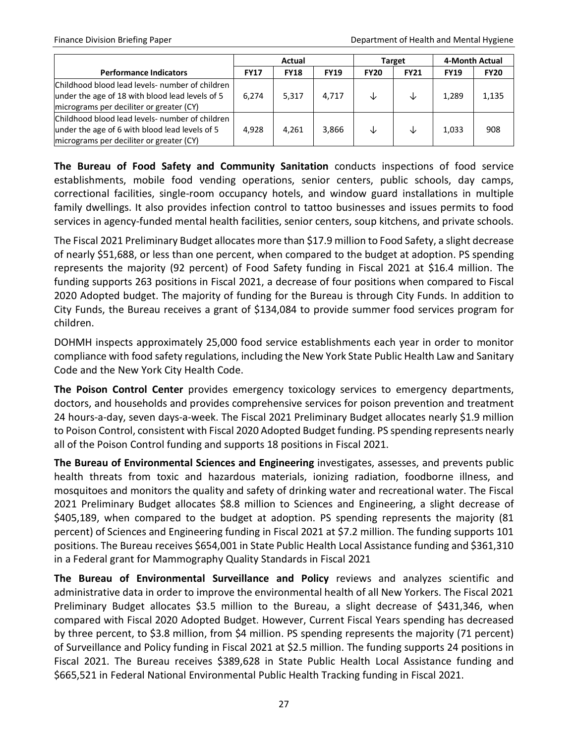| Performance Indicators | Actual | | | Target | | 4-Month Actual | |
|---|---|---|---|---|---|---|---|
| | FY17 | FY18 | FY19 | FY20 | FY21 | FY19 | FY20 |
| Childhood blood lead levels- number of children under the age of 18 with blood lead levels of 5 micrograms per deciliter or greater (CY) | 6,274 | 5,317 | 4,717 | ↓ | ↓ | 1,289 | 1,135 |
| Childhood blood lead levels- number of children under the age of 6 with blood lead levels of 5 micrograms per deciliter or greater (CY) | 4,928 | 4,261 | 3,866 | ↓ | ↓ | 1,033 | 908 |

**The Bureau of Food Safety and Community Sanitation** conducts inspections of food service establishments, mobile food vending operations, senior centers, public schools, day camps, correctional facilities, single-room occupancy hotels, and window guard installations in multiple family dwellings. It also provides infection control to tattoo businesses and issues permits to food services in agency-funded mental health facilities, senior centers, soup kitchens, and private schools.

The Fiscal 2021 Preliminary Budget allocates more than $17.9 million to Food Safety, a slight decrease of nearly $51,688, or less than one percent, when compared to the budget at adoption. PS spending represents the majority (92 percent) of Food Safety funding in Fiscal 2021 at $16.4 million. The funding supports 263 positions in Fiscal 2021, a decrease of four positions when compared to Fiscal 2020 Adopted budget. The majority of funding for the Bureau is through City Funds. In addition to City Funds, the Bureau receives a grant of $134,084 to provide summer food services program for children.

DOHMH inspects approximately 25,000 food service establishments each year in order to monitor compliance with food safety regulations, including the New York State Public Health Law and Sanitary Code and the New York City Health Code.

**The Poison Control Center** provides emergency toxicology services to emergency departments, doctors, and households and provides comprehensive services for poison prevention and treatment 24 hours-a-day, seven days-a-week. The Fiscal 2021 Preliminary Budget allocates nearly $1.9 million to Poison Control, consistent with Fiscal 2020 Adopted Budget funding. PS spending represents nearly all of the Poison Control funding and supports 18 positions in Fiscal 2021.

**The Bureau of Environmental Sciences and Engineering** investigates, assesses, and prevents public health threats from toxic and hazardous materials, ionizing radiation, foodborne illness, and mosquitoes and monitors the quality and safety of drinking water and recreational water. The Fiscal 2021 Preliminary Budget allocates $8.8 million to Sciences and Engineering, a slight decrease of $405,189, when compared to the budget at adoption. PS spending represents the majority (81 percent) of Sciences and Engineering funding in Fiscal 2021 at $7.2 million. The funding supports 101 positions. The Bureau receives $654,001 in State Public Health Local Assistance funding and $361,310 in a Federal grant for Mammography Quality Standards in Fiscal 2021

**The Bureau of Environmental Surveillance and Policy** reviews and analyzes scientific and administrative data in order to improve the environmental health of all New Yorkers. The Fiscal 2021 Preliminary Budget allocates $3.5 million to the Bureau, a slight decrease of $431,346, when compared with Fiscal 2020 Adopted Budget. However, Current Fiscal Years spending has decreased by three percent, to $3.8 million, from $4 million. PS spending represents the majority (71 percent) of Surveillance and Policy funding in Fiscal 2021 at $2.5 million. The funding supports 24 positions in Fiscal 2021. The Bureau receives $389,628 in State Public Health Local Assistance funding and $665,521 in Federal National Environmental Public Health Tracking funding in Fiscal 2021.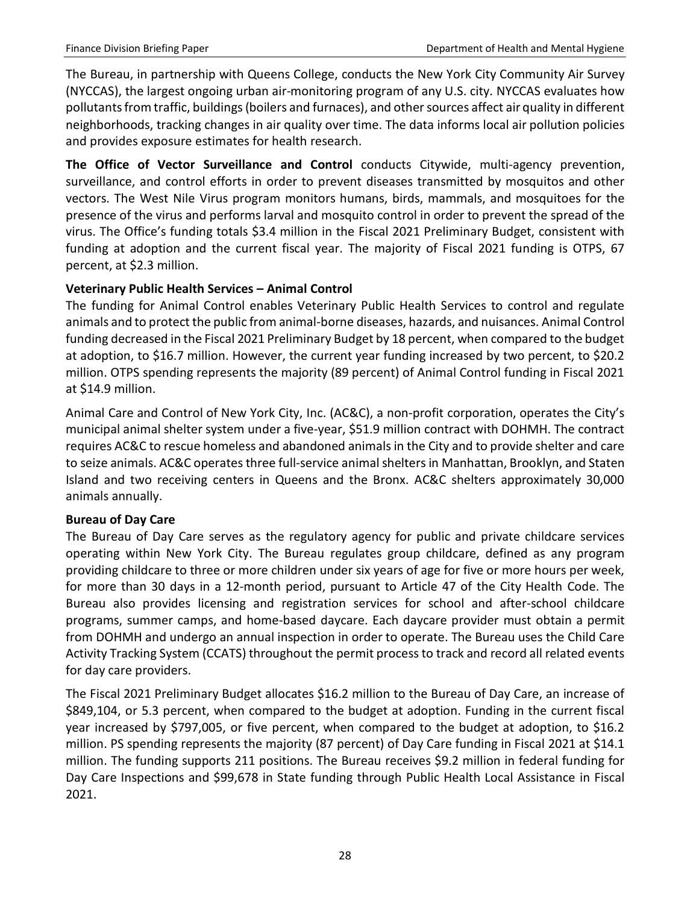The Bureau, in partnership with Queens College, conducts the New York City Community Air Survey (NYCCAS), the largest ongoing urban air-monitoring program of any U.S. city. NYCCAS evaluates how pollutants from traffic, buildings (boilers and furnaces), and other sources affect air quality in different neighborhoods, tracking changes in air quality over time. The data informs local air pollution policies and provides exposure estimates for health research.

**The Office of Vector Surveillance and Control** conducts Citywide, multi-agency prevention, surveillance, and control efforts in order to prevent diseases transmitted by mosquitos and other vectors. The West Nile Virus program monitors humans, birds, mammals, and mosquitoes for the presence of the virus and performs larval and mosquito control in order to prevent the spread of the virus. The Office's funding totals $3.4 million in the Fiscal 2021 Preliminary Budget, consistent with funding at adoption and the current fiscal year. The majority of Fiscal 2021 funding is OTPS, 67 percent, at $2.3 million.

**Veterinary Public Health Services – Animal Control**

The funding for Animal Control enables Veterinary Public Health Services to control and regulate animals and to protect the public from animal-borne diseases, hazards, and nuisances. Animal Control funding decreased in the Fiscal 2021 Preliminary Budget by 18 percent, when compared to the budget at adoption, to $16.7 million. However, the current year funding increased by two percent, to $20.2 million. OTPS spending represents the majority (89 percent) of Animal Control funding in Fiscal 2021 at $14.9 million.

Animal Care and Control of New York City, Inc. (AC&C), a non-profit corporation, operates the City's municipal animal shelter system under a five-year, $51.9 million contract with DOHMH. The contract requires AC&C to rescue homeless and abandoned animals in the City and to provide shelter and care to seize animals. AC&C operates three full-service animal shelters in Manhattan, Brooklyn, and Staten Island and two receiving centers in Queens and the Bronx. AC&C shelters approximately 30,000 animals annually.

**Bureau of Day Care**

The Bureau of Day Care serves as the regulatory agency for public and private childcare services operating within New York City. The Bureau regulates group childcare, defined as any program providing childcare to three or more children under six years of age for five or more hours per week, for more than 30 days in a 12-month period, pursuant to Article 47 of the City Health Code. The Bureau also provides licensing and registration services for school and after-school childcare programs, summer camps, and home-based daycare. Each daycare provider must obtain a permit from DOHMH and undergo an annual inspection in order to operate. The Bureau uses the Child Care Activity Tracking System (CCATS) throughout the permit process to track and record all related events for day care providers.

The Fiscal 2021 Preliminary Budget allocates $16.2 million to the Bureau of Day Care, an increase of $849,104, or 5.3 percent, when compared to the budget at adoption. Funding in the current fiscal year increased by $797,005, or five percent, when compared to the budget at adoption, to $16.2 million. PS spending represents the majority (87 percent) of Day Care funding in Fiscal 2021 at $14.1 million. The funding supports 211 positions. The Bureau receives $9.2 million in federal funding for Day Care Inspections and $99,678 in State funding through Public Health Local Assistance in Fiscal 2021.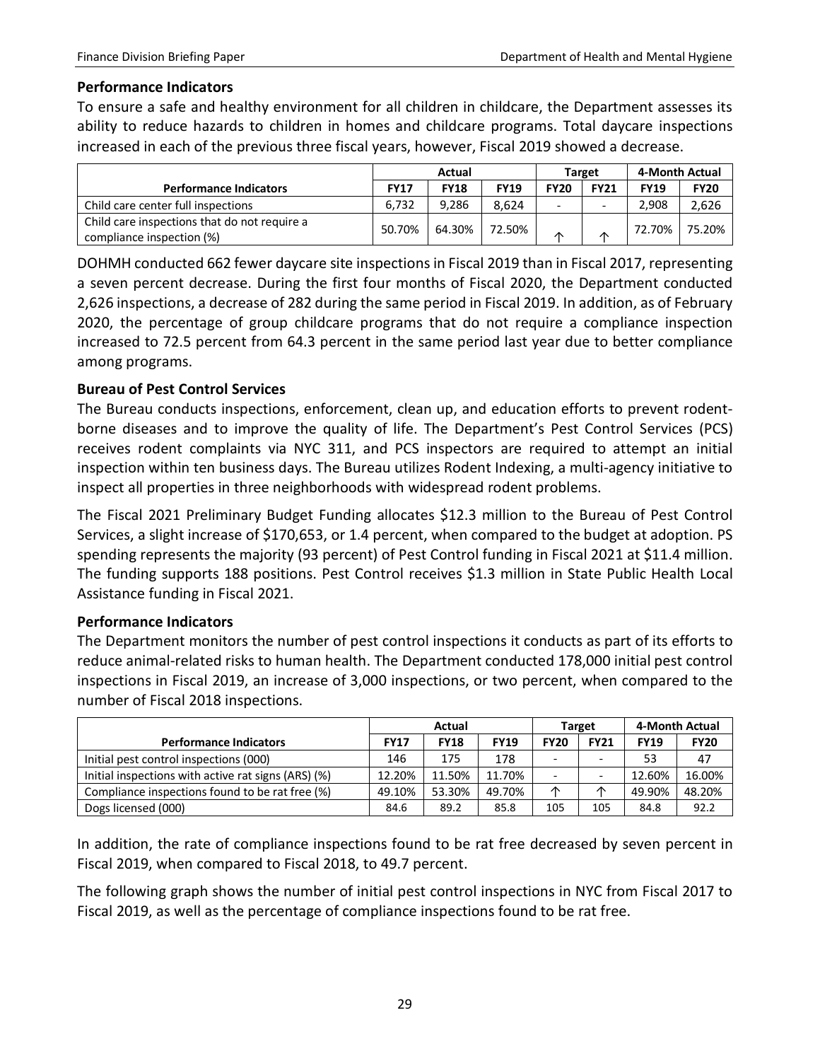### Performance Indicators

To ensure a safe and healthy environment for all children in childcare, the Department assesses its ability to reduce hazards to children in homes and childcare programs. Total daycare inspections increased in each of the previous three fiscal years, however, Fiscal 2019 showed a decrease.

| | Actual | | | Target | | 4-Month Actual | |
|---|---|---|---|---|---|---|---|
| **Performance Indicators** | **FY17** | **FY18** | **FY19** | **FY20** | **FY21** | **FY19** | **FY20** |
| Child care center full inspections | 6,732 | 9,286 | 8,624 | - | - | 2,908 | 2,626 |
| Child care inspections that do not require a compliance inspection (%) | 50.70% | 64.30% | 72.50% | ↑ | ↑ | 72.70% | 75.20% |

DOHMH conducted 662 fewer daycare site inspections in Fiscal 2019 than in Fiscal 2017, representing a seven percent decrease. During the first four months of Fiscal 2020, the Department conducted 2,626 inspections, a decrease of 282 during the same period in Fiscal 2019. In addition, as of February 2020, the percentage of group childcare programs that do not require a compliance inspection increased to 72.5 percent from 64.3 percent in the same period last year due to better compliance among programs.

### Bureau of Pest Control Services

The Bureau conducts inspections, enforcement, clean up, and education efforts to prevent rodent-borne diseases and to improve the quality of life. The Department's Pest Control Services (PCS) receives rodent complaints via NYC 311, and PCS inspectors are required to attempt an initial inspection within ten business days. The Bureau utilizes Rodent Indexing, a multi-agency initiative to inspect all properties in three neighborhoods with widespread rodent problems.

The Fiscal 2021 Preliminary Budget Funding allocates $12.3 million to the Bureau of Pest Control Services, a slight increase of $170,653, or 1.4 percent, when compared to the budget at adoption. PS spending represents the majority (93 percent) of Pest Control funding in Fiscal 2021 at $11.4 million. The funding supports 188 positions. Pest Control receives $1.3 million in State Public Health Local Assistance funding in Fiscal 2021.

### Performance Indicators

The Department monitors the number of pest control inspections it conducts as part of its efforts to reduce animal-related risks to human health. The Department conducted 178,000 initial pest control inspections in Fiscal 2019, an increase of 3,000 inspections, or two percent, when compared to the number of Fiscal 2018 inspections.

| | Actual | | | Target | | 4-Month Actual | |
|---|---|---|---|---|---|---|---|
| **Performance Indicators** | **FY17** | **FY18** | **FY19** | **FY20** | **FY21** | **FY19** | **FY20** |
| Initial pest control inspections (000) | 146 | 175 | 178 | - | - | 53 | 47 |
| Initial inspections with active rat signs (ARS) (%) | 12.20% | 11.50% | 11.70% | - | - | 12.60% | 16.00% |
| Compliance inspections found to be rat free (%) | 49.10% | 53.30% | 49.70% | ↑ | ↑ | 49.90% | 48.20% |
| Dogs licensed (000) | 84.6 | 89.2 | 85.8 | 105 | 105 | 84.8 | 92.2 |

In addition, the rate of compliance inspections found to be rat free decreased by seven percent in Fiscal 2019, when compared to Fiscal 2018, to 49.7 percent.

The following graph shows the number of initial pest control inspections in NYC from Fiscal 2017 to Fiscal 2019, as well as the percentage of compliance inspections found to be rat free.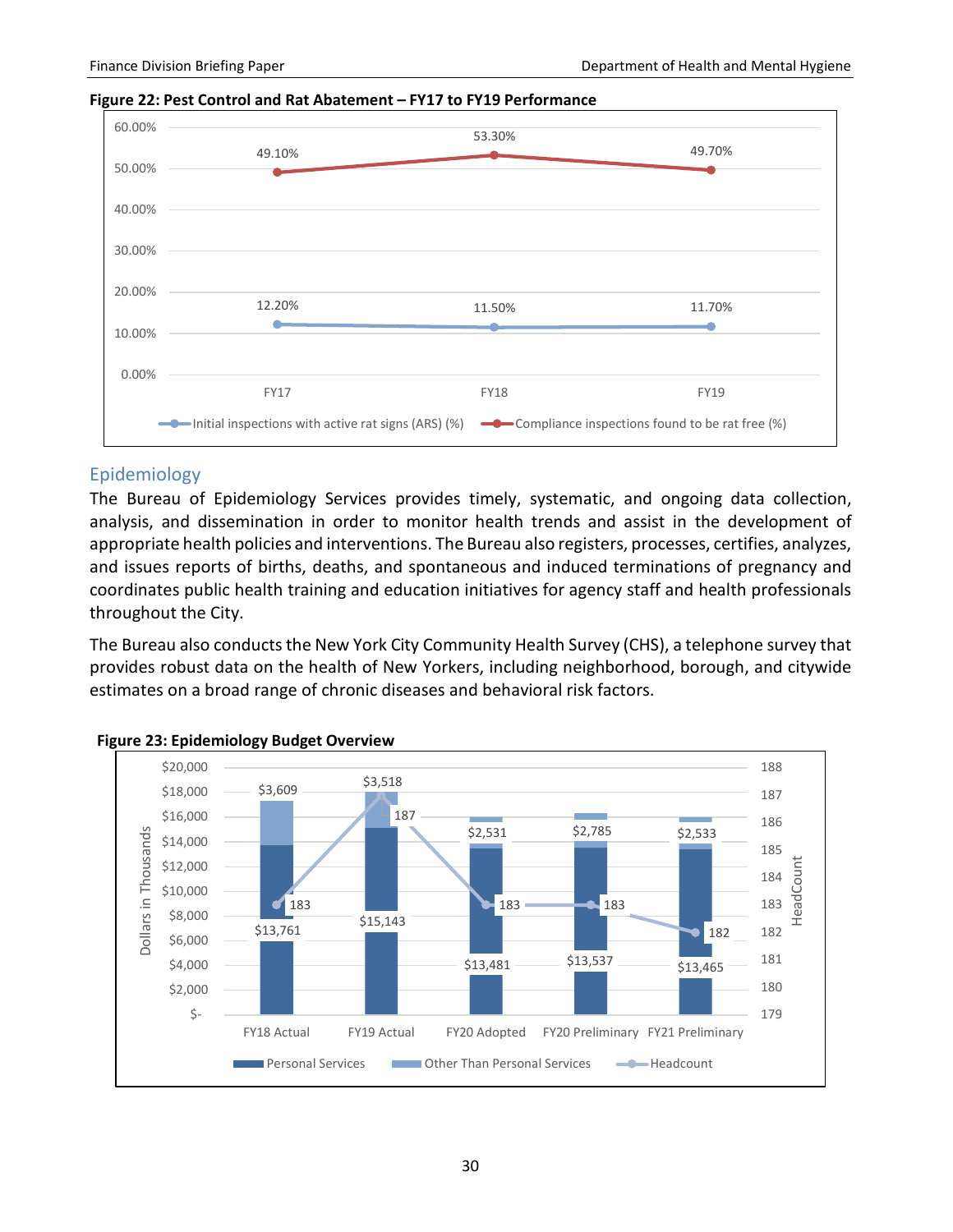**Figure 22: Pest Control and Rat Abatement – FY17 to FY19 Performance**

| | FY17 | FY18 | FY19 |
|---|---|---|---|
| Initial inspections with active rat signs (ARS) (%) | 12.20% | 11.50% | 11.70% |
| Compliance inspections found to be rat free (%) | 49.10% | 53.30% | 49.70% |

## Epidemiology

The Bureau of Epidemiology Services provides timely, systematic, and ongoing data collection, analysis, and dissemination in order to monitor health trends and assist in the development of appropriate health policies and interventions. The Bureau also registers, processes, certifies, analyzes, and issues reports of births, deaths, and spontaneous and induced terminations of pregnancy and coordinates public health training and education initiatives for agency staff and health professionals throughout the City.

The Bureau also conducts the New York City Community Health Survey (CHS), a telephone survey that provides robust data on the health of New Yorkers, including neighborhood, borough, and citywide estimates on a broad range of chronic diseases and behavioral risk factors.

**Figure 23: Epidemiology Budget Overview**

| Dollars in Thousands | FY18 Actual | FY19 Actual | FY20 Adopted | FY20 Preliminary | FY21 Preliminary |
|---|---|---|---|---|---|
| Personal Services | $13,761 | $15,143 | $13,481 | $13,537 | $13,465 |
| Other Than Personal Services | $3,609 | $3,518 | $2,531 | $2,785 | $2,533 |
| Headcount | 183 | 187 | 183 | 183 | 182 |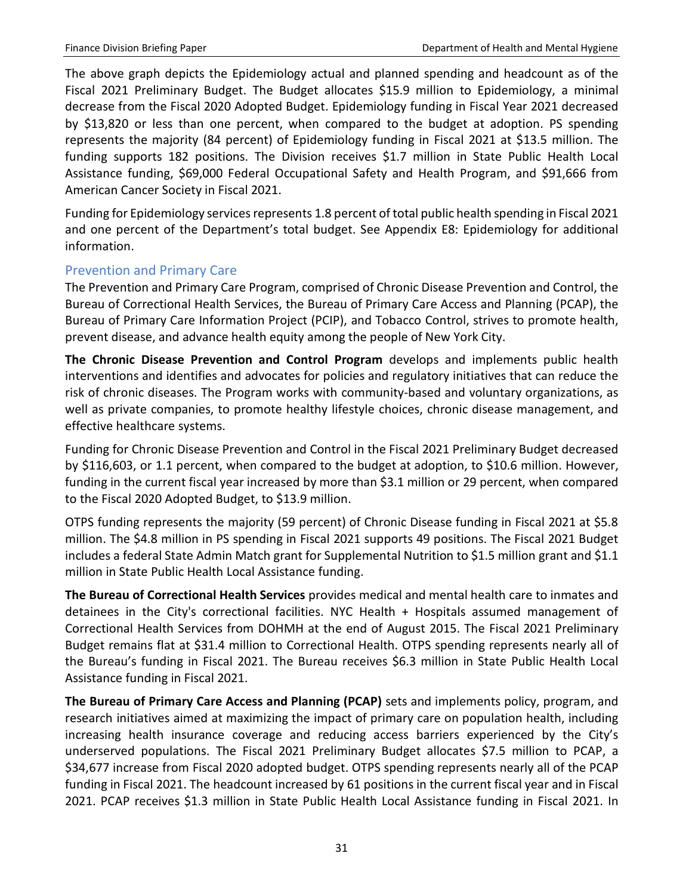The above graph depicts the Epidemiology actual and planned spending and headcount as of the Fiscal 2021 Preliminary Budget. The Budget allocates $15.9 million to Epidemiology, a minimal decrease from the Fiscal 2020 Adopted Budget. Epidemiology funding in Fiscal Year 2021 decreased by $13,820 or less than one percent, when compared to the budget at adoption. PS spending represents the majority (84 percent) of Epidemiology funding in Fiscal 2021 at $13.5 million. The funding supports 182 positions. The Division receives $1.7 million in State Public Health Local Assistance funding, $69,000 Federal Occupational Safety and Health Program, and $91,666 from American Cancer Society in Fiscal 2021.

Funding for Epidemiology services represents 1.8 percent of total public health spending in Fiscal 2021 and one percent of the Department's total budget. See Appendix E8: Epidemiology for additional information.

## Prevention and Primary Care

The Prevention and Primary Care Program, comprised of Chronic Disease Prevention and Control, the Bureau of Correctional Health Services, the Bureau of Primary Care Access and Planning (PCAP), the Bureau of Primary Care Information Project (PCIP), and Tobacco Control, strives to promote health, prevent disease, and advance health equity among the people of New York City.

**The Chronic Disease Prevention and Control Program** develops and implements public health interventions and identifies and advocates for policies and regulatory initiatives that can reduce the risk of chronic diseases. The Program works with community-based and voluntary organizations, as well as private companies, to promote healthy lifestyle choices, chronic disease management, and effective healthcare systems.

Funding for Chronic Disease Prevention and Control in the Fiscal 2021 Preliminary Budget decreased by $116,603, or 1.1 percent, when compared to the budget at adoption, to $10.6 million. However, funding in the current fiscal year increased by more than $3.1 million or 29 percent, when compared to the Fiscal 2020 Adopted Budget, to $13.9 million.

OTPS funding represents the majority (59 percent) of Chronic Disease funding in Fiscal 2021 at $5.8 million. The $4.8 million in PS spending in Fiscal 2021 supports 49 positions. The Fiscal 2021 Budget includes a federal State Admin Match grant for Supplemental Nutrition to $1.5 million grant and $1.1 million in State Public Health Local Assistance funding.

**The Bureau of Correctional Health Services** provides medical and mental health care to inmates and detainees in the City's correctional facilities. NYC Health + Hospitals assumed management of Correctional Health Services from DOHMH at the end of August 2015. The Fiscal 2021 Preliminary Budget remains flat at $31.4 million to Correctional Health. OTPS spending represents nearly all of the Bureau's funding in Fiscal 2021. The Bureau receives $6.3 million in State Public Health Local Assistance funding in Fiscal 2021.

**The Bureau of Primary Care Access and Planning (PCAP)** sets and implements policy, program, and research initiatives aimed at maximizing the impact of primary care on population health, including increasing health insurance coverage and reducing access barriers experienced by the City's underserved populations. The Fiscal 2021 Preliminary Budget allocates $7.5 million to PCAP, a $34,677 increase from Fiscal 2020 adopted budget. OTPS spending represents nearly all of the PCAP funding in Fiscal 2021. The headcount increased by 61 positions in the current fiscal year and in Fiscal 2021. PCAP receives $1.3 million in State Public Health Local Assistance funding in Fiscal 2021. In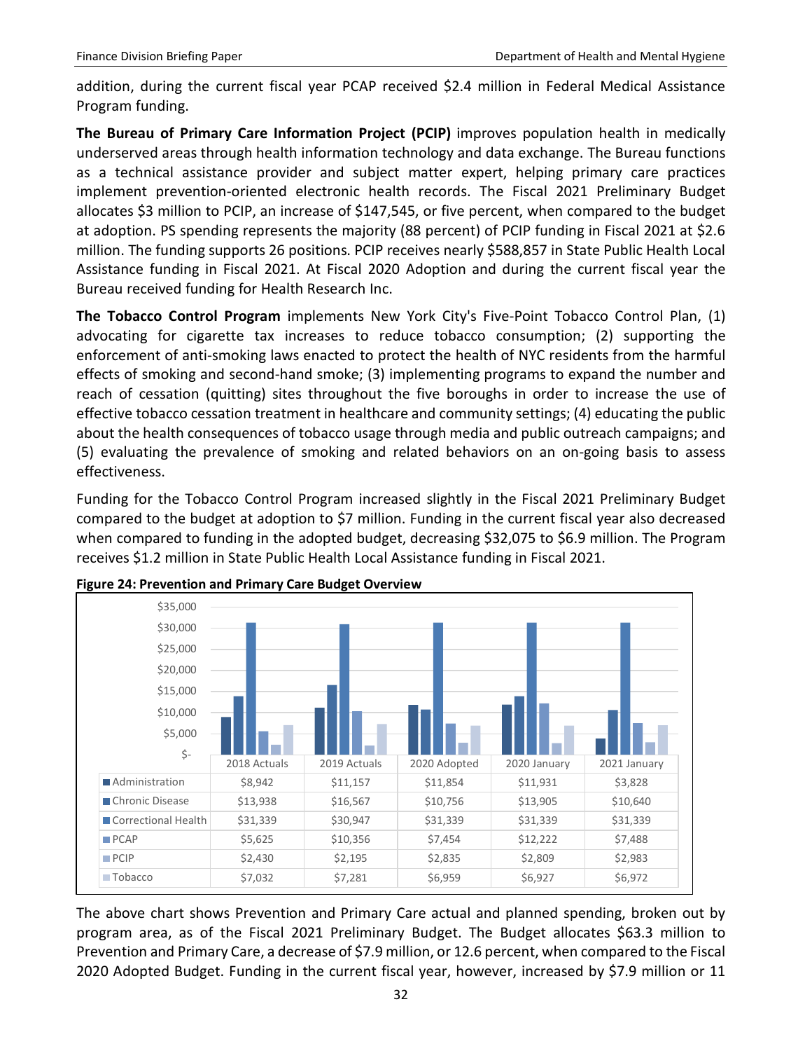addition, during the current fiscal year PCAP received $2.4 million in Federal Medical Assistance Program funding.

**The Bureau of Primary Care Information Project (PCIP)** improves population health in medically underserved areas through health information technology and data exchange. The Bureau functions as a technical assistance provider and subject matter expert, helping primary care practices implement prevention-oriented electronic health records. The Fiscal 2021 Preliminary Budget allocates $3 million to PCIP, an increase of $147,545, or five percent, when compared to the budget at adoption. PS spending represents the majority (88 percent) of PCIP funding in Fiscal 2021 at $2.6 million. The funding supports 26 positions. PCIP receives nearly $588,857 in State Public Health Local Assistance funding in Fiscal 2021. At Fiscal 2020 Adoption and during the current fiscal year the Bureau received funding for Health Research Inc.

**The Tobacco Control Program** implements New York City's Five-Point Tobacco Control Plan, (1) advocating for cigarette tax increases to reduce tobacco consumption; (2) supporting the enforcement of anti-smoking laws enacted to protect the health of NYC residents from the harmful effects of smoking and second-hand smoke; (3) implementing programs to expand the number and reach of cessation (quitting) sites throughout the five boroughs in order to increase the use of effective tobacco cessation treatment in healthcare and community settings; (4) educating the public about the health consequences of tobacco usage through media and public outreach campaigns; and (5) evaluating the prevalence of smoking and related behaviors on an on-going basis to assess effectiveness.

Funding for the Tobacco Control Program increased slightly in the Fiscal 2021 Preliminary Budget compared to the budget at adoption to $7 million. Funding in the current fiscal year also decreased when compared to funding in the adopted budget, decreasing $32,075 to $6.9 million. The Program receives $1.2 million in State Public Health Local Assistance funding in Fiscal 2021.

**Figure 24: Prevention and Primary Care Budget Overview**

| | 2018 Actuals | 2019 Actuals | 2020 Adopted | 2020 January | 2021 January |
|---|---|---|---|---|---|
| Administration | $8,942 | $11,157 | $11,854 | $11,931 | $3,828 |
| Chronic Disease | $13,938 | $16,567 | $10,756 | $13,905 | $10,640 |
| Correctional Health | $31,339 | $30,947 | $31,339 | $31,339 | $31,339 |
| PCAP | $5,625 | $10,356 | $7,454 | $12,222 | $7,488 |
| PCIP | $2,430 | $2,195 | $2,835 | $2,809 | $2,983 |
| Tobacco | $7,032 | $7,281 | $6,959 | $6,927 | $6,972 |

The above chart shows Prevention and Primary Care actual and planned spending, broken out by program area, as of the Fiscal 2021 Preliminary Budget. The Budget allocates $63.3 million to Prevention and Primary Care, a decrease of $7.9 million, or 12.6 percent, when compared to the Fiscal 2020 Adopted Budget. Funding in the current fiscal year, however, increased by $7.9 million or 11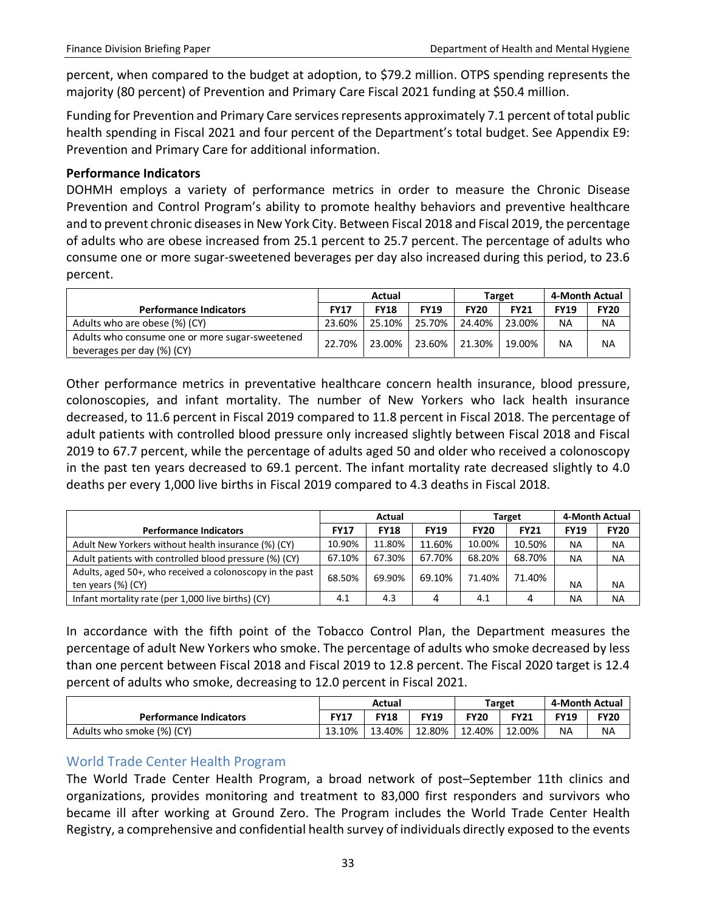percent, when compared to the budget at adoption, to $79.2 million. OTPS spending represents the majority (80 percent) of Prevention and Primary Care Fiscal 2021 funding at $50.4 million.

Funding for Prevention and Primary Care services represents approximately 7.1 percent of total public health spending in Fiscal 2021 and four percent of the Department's total budget. See Appendix E9: Prevention and Primary Care for additional information.

**Performance Indicators**

DOHMH employs a variety of performance metrics in order to measure the Chronic Disease Prevention and Control Program's ability to promote healthy behaviors and preventive healthcare and to prevent chronic diseases in New York City. Between Fiscal 2018 and Fiscal 2019, the percentage of adults who are obese increased from 25.1 percent to 25.7 percent. The percentage of adults who consume one or more sugar-sweetened beverages per day also increased during this period, to 23.6 percent.

| | Actual | | | Target | | 4-Month Actual | |
|---|---|---|---|---|---|---|---|
| **Performance Indicators** | **FY17** | **FY18** | **FY19** | **FY20** | **FY21** | **FY19** | **FY20** |
| Adults who are obese (%) (CY) | 23.60% | 25.10% | 25.70% | 24.40% | 23.00% | NA | NA |
| Adults who consume one or more sugar-sweetened beverages per day (%) (CY) | 22.70% | 23.00% | 23.60% | 21.30% | 19.00% | NA | NA |

Other performance metrics in preventative healthcare concern health insurance, blood pressure, colonoscopies, and infant mortality. The number of New Yorkers who lack health insurance decreased, to 11.6 percent in Fiscal 2019 compared to 11.8 percent in Fiscal 2018. The percentage of adult patients with controlled blood pressure only increased slightly between Fiscal 2018 and Fiscal 2019 to 67.7 percent, while the percentage of adults aged 50 and older who received a colonoscopy in the past ten years decreased to 69.1 percent. The infant mortality rate decreased slightly to 4.0 deaths per every 1,000 live births in Fiscal 2019 compared to 4.3 deaths in Fiscal 2018.

| | Actual | | | Target | | 4-Month Actual | |
|---|---|---|---|---|---|---|---|
| **Performance Indicators** | **FY17** | **FY18** | **FY19** | **FY20** | **FY21** | **FY19** | **FY20** |
| Adult New Yorkers without health insurance (%) (CY) | 10.90% | 11.80% | 11.60% | 10.00% | 10.50% | NA | NA |
| Adult patients with controlled blood pressure (%) (CY) | 67.10% | 67.30% | 67.70% | 68.20% | 68.70% | NA | NA |
| Adults, aged 50+, who received a colonoscopy in the past ten years (%) (CY) | 68.50% | 69.90% | 69.10% | 71.40% | 71.40% | NA | NA |
| Infant mortality rate (per 1,000 live births) (CY) | 4.1 | 4.3 | 4 | 4.1 | 4 | NA | NA |

In accordance with the fifth point of the Tobacco Control Plan, the Department measures the percentage of adult New Yorkers who smoke. The percentage of adults who smoke decreased by less than one percent between Fiscal 2018 and Fiscal 2019 to 12.8 percent. The Fiscal 2020 target is 12.4 percent of adults who smoke, decreasing to 12.0 percent in Fiscal 2021.

| | Actual | | | Target | | 4-Month Actual | |
|---|---|---|---|---|---|---|---|
| **Performance Indicators** | **FY17** | **FY18** | **FY19** | **FY20** | **FY21** | **FY19** | **FY20** |
| Adults who smoke (%) (CY) | 13.10% | 13.40% | 12.80% | 12.40% | 12.00% | NA | NA |

## World Trade Center Health Program

The World Trade Center Health Program, a broad network of post–September 11th clinics and organizations, provides monitoring and treatment to 83,000 first responders and survivors who became ill after working at Ground Zero. The Program includes the World Trade Center Health Registry, a comprehensive and confidential health survey of individuals directly exposed to the events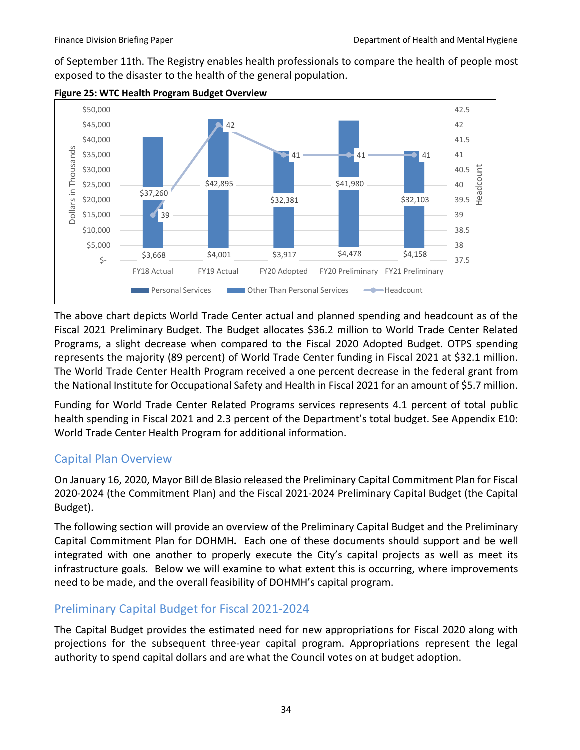of September 11th. The Registry enables health professionals to compare the health of people most exposed to the disaster to the health of the general population.

**Figure 25: WTC Health Program Budget Overview**

| | FY18 Actual | FY19 Actual | FY20 Adopted | FY20 Preliminary | FY21 Preliminary |
|---|---|---|---|---|---|
| Personal Services | $3,668 | $4,001 | $3,917 | $4,478 | $4,158 |
| Other Than Personal Services | $37,260 | $42,895 | $32,381 | $41,980 | $32,103 |
| Headcount | 39 | 42 | 41 | 41 | 41 |

The above chart depicts World Trade Center actual and planned spending and headcount as of the Fiscal 2021 Preliminary Budget. The Budget allocates $36.2 million to World Trade Center Related Programs, a slight decrease when compared to the Fiscal 2020 Adopted Budget. OTPS spending represents the majority (89 percent) of World Trade Center funding in Fiscal 2021 at $32.1 million. The World Trade Center Health Program received a one percent decrease in the federal grant from the National Institute for Occupational Safety and Health in Fiscal 2021 for an amount of $5.7 million.

Funding for World Trade Center Related Programs services represents 4.1 percent of total public health spending in Fiscal 2021 and 2.3 percent of the Department's total budget. See Appendix E10: World Trade Center Health Program for additional information.

## Capital Plan Overview

On January 16, 2020, Mayor Bill de Blasio released the Preliminary Capital Commitment Plan for Fiscal 2020-2024 (the Commitment Plan) and the Fiscal 2021-2024 Preliminary Capital Budget (the Capital Budget).

The following section will provide an overview of the Preliminary Capital Budget and the Preliminary Capital Commitment Plan for DOHMH**.** Each one of these documents should support and be well integrated with one another to properly execute the City's capital projects as well as meet its infrastructure goals. Below we will examine to what extent this is occurring, where improvements need to be made, and the overall feasibility of DOHMH's capital program.

## Preliminary Capital Budget for Fiscal 2021-2024

The Capital Budget provides the estimated need for new appropriations for Fiscal 2020 along with projections for the subsequent three-year capital program. Appropriations represent the legal authority to spend capital dollars and are what the Council votes on at budget adoption.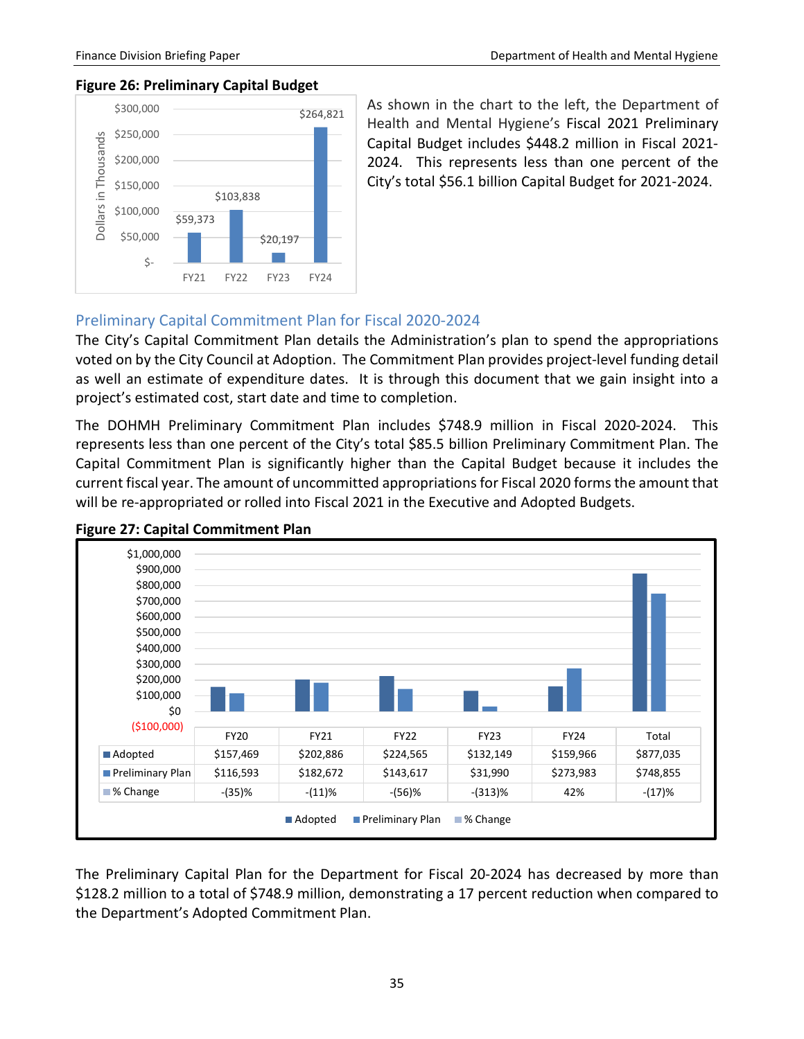**Figure 26: Preliminary Capital Budget**

| | FY21 | FY22 | FY23 | FY24 |
|---|---|---|---|---|
| Dollars in Thousands | $59,373 | $103,838 | $20,197 | $264,821 |

As shown in the chart to the left, the Department of Health and Mental Hygiene's Fiscal 2021 Preliminary Capital Budget includes $448.2 million in Fiscal 2021-2024. This represents less than one percent of the City's total $56.1 billion Capital Budget for 2021-2024.

## Preliminary Capital Commitment Plan for Fiscal 2020-2024

The City's Capital Commitment Plan details the Administration's plan to spend the appropriations voted on by the City Council at Adoption. The Commitment Plan provides project-level funding detail as well an estimate of expenditure dates. It is through this document that we gain insight into a project's estimated cost, start date and time to completion.

The DOHMH Preliminary Commitment Plan includes $748.9 million in Fiscal 2020-2024. This represents less than one percent of the City's total $85.5 billion Preliminary Commitment Plan. The Capital Commitment Plan is significantly higher than the Capital Budget because it includes the current fiscal year. The amount of uncommitted appropriations for Fiscal 2020 forms the amount that will be re-appropriated or rolled into Fiscal 2021 in the Executive and Adopted Budgets.

**Figure 27: Capital Commitment Plan**

| | FY20 | FY21 | FY22 | FY23 | FY24 | Total |
|---|---|---|---|---|---|---|
| Adopted | $157,469 | $202,886 | $224,565 | $132,149 | $159,966 | $877,035 |
| Preliminary Plan | $116,593 | $182,672 | $143,617 | $31,990 | $273,983 | $748,855 |
| % Change | -(35)% | -(11)% | -(56)% | -(313)% | 42% | -(17)% |

The Preliminary Capital Plan for the Department for Fiscal 20-2024 has decreased by more than $128.2 million to a total of $748.9 million, demonstrating a 17 percent reduction when compared to the Department's Adopted Commitment Plan.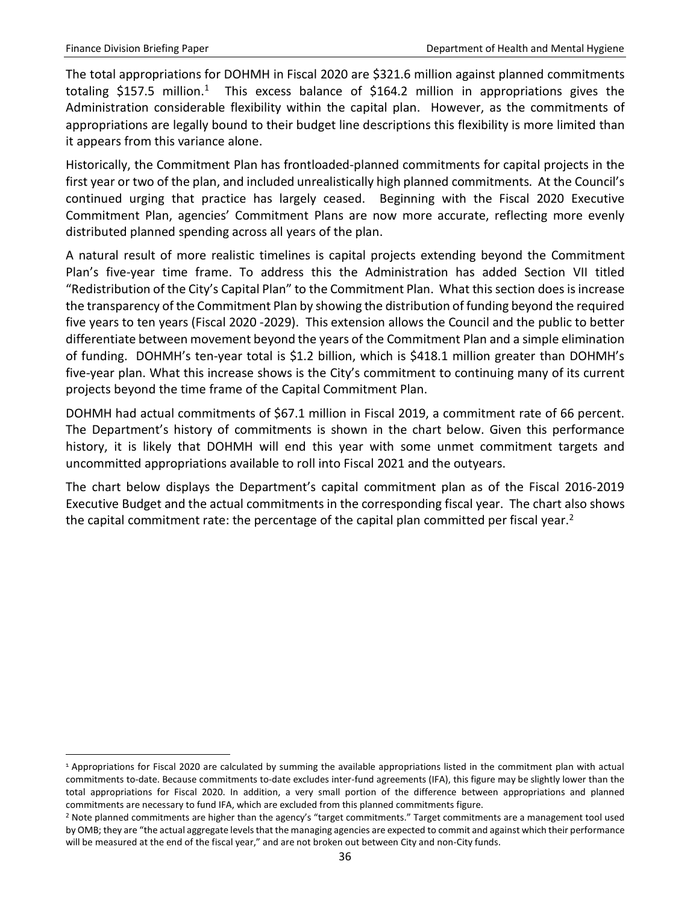The total appropriations for DOHMH in Fiscal 2020 are \$321.6 million against planned commitments totaling \$157.5 million.[1] This excess balance of \$164.2 million in appropriations gives the Administration considerable flexibility within the capital plan. However, as the commitments of appropriations are legally bound to their budget line descriptions this flexibility is more limited than it appears from this variance alone.

Historically, the Commitment Plan has frontloaded-planned commitments for capital projects in the first year or two of the plan, and included unrealistically high planned commitments. At the Council's continued urging that practice has largely ceased. Beginning with the Fiscal 2020 Executive Commitment Plan, agencies' Commitment Plans are now more accurate, reflecting more evenly distributed planned spending across all years of the plan.

A natural result of more realistic timelines is capital projects extending beyond the Commitment Plan's five-year time frame. To address this the Administration has added Section VII titled "Redistribution of the City's Capital Plan" to the Commitment Plan. What this section does is increase the transparency of the Commitment Plan by showing the distribution of funding beyond the required five years to ten years (Fiscal 2020 -2029). This extension allows the Council and the public to better differentiate between movement beyond the years of the Commitment Plan and a simple elimination of funding. DOHMH's ten-year total is \$1.2 billion, which is \$418.1 million greater than DOHMH's five-year plan. What this increase shows is the City's commitment to continuing many of its current projects beyond the time frame of the Capital Commitment Plan.

DOHMH had actual commitments of \$67.1 million in Fiscal 2019, a commitment rate of 66 percent. The Department's history of commitments is shown in the chart below. Given this performance history, it is likely that DOHMH will end this year with some unmet commitment targets and uncommitted appropriations available to roll into Fiscal 2021 and the outyears.

The chart below displays the Department's capital commitment plan as of the Fiscal 2016-2019 Executive Budget and the actual commitments in the corresponding fiscal year. The chart also shows the capital commitment rate: the percentage of the capital plan committed per fiscal year.[2]

[1] Appropriations for Fiscal 2020 are calculated by summing the available appropriations listed in the commitment plan with actual commitments to-date. Because commitments to-date excludes inter-fund agreements (IFA), this figure may be slightly lower than the total appropriations for Fiscal 2020. In addition, a very small portion of the difference between appropriations and planned commitments are necessary to fund IFA, which are excluded from this planned commitments figure.

[2] Note planned commitments are higher than the agency's "target commitments." Target commitments are a management tool used by OMB; they are "the actual aggregate levels that the managing agencies are expected to commit and against which their performance will be measured at the end of the fiscal year," and are not broken out between City and non-City funds.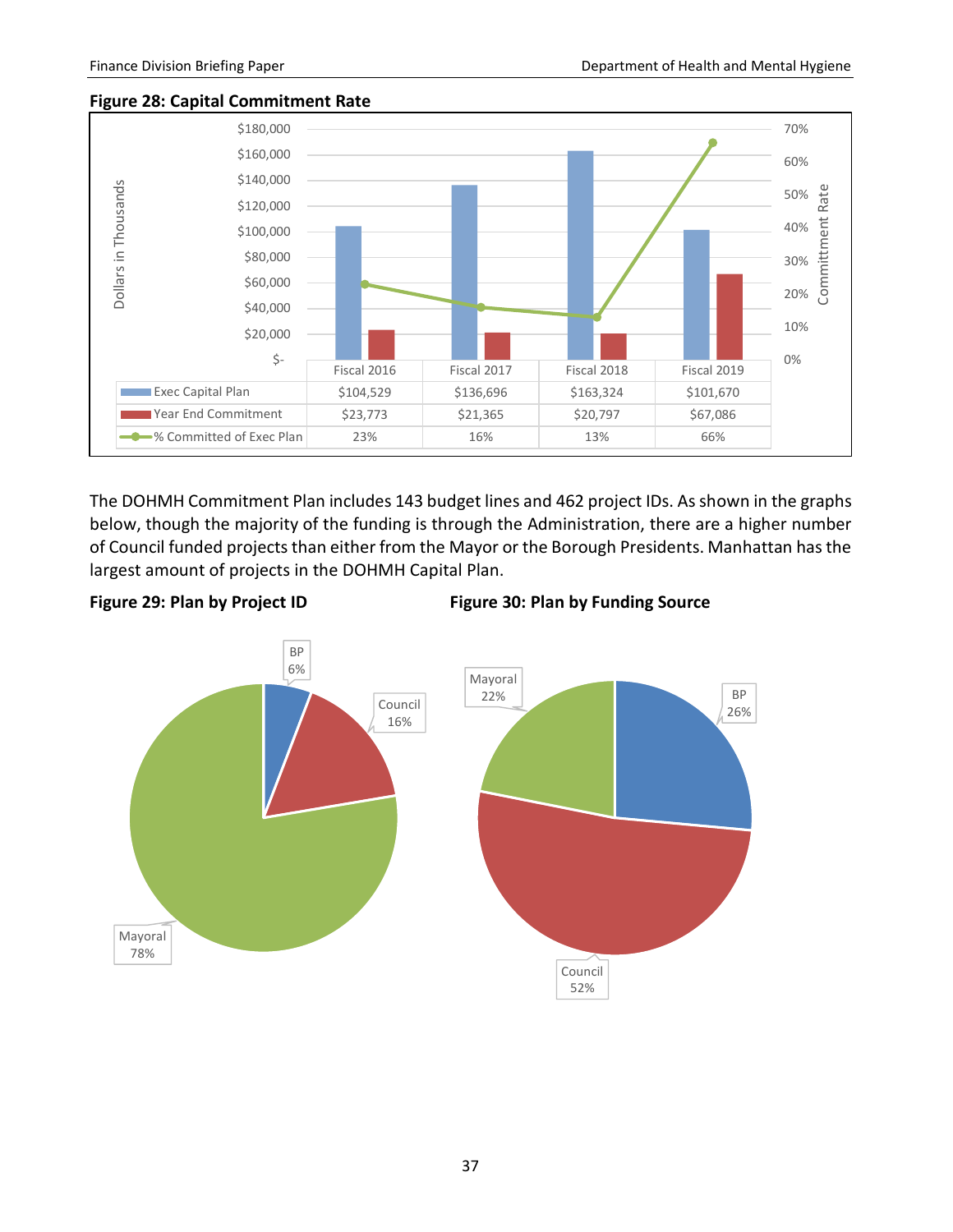**Figure 28: Capital Commitment Rate**

| | Fiscal 2016 | Fiscal 2017 | Fiscal 2018 | Fiscal 2019 |
|---|---|---|---|---|
| Exec Capital Plan | $104,529 | $136,696 | $163,324 | $101,670 |
| Year End Commitment | $23,773 | $21,365 | $20,797 | $67,086 |
| % Committed of Exec Plan | 23% | 16% | 13% | 66% |

The DOHMH Commitment Plan includes 143 budget lines and 462 project IDs. As shown in the graphs below, though the majority of the funding is through the Administration, there are a higher number of Council funded projects than either from the Mayor or the Borough Presidents. Manhattan has the largest amount of projects in the DOHMH Capital Plan.

**Figure 29: Plan by Project ID**

| Source | Share |
|---|---|
| BP | 6% |
| Council | 16% |
| Mayoral | 78% |

**Figure 30: Plan by Funding Source**

| Source | Share |
|---|---|
| BP | 26% |
| Council | 52% |
| Mayoral | 22% |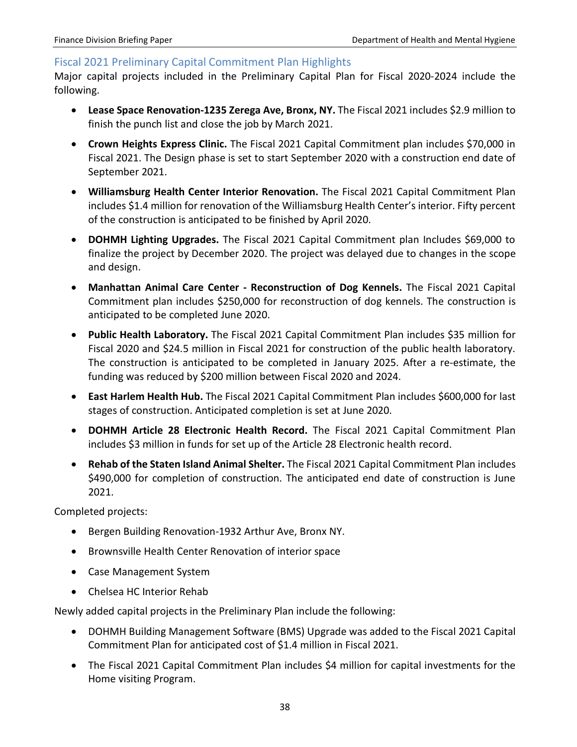## Fiscal 2021 Preliminary Capital Commitment Plan Highlights

Major capital projects included in the Preliminary Capital Plan for Fiscal 2020-2024 include the following.

- **Lease Space Renovation-1235 Zerega Ave, Bronx, NY.** The Fiscal 2021 includes $2.9 million to finish the punch list and close the job by March 2021.
- **Crown Heights Express Clinic.** The Fiscal 2021 Capital Commitment plan includes $70,000 in Fiscal 2021. The Design phase is set to start September 2020 with a construction end date of September 2021.
- **Williamsburg Health Center Interior Renovation.** The Fiscal 2021 Capital Commitment Plan includes $1.4 million for renovation of the Williamsburg Health Center's interior. Fifty percent of the construction is anticipated to be finished by April 2020.
- **DOHMH Lighting Upgrades.** The Fiscal 2021 Capital Commitment plan Includes $69,000 to finalize the project by December 2020. The project was delayed due to changes in the scope and design.
- **Manhattan Animal Care Center - Reconstruction of Dog Kennels.** The Fiscal 2021 Capital Commitment plan includes $250,000 for reconstruction of dog kennels. The construction is anticipated to be completed June 2020.
- **Public Health Laboratory.** The Fiscal 2021 Capital Commitment Plan includes $35 million for Fiscal 2020 and $24.5 million in Fiscal 2021 for construction of the public health laboratory. The construction is anticipated to be completed in January 2025. After a re-estimate, the funding was reduced by $200 million between Fiscal 2020 and 2024.
- **East Harlem Health Hub.** The Fiscal 2021 Capital Commitment Plan includes $600,000 for last stages of construction. Anticipated completion is set at June 2020.
- **DOHMH Article 28 Electronic Health Record.** The Fiscal 2021 Capital Commitment Plan includes $3 million in funds for set up of the Article 28 Electronic health record.
- **Rehab of the Staten Island Animal Shelter.** The Fiscal 2021 Capital Commitment Plan includes $490,000 for completion of construction. The anticipated end date of construction is June 2021.

Completed projects:

- Bergen Building Renovation-1932 Arthur Ave, Bronx NY.
- Brownsville Health Center Renovation of interior space
- Case Management System
- Chelsea HC Interior Rehab

Newly added capital projects in the Preliminary Plan include the following:

- DOHMH Building Management Software (BMS) Upgrade was added to the Fiscal 2021 Capital Commitment Plan for anticipated cost of $1.4 million in Fiscal 2021.
- The Fiscal 2021 Capital Commitment Plan includes $4 million for capital investments for the Home visiting Program.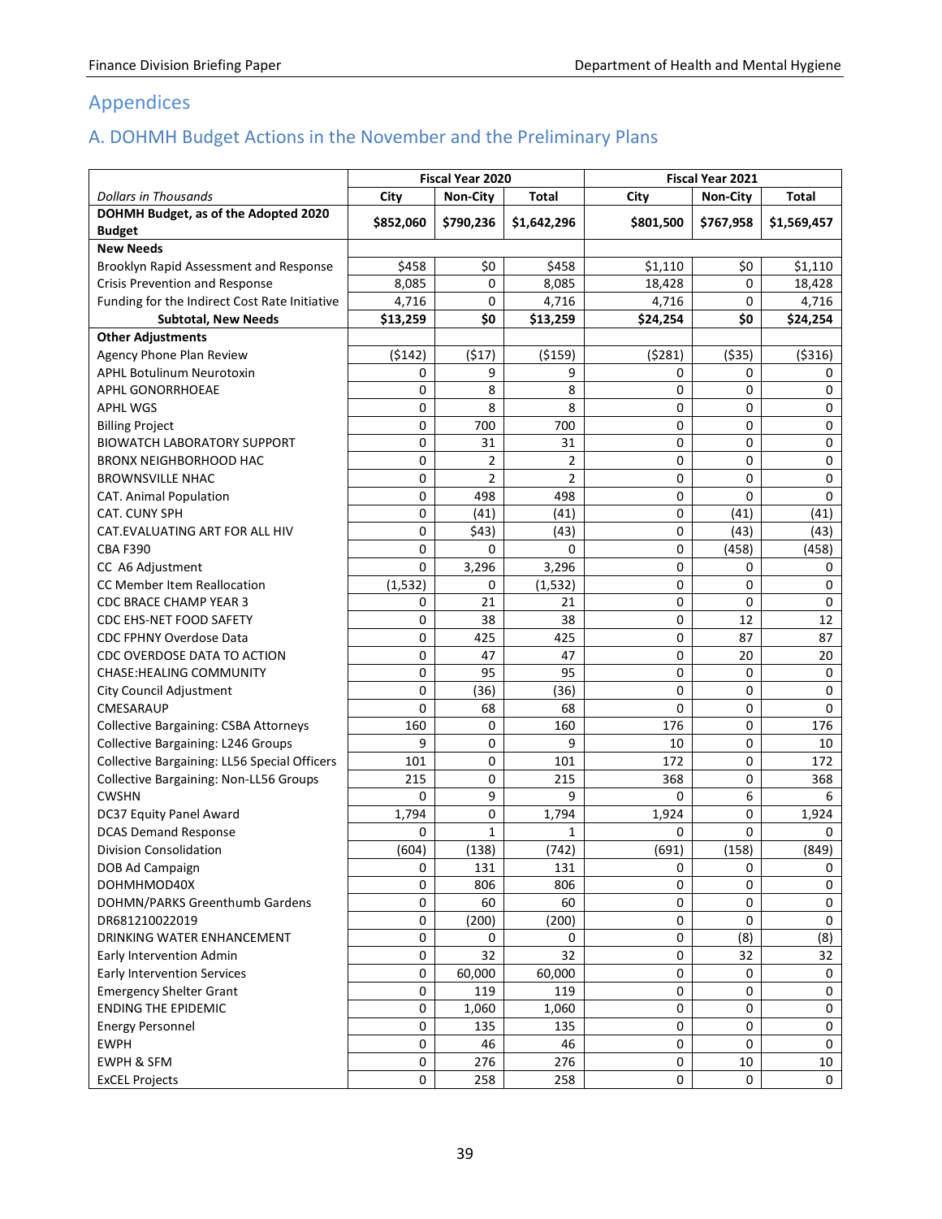# Appendices

## A. DOHMH Budget Actions in the November and the Preliminary Plans

| | Fiscal Year 2020 | | | Fiscal Year 2021 | | |
|---|---|---|---|---|---|---|
| *Dollars in Thousands* | City | Non-City | Total | City | Non-City | Total |
| **DOHMH Budget, as of the Adopted 2020 Budget** | **$852,060** | **$790,236** | **$1,642,296** | **$801,500** | **$767,958** | **$1,569,457** |
| **New Needs** | | | | | | |
| Brooklyn Rapid Assessment and Response | $458 | $0 | $458 | $1,110 | $0 | $1,110 |
| Crisis Prevention and Response | 8,085 | 0 | 8,085 | 18,428 | 0 | 18,428 |
| Funding for the Indirect Cost Rate Initiative | 4,716 | 0 | 4,716 | 4,716 | 0 | 4,716 |
| **Subtotal, New Needs** | **$13,259** | **$0** | **$13,259** | **$24,254** | **$0** | **$24,254** |
| **Other Adjustments** | | | | | | |
| Agency Phone Plan Review | ($142) | ($17) | ($159) | ($281) | ($35) | ($316) |
| APHL Botulinum Neurotoxin | 0 | 9 | 9 | 0 | 0 | 0 |
| APHL GONORRHOEAE | 0 | 8 | 8 | 0 | 0 | 0 |
| APHL WGS | 0 | 8 | 8 | 0 | 0 | 0 |
| Billing Project | 0 | 700 | 700 | 0 | 0 | 0 |
| BIOWATCH LABORATORY SUPPORT | 0 | 31 | 31 | 0 | 0 | 0 |
| BRONX NEIGHBORHOOD HAC | 0 | 2 | 2 | 0 | 0 | 0 |
| BROWNSVILLE NHAC | 0 | 2 | 2 | 0 | 0 | 0 |
| CAT. Animal Population | 0 | 498 | 498 | 0 | 0 | 0 |
| CAT. CUNY SPH | 0 | (41) | (41) | 0 | (41) | (41) |
| CAT.EVALUATING ART FOR ALL HIV | 0 | $43) | (43) | 0 | (43) | (43) |
| CBA F390 | 0 | 0 | 0 | 0 | (458) | (458) |
| CC A6 Adjustment | 0 | 3,296 | 3,296 | 0 | 0 | 0 |
| CC Member Item Reallocation | (1,532) | 0 | (1,532) | 0 | 0 | 0 |
| CDC BRACE CHAMP YEAR 3 | 0 | 21 | 21 | 0 | 0 | 0 |
| CDC EHS-NET FOOD SAFETY | 0 | 38 | 38 | 0 | 12 | 12 |
| CDC FPHNY Overdose Data | 0 | 425 | 425 | 0 | 87 | 87 |
| CDC OVERDOSE DATA TO ACTION | 0 | 47 | 47 | 0 | 20 | 20 |
| CHASE:HEALING COMMUNITY | 0 | 95 | 95 | 0 | 0 | 0 |
| City Council Adjustment | 0 | (36) | (36) | 0 | 0 | 0 |
| CMESARAUP | 0 | 68 | 68 | 0 | 0 | 0 |
| Collective Bargaining: CSBA Attorneys | 160 | 0 | 160 | 176 | 0 | 176 |
| Collective Bargaining: L246 Groups | 9 | 0 | 9 | 10 | 0 | 10 |
| Collective Bargaining: LL56 Special Officers | 101 | 0 | 101 | 172 | 0 | 172 |
| Collective Bargaining: Non-LL56 Groups | 215 | 0 | 215 | 368 | 0 | 368 |
| CWSHN | 0 | 9 | 9 | 0 | 6 | 6 |
| DC37 Equity Panel Award | 1,794 | 0 | 1,794 | 1,924 | 0 | 1,924 |
| DCAS Demand Response | 0 | 1 | 1 | 0 | 0 | 0 |
| Division Consolidation | (604) | (138) | (742) | (691) | (158) | (849) |
| DOB Ad Campaign | 0 | 131 | 131 | 0 | 0 | 0 |
| DOHMHMOD40X | 0 | 806 | 806 | 0 | 0 | 0 |
| DOHMN/PARKS Greenthumb Gardens | 0 | 60 | 60 | 0 | 0 | 0 |
| DR681210022019 | 0 | (200) | (200) | 0 | 0 | 0 |
| DRINKING WATER ENHANCEMENT | 0 | 0 | 0 | 0 | (8) | (8) |
| Early Intervention Admin | 0 | 32 | 32 | 0 | 32 | 32 |
| Early Intervention Services | 0 | 60,000 | 60,000 | 0 | 0 | 0 |
| Emergency Shelter Grant | 0 | 119 | 119 | 0 | 0 | 0 |
| ENDING THE EPIDEMIC | 0 | 1,060 | 1,060 | 0 | 0 | 0 |
| Energy Personnel | 0 | 135 | 135 | 0 | 0 | 0 |
| EWPH | 0 | 46 | 46 | 0 | 0 | 0 |
| EWPH & SFM | 0 | 276 | 276 | 0 | 10 | 10 |
| ExCEL Projects | 0 | 258 | 258 | 0 | 0 | 0 |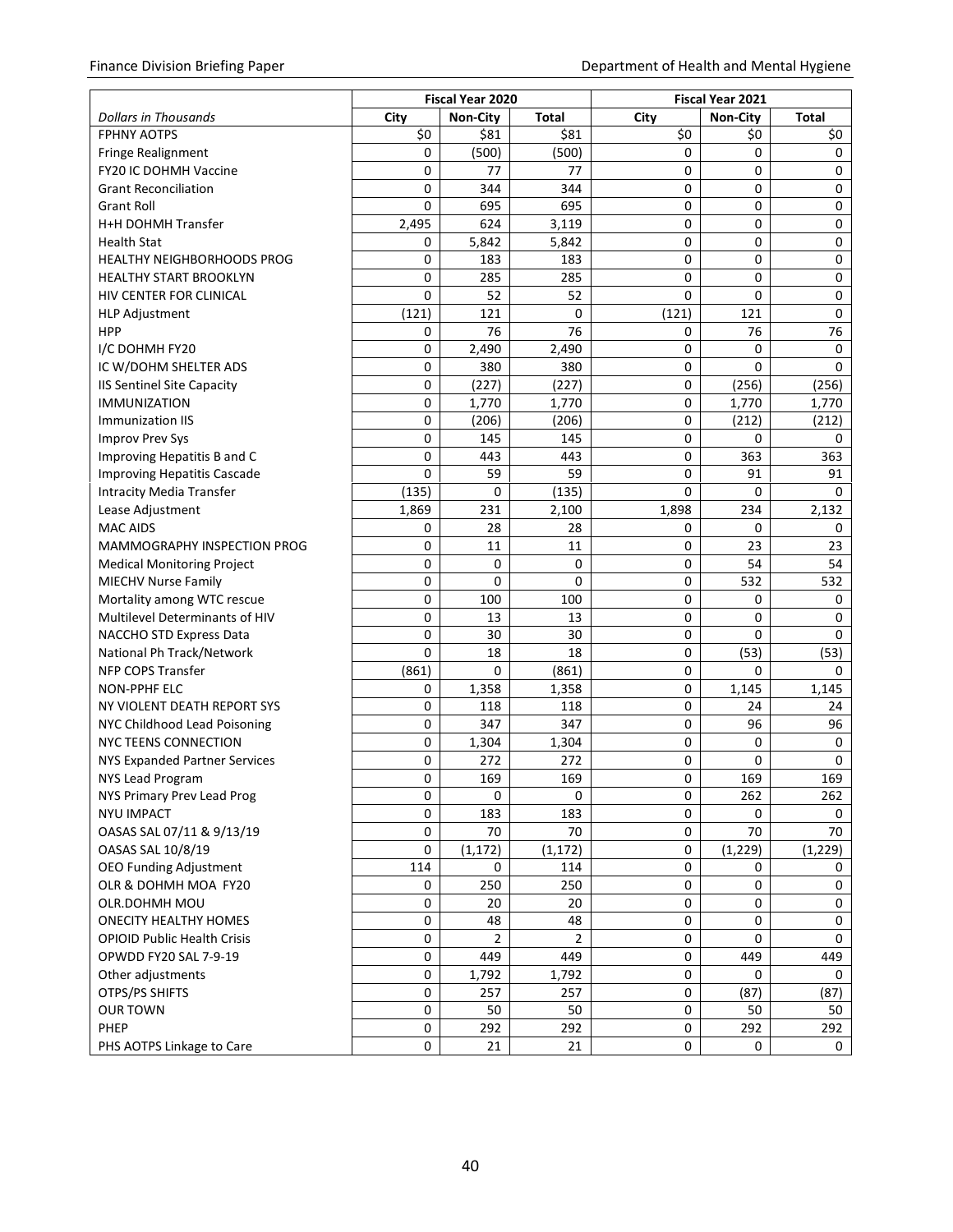| Dollars in Thousands | Fiscal Year 2020 | | | Fiscal Year 2021 | | |
|---|---|---|---|---|---|---|
| | City | Non-City | Total | City | Non-City | Total |
| FPHNY AOTPS | $0 | $81 | $81 | $0 | $0 | $0 |
| Fringe Realignment | 0 | (500) | (500) | 0 | 0 | 0 |
| FY20 IC DOHMH Vaccine | 0 | 77 | 77 | 0 | 0 | 0 |
| Grant Reconciliation | 0 | 344 | 344 | 0 | 0 | 0 |
| Grant Roll | 0 | 695 | 695 | 0 | 0 | 0 |
| H+H DOHMH Transfer | 2,495 | 624 | 3,119 | 0 | 0 | 0 |
| Health Stat | 0 | 5,842 | 5,842 | 0 | 0 | 0 |
| HEALTHY NEIGHBORHOODS PROG | 0 | 183 | 183 | 0 | 0 | 0 |
| HEALTHY START BROOKLYN | 0 | 285 | 285 | 0 | 0 | 0 |
| HIV CENTER FOR CLINICAL | 0 | 52 | 52 | 0 | 0 | 0 |
| HLP Adjustment | (121) | 121 | 0 | (121) | 121 | 0 |
| HPP | 0 | 76 | 76 | 0 | 76 | 76 |
| I/C DOHMH FY20 | 0 | 2,490 | 2,490 | 0 | 0 | 0 |
| IC W/DOHM SHELTER ADS | 0 | 380 | 380 | 0 | 0 | 0 |
| IIS Sentinel Site Capacity | 0 | (227) | (227) | 0 | (256) | (256) |
| IMMUNIZATION | 0 | 1,770 | 1,770 | 0 | 1,770 | 1,770 |
| Immunization IIS | 0 | (206) | (206) | 0 | (212) | (212) |
| Improv Prev Sys | 0 | 145 | 145 | 0 | 0 | 0 |
| Improving Hepatitis B and C | 0 | 443 | 443 | 0 | 363 | 363 |
| Improving Hepatitis Cascade | 0 | 59 | 59 | 0 | 91 | 91 |
| Intracity Media Transfer | (135) | 0 | (135) | 0 | 0 | 0 |
| Lease Adjustment | 1,869 | 231 | 2,100 | 1,898 | 234 | 2,132 |
| MAC AIDS | 0 | 28 | 28 | 0 | 0 | 0 |
| MAMMOGRAPHY INSPECTION PROG | 0 | 11 | 11 | 0 | 23 | 23 |
| Medical Monitoring Project | 0 | 0 | 0 | 0 | 54 | 54 |
| MIECHV Nurse Family | 0 | 0 | 0 | 0 | 532 | 532 |
| Mortality among WTC rescue | 0 | 100 | 100 | 0 | 0 | 0 |
| Multilevel Determinants of HIV | 0 | 13 | 13 | 0 | 0 | 0 |
| NACCHO STD Express Data | 0 | 30 | 30 | 0 | 0 | 0 |
| National Ph Track/Network | 0 | 18 | 18 | 0 | (53) | (53) |
| NFP COPS Transfer | (861) | 0 | (861) | 0 | 0 | 0 |
| NON-PPHF ELC | 0 | 1,358 | 1,358 | 0 | 1,145 | 1,145 |
| NY VIOLENT DEATH REPORT SYS | 0 | 118 | 118 | 0 | 24 | 24 |
| NYC Childhood Lead Poisoning | 0 | 347 | 347 | 0 | 96 | 96 |
| NYC TEENS CONNECTION | 0 | 1,304 | 1,304 | 0 | 0 | 0 |
| NYS Expanded Partner Services | 0 | 272 | 272 | 0 | 0 | 0 |
| NYS Lead Program | 0 | 169 | 169 | 0 | 169 | 169 |
| NYS Primary Prev Lead Prog | 0 | 0 | 0 | 0 | 262 | 262 |
| NYU IMPACT | 0 | 183 | 183 | 0 | 0 | 0 |
| OASAS SAL 07/11 & 9/13/19 | 0 | 70 | 70 | 0 | 70 | 70 |
| OASAS SAL 10/8/19 | 0 | (1,172) | (1,172) | 0 | (1,229) | (1,229) |
| OEO Funding Adjustment | 114 | 0 | 114 | 0 | 0 | 0 |
| OLR & DOHMH MOA FY20 | 0 | 250 | 250 | 0 | 0 | 0 |
| OLR.DOHMH MOU | 0 | 20 | 20 | 0 | 0 | 0 |
| ONECITY HEALTHY HOMES | 0 | 48 | 48 | 0 | 0 | 0 |
| OPIOID Public Health Crisis | 0 | 2 | 2 | 0 | 0 | 0 |
| OPWDD FY20 SAL 7-9-19 | 0 | 449 | 449 | 0 | 449 | 449 |
| Other adjustments | 0 | 1,792 | 1,792 | 0 | 0 | 0 |
| OTPS/PS SHIFTS | 0 | 257 | 257 | 0 | (87) | (87) |
| OUR TOWN | 0 | 50 | 50 | 0 | 50 | 50 |
| PHEP | 0 | 292 | 292 | 0 | 292 | 292 |
| PHS AOTPS Linkage to Care | 0 | 21 | 21 | 0 | 0 | 0 |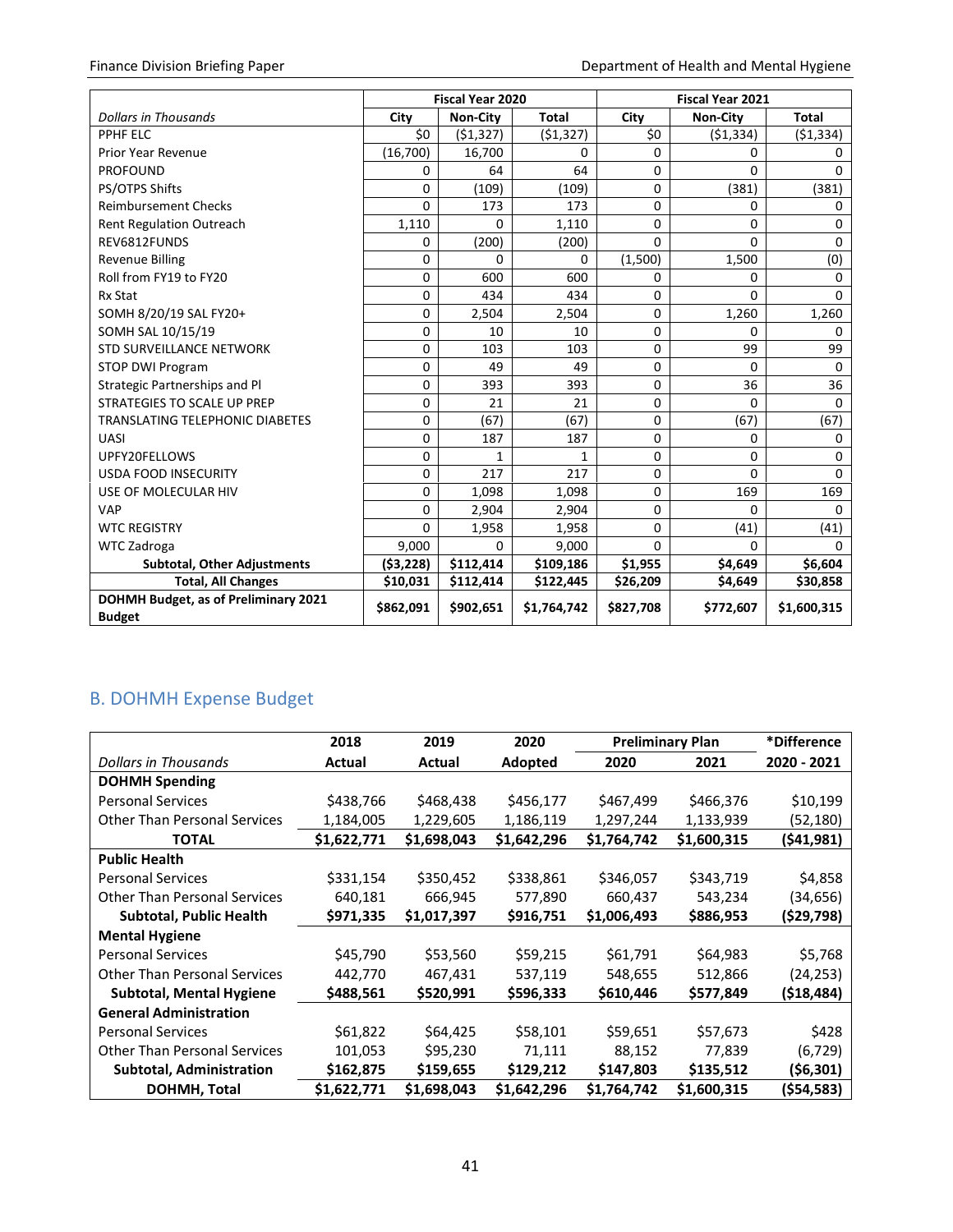| Dollars in Thousands | Fiscal Year 2020 | | | Fiscal Year 2021 | | |
|---|---|---|---|---|---|---|
| | City | Non-City | Total | City | Non-City | Total |
| PPHF ELC | $0 | ($1,327) | ($1,327) | $0 | ($1,334) | ($1,334) |
| Prior Year Revenue | (16,700) | 16,700 | 0 | 0 | 0 | 0 |
| PROFOUND | 0 | 64 | 64 | 0 | 0 | 0 |
| PS/OTPS Shifts | 0 | (109) | (109) | 0 | (381) | (381) |
| Reimbursement Checks | 0 | 173 | 173 | 0 | 0 | 0 |
| Rent Regulation Outreach | 1,110 | 0 | 1,110 | 0 | 0 | 0 |
| REV6812FUNDS | 0 | (200) | (200) | 0 | 0 | 0 |
| Revenue Billing | 0 | 0 | 0 | (1,500) | 1,500 | (0) |
| Roll from FY19 to FY20 | 0 | 600 | 600 | 0 | 0 | 0 |
| Rx Stat | 0 | 434 | 434 | 0 | 0 | 0 |
| SOMH 8/20/19 SAL FY20+ | 0 | 2,504 | 2,504 | 0 | 1,260 | 1,260 |
| SOMH SAL 10/15/19 | 0 | 10 | 10 | 0 | 0 | 0 |
| STD SURVEILLANCE NETWORK | 0 | 103 | 103 | 0 | 99 | 99 |
| STOP DWI Program | 0 | 49 | 49 | 0 | 0 | 0 |
| Strategic Partnerships and Pl | 0 | 393 | 393 | 0 | 36 | 36 |
| STRATEGIES TO SCALE UP PREP | 0 | 21 | 21 | 0 | 0 | 0 |
| TRANSLATING TELEPHONIC DIABETES | 0 | (67) | (67) | 0 | (67) | (67) |
| UASI | 0 | 187 | 187 | 0 | 0 | 0 |
| UPFY20FELLOWS | 0 | 1 | 1 | 0 | 0 | 0 |
| USDA FOOD INSECURITY | 0 | 217 | 217 | 0 | 0 | 0 |
| USE OF MOLECULAR HIV | 0 | 1,098 | 1,098 | 0 | 169 | 169 |
| VAP | 0 | 2,904 | 2,904 | 0 | 0 | 0 |
| WTC REGISTRY | 0 | 1,958 | 1,958 | 0 | (41) | (41) |
| WTC Zadroga | 9,000 | 0 | 9,000 | 0 | 0 | 0 |
| **Subtotal, Other Adjustments** | **($3,228)** | **$112,414** | **$109,186** | **$1,955** | **$4,649** | **$6,604** |
| **Total, All Changes** | **$10,031** | **$112,414** | **$122,445** | **$26,209** | **$4,649** | **$30,858** |
| **DOHMH Budget, as of Preliminary 2021 Budget** | **$862,091** | **$902,651** | **$1,764,742** | **$827,708** | **$772,607** | **$1,600,315** |

## B. DOHMH Expense Budget

| | 2018 | 2019 | 2020 | Preliminary Plan | | *Difference |
|---|---|---|---|---|---|---|
| *Dollars in Thousands* | Actual | Actual | Adopted | 2020 | 2021 | 2020 - 2021 |
| **DOHMH Spending** | | | | | | |
| Personal Services | $438,766 | $468,438 | $456,177 | $467,499 | $466,376 | $10,199 |
| Other Than Personal Services | 1,184,005 | 1,229,605 | 1,186,119 | 1,297,244 | 1,133,939 | (52,180) |
| **TOTAL** | **$1,622,771** | **$1,698,043** | **$1,642,296** | **$1,764,742** | **$1,600,315** | **($41,981)** |
| **Public Health** | | | | | | |
| Personal Services | $331,154 | $350,452 | $338,861 | $346,057 | $343,719 | $4,858 |
| Other Than Personal Services | 640,181 | 666,945 | 577,890 | 660,437 | 543,234 | (34,656) |
| **Subtotal, Public Health** | **$971,335** | **$1,017,397** | **$916,751** | **$1,006,493** | **$886,953** | **($29,798)** |
| **Mental Hygiene** | | | | | | |
| Personal Services | $45,790 | $53,560 | $59,215 | $61,791 | $64,983 | $5,768 |
| Other Than Personal Services | 442,770 | 467,431 | 537,119 | 548,655 | 512,866 | (24,253) |
| **Subtotal, Mental Hygiene** | **$488,561** | **$520,991** | **$596,333** | **$610,446** | **$577,849** | **($18,484)** |
| **General Administration** | | | | | | |
| Personal Services | $61,822 | $64,425 | $58,101 | $59,651 | $57,673 | $428 |
| Other Than Personal Services | 101,053 | $95,230 | 71,111 | 88,152 | 77,839 | (6,729) |
| **Subtotal, Administration** | **$162,875** | **$159,655** | **$129,212** | **$147,803** | **$135,512** | **($6,301)** |
| **DOHMH, Total** | **$1,622,771** | **$1,698,043** | **$1,642,296** | **$1,764,742** | **$1,600,315** | **($54,583)** |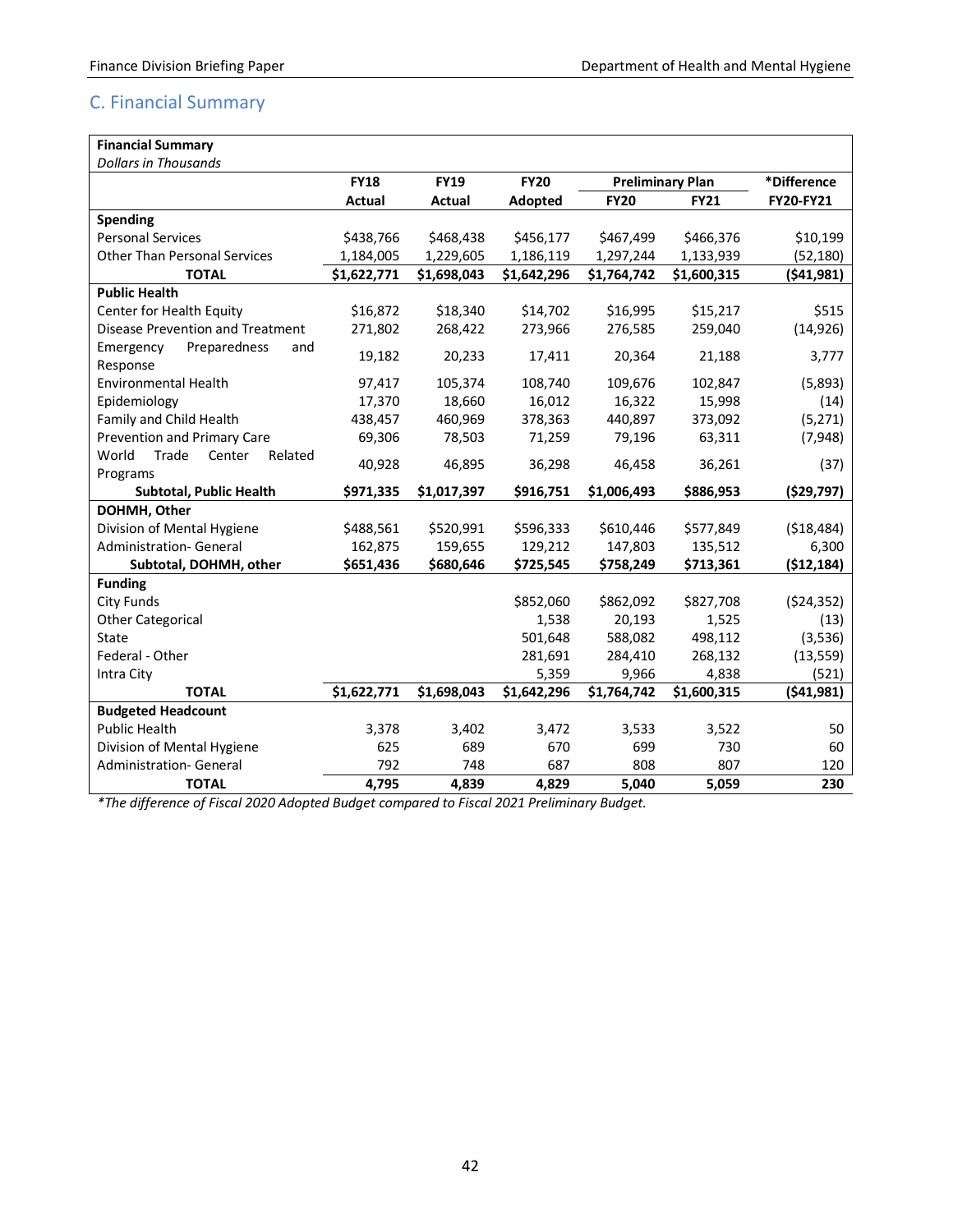## C. Financial Summary

| Financial Summary<br>*Dollars in Thousands* | FY18 | FY19 | FY20 | Preliminary Plan | | *Difference |
|---|---|---|---|---|---|---|
| | Actual | Actual | Adopted | FY20 | FY21 | FY20-FY21 |
| **Spending** | | | | | | |
| Personal Services | $438,766 | $468,438 | $456,177 | $467,499 | $466,376 | $10,199 |
| Other Than Personal Services | 1,184,005 | 1,229,605 | 1,186,119 | 1,297,244 | 1,133,939 | (52,180) |
| **TOTAL** | **$1,622,771** | **$1,698,043** | **$1,642,296** | **$1,764,742** | **$1,600,315** | **($41,981)** |
| **Public Health** | | | | | | |
| Center for Health Equity | $16,872 | $18,340 | $14,702 | $16,995 | $15,217 | $515 |
| Disease Prevention and Treatment | 271,802 | 268,422 | 273,966 | 276,585 | 259,040 | (14,926) |
| Emergency Preparedness and Response | 19,182 | 20,233 | 17,411 | 20,364 | 21,188 | 3,777 |
| Environmental Health | 97,417 | 105,374 | 108,740 | 109,676 | 102,847 | (5,893) |
| Epidemiology | 17,370 | 18,660 | 16,012 | 16,322 | 15,998 | (14) |
| Family and Child Health | 438,457 | 460,969 | 378,363 | 440,897 | 373,092 | (5,271) |
| Prevention and Primary Care | 69,306 | 78,503 | 71,259 | 79,196 | 63,311 | (7,948) |
| World Trade Center Related Programs | 40,928 | 46,895 | 36,298 | 46,458 | 36,261 | (37) |
| **Subtotal, Public Health** | **$971,335** | **$1,017,397** | **$916,751** | **$1,006,493** | **$886,953** | **($29,797)** |
| **DOHMH, Other** | | | | | | |
| Division of Mental Hygiene | $488,561 | $520,991 | $596,333 | $610,446 | $577,849 | ($18,484) |
| Administration- General | 162,875 | 159,655 | 129,212 | 147,803 | 135,512 | 6,300 |
| **Subtotal, DOHMH, other** | **$651,436** | **$680,646** | **$725,545** | **$758,249** | **$713,361** | **($12,184)** |
| **Funding** | | | | | | |
| City Funds | | | $852,060 | $862,092 | $827,708 | ($24,352) |
| Other Categorical | | | 1,538 | 20,193 | 1,525 | (13) |
| State | | | 501,648 | 588,082 | 498,112 | (3,536) |
| Federal - Other | | | 281,691 | 284,410 | 268,132 | (13,559) |
| Intra City | | | 5,359 | 9,966 | 4,838 | (521) |
| **TOTAL** | **$1,622,771** | **$1,698,043** | **$1,642,296** | **$1,764,742** | **$1,600,315** | **($41,981)** |
| **Budgeted Headcount** | | | | | | |
| Public Health | 3,378 | 3,402 | 3,472 | 3,533 | 3,522 | 50 |
| Division of Mental Hygiene | 625 | 689 | 670 | 699 | 730 | 60 |
| Administration- General | 792 | 748 | 687 | 808 | 807 | 120 |
| **TOTAL** | **4,795** | **4,839** | **4,829** | **5,040** | **5,059** | **230** |

*\*The difference of Fiscal 2020 Adopted Budget compared to Fiscal 2021 Preliminary Budget.*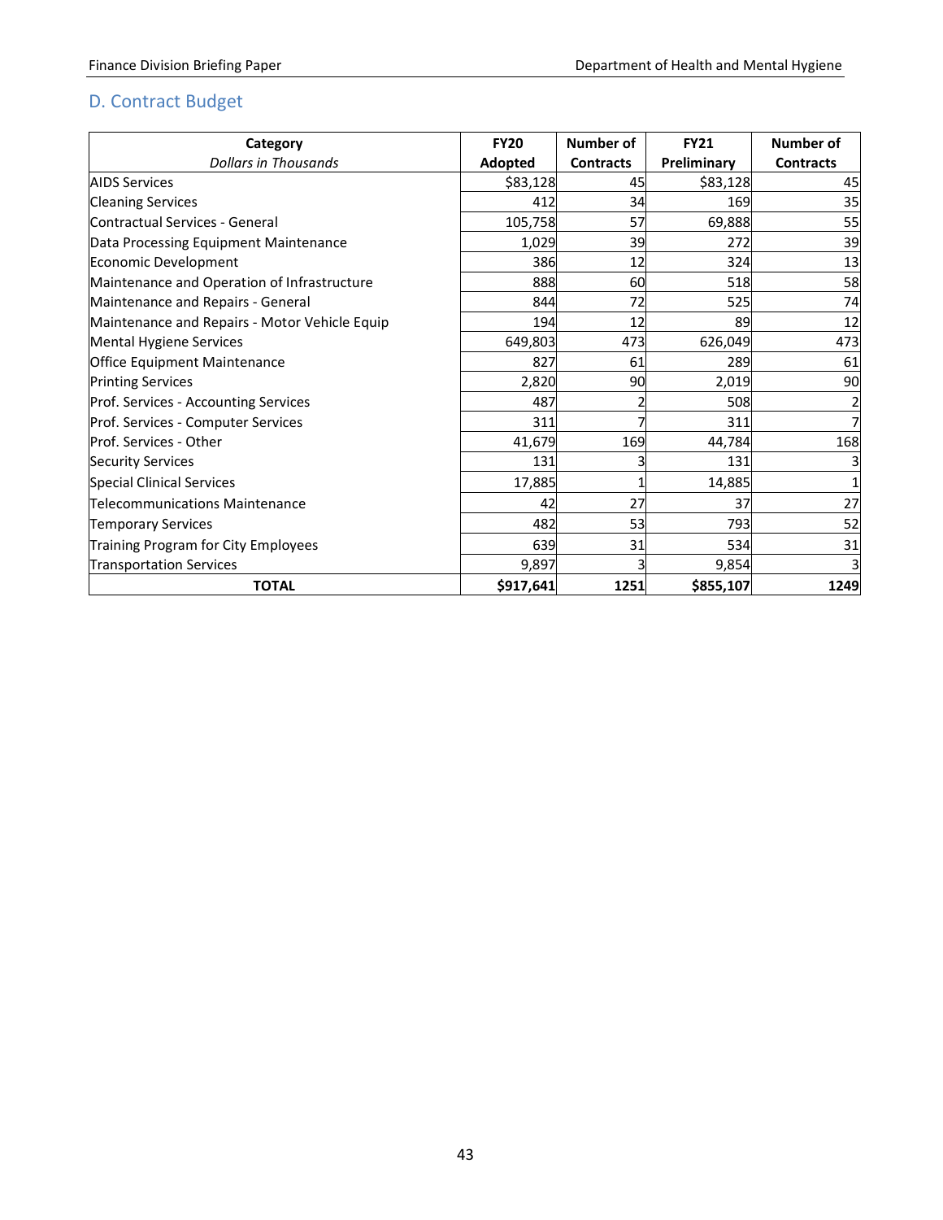## D. Contract Budget

| Category<br>*Dollars in Thousands* | FY20 Adopted | Number of Contracts | FY21 Preliminary | Number of Contracts |
|---|---|---|---|---|
| AIDS Services | $83,128 | 45 | $83,128 | 45 |
| Cleaning Services | 412 | 34 | 169 | 35 |
| Contractual Services - General | 105,758 | 57 | 69,888 | 55 |
| Data Processing Equipment Maintenance | 1,029 | 39 | 272 | 39 |
| Economic Development | 386 | 12 | 324 | 13 |
| Maintenance and Operation of Infrastructure | 888 | 60 | 518 | 58 |
| Maintenance and Repairs - General | 844 | 72 | 525 | 74 |
| Maintenance and Repairs - Motor Vehicle Equip | 194 | 12 | 89 | 12 |
| Mental Hygiene Services | 649,803 | 473 | 626,049 | 473 |
| Office Equipment Maintenance | 827 | 61 | 289 | 61 |
| Printing Services | 2,820 | 90 | 2,019 | 90 |
| Prof. Services - Accounting Services | 487 | 2 | 508 | 2 |
| Prof. Services - Computer Services | 311 | 7 | 311 | 7 |
| Prof. Services - Other | 41,679 | 169 | 44,784 | 168 |
| Security Services | 131 | 3 | 131 | 3 |
| Special Clinical Services | 17,885 | 1 | 14,885 | 1 |
| Telecommunications Maintenance | 42 | 27 | 37 | 27 |
| Temporary Services | 482 | 53 | 793 | 52 |
| Training Program for City Employees | 639 | 31 | 534 | 31 |
| Transportation Services | 9,897 | 3 | 9,854 | 3 |
| **TOTAL** | **$917,641** | **1251** | **$855,107** | **1249** |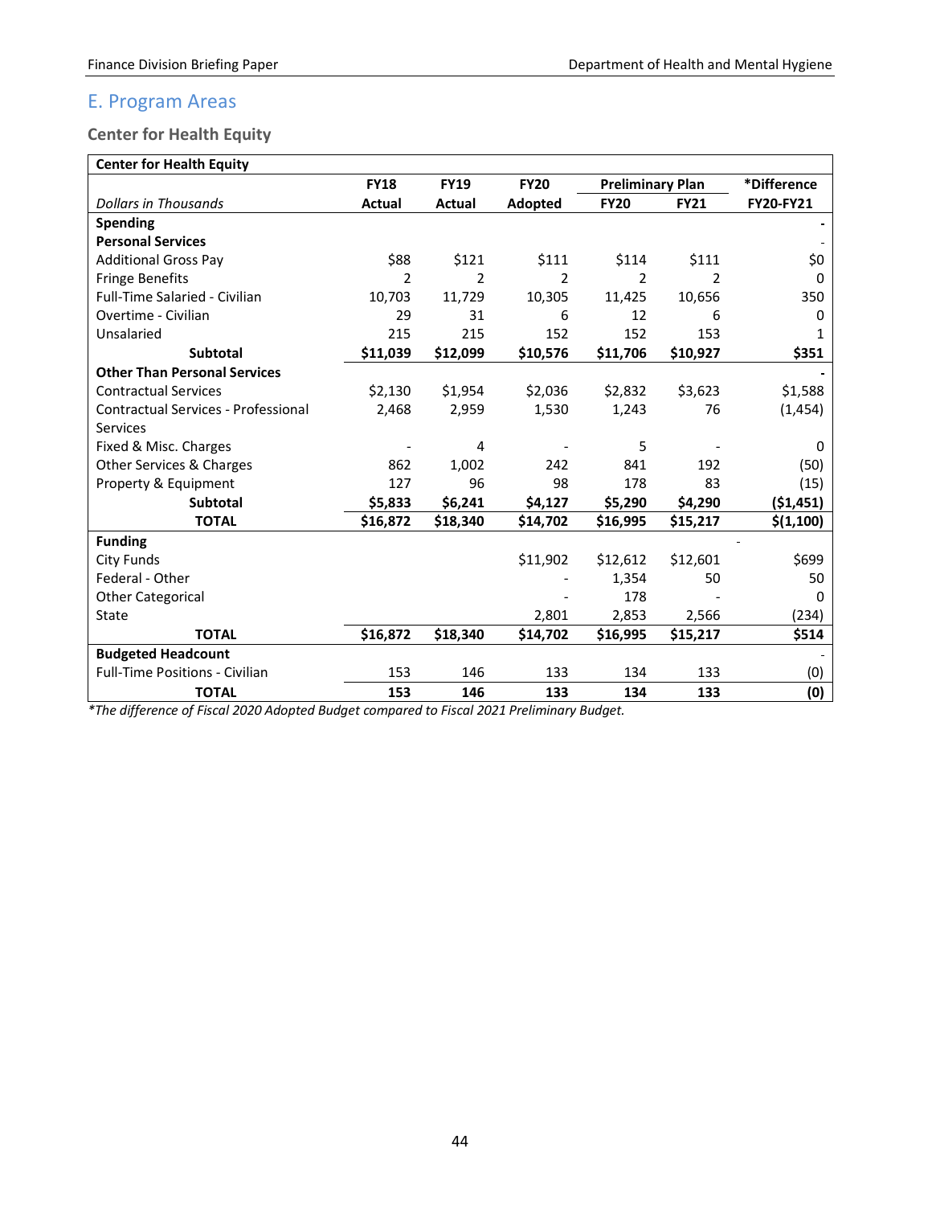## E. Program Areas

### Center for Health Equity

| Center for Health Equity | | | | | | |
|---|---|---|---|---|---|---|
| | FY18 | FY19 | FY20 | Preliminary Plan | | *Difference |
| Dollars in Thousands | Actual | Actual | Adopted | FY20 | FY21 | FY20-FY21 |
| **Spending** | | | | | | - |
| **Personal Services** | | | | | | - |
| Additional Gross Pay | $88 | $121 | $111 | $114 | $111 | $0 |
| Fringe Benefits | 2 | 2 | 2 | 2 | 2 | 0 |
| Full-Time Salaried - Civilian | 10,703 | 11,729 | 10,305 | 11,425 | 10,656 | 350 |
| Overtime - Civilian | 29 | 31 | 6 | 12 | 6 | 0 |
| Unsalaried | 215 | 215 | 152 | 152 | 153 | 1 |
| **Subtotal** | **$11,039** | **$12,099** | **$10,576** | **$11,706** | **$10,927** | **$351** |
| **Other Than Personal Services** | | | | | | - |
| Contractual Services | $2,130 | $1,954 | $2,036 | $2,832 | $3,623 | $1,588 |
| Contractual Services - Professional Services | 2,468 | 2,959 | 1,530 | 1,243 | 76 | (1,454) |
| Fixed & Misc. Charges | - | 4 | - | 5 | - | 0 |
| Other Services & Charges | 862 | 1,002 | 242 | 841 | 192 | (50) |
| Property & Equipment | 127 | 96 | 98 | 178 | 83 | (15) |
| **Subtotal** | **$5,833** | **$6,241** | **$4,127** | **$5,290** | **$4,290** | **($1,451)** |
| **TOTAL** | **$16,872** | **$18,340** | **$14,702** | **$16,995** | **$15,217** | **$(1,100)** |
| **Funding** | | | | | | - |
| City Funds | | | $11,902 | $12,612 | $12,601 | $699 |
| Federal - Other | | | - | 1,354 | 50 | 50 |
| Other Categorical | | | - | 178 | - | 0 |
| State | | | 2,801 | 2,853 | 2,566 | (234) |
| **TOTAL** | **$16,872** | **$18,340** | **$14,702** | **$16,995** | **$15,217** | **$514** |
| **Budgeted Headcount** | | | | | | - |
| Full-Time Positions - Civilian | 153 | 146 | 133 | 134 | 133 | (0) |
| **TOTAL** | **153** | **146** | **133** | **134** | **133** | **(0)** |

*\*The difference of Fiscal 2020 Adopted Budget compared to Fiscal 2021 Preliminary Budget.*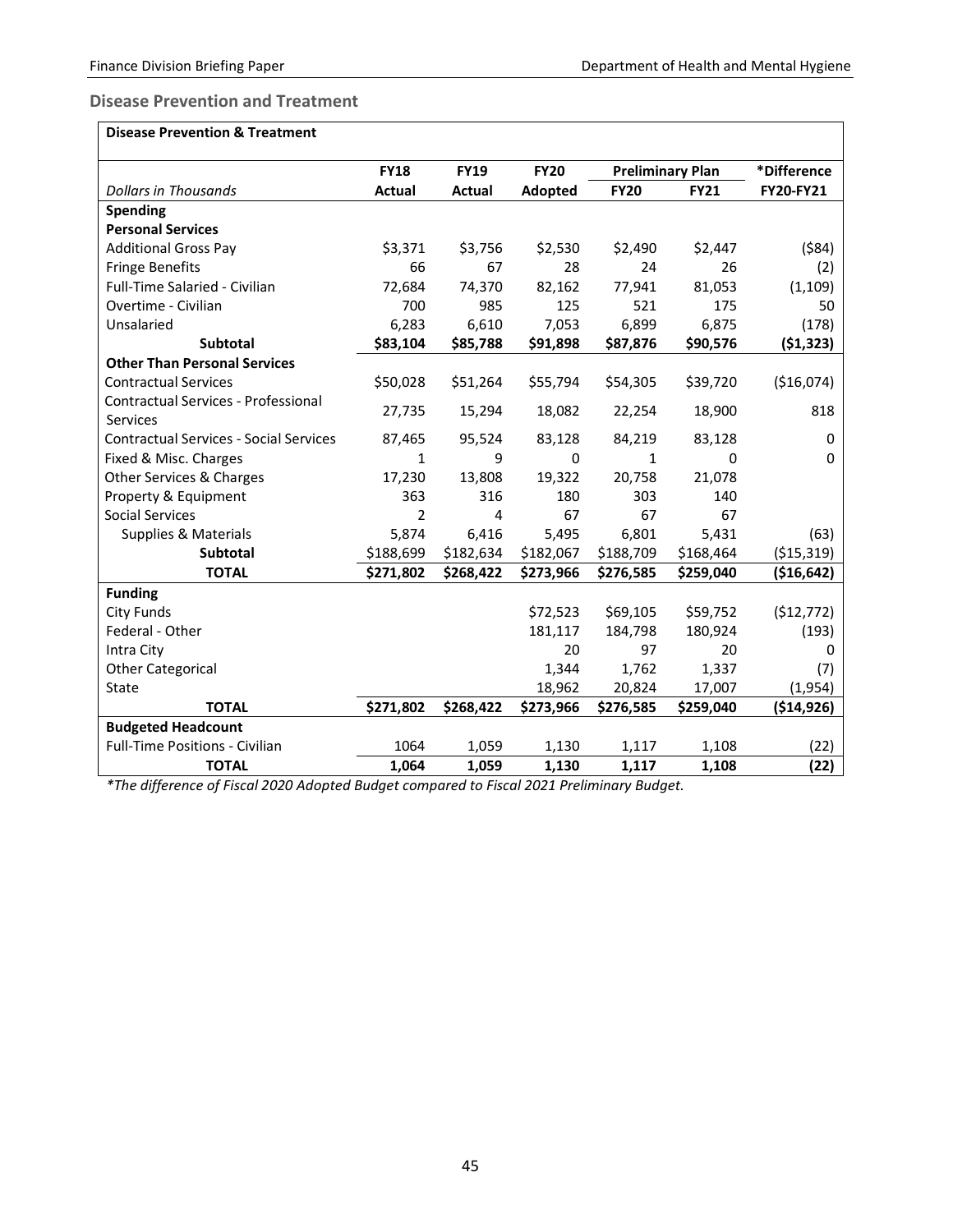## Disease Prevention and Treatment

| Disease Prevention & Treatment | | | | | | |
|---|---|---|---|---|---|---|
| | **FY18** | **FY19** | **FY20** | **Preliminary Plan** | | ***Difference** |
| *Dollars in Thousands* | **Actual** | **Actual** | **Adopted** | **FY20** | **FY21** | **FY20-FY21** |
| **Spending** | | | | | | |
| **Personal Services** | | | | | | |
| Additional Gross Pay | $3,371 | $3,756 | $2,530 | $2,490 | $2,447 | ($84) |
| Fringe Benefits | 66 | 67 | 28 | 24 | 26 | (2) |
| Full-Time Salaried - Civilian | 72,684 | 74,370 | 82,162 | 77,941 | 81,053 | (1,109) |
| Overtime - Civilian | 700 | 985 | 125 | 521 | 175 | 50 |
| Unsalaried | 6,283 | 6,610 | 7,053 | 6,899 | 6,875 | (178) |
| **Subtotal** | **$83,104** | **$85,788** | **$91,898** | **$87,876** | **$90,576** | **($1,323)** |
| **Other Than Personal Services** | | | | | | |
| Contractual Services | $50,028 | $51,264 | $55,794 | $54,305 | $39,720 | ($16,074) |
| Contractual Services - Professional Services | 27,735 | 15,294 | 18,082 | 22,254 | 18,900 | 818 |
| Contractual Services - Social Services | 87,465 | 95,524 | 83,128 | 84,219 | 83,128 | 0 |
| Fixed & Misc. Charges | 1 | 9 | 0 | 1 | 0 | 0 |
| Other Services & Charges | 17,230 | 13,808 | 19,322 | 20,758 | 21,078 | |
| Property & Equipment | 363 | 316 | 180 | 303 | 140 | |
| Social Services | 2 | 4 | 67 | 67 | 67 | |
| Supplies & Materials | 5,874 | 6,416 | 5,495 | 6,801 | 5,431 | (63) |
| **Subtotal** | $188,699 | $182,634 | $182,067 | $188,709 | $168,464 | ($15,319) |
| **TOTAL** | **$271,802** | **$268,422** | **$273,966** | **$276,585** | **$259,040** | **($16,642)** |
| **Funding** | | | | | | |
| City Funds | | | $72,523 | $69,105 | $59,752 | ($12,772) |
| Federal - Other | | | 181,117 | 184,798 | 180,924 | (193) |
| Intra City | | | 20 | 97 | 20 | 0 |
| Other Categorical | | | 1,344 | 1,762 | 1,337 | (7) |
| State | | | 18,962 | 20,824 | 17,007 | (1,954) |
| **TOTAL** | **$271,802** | **$268,422** | **$273,966** | **$276,585** | **$259,040** | **($14,926)** |
| **Budgeted Headcount** | | | | | | |
| Full-Time Positions - Civilian | 1064 | 1,059 | 1,130 | 1,117 | 1,108 | (22) |
| **TOTAL** | **1,064** | **1,059** | **1,130** | **1,117** | **1,108** | **(22)** |

*\*The difference of Fiscal 2020 Adopted Budget compared to Fiscal 2021 Preliminary Budget.*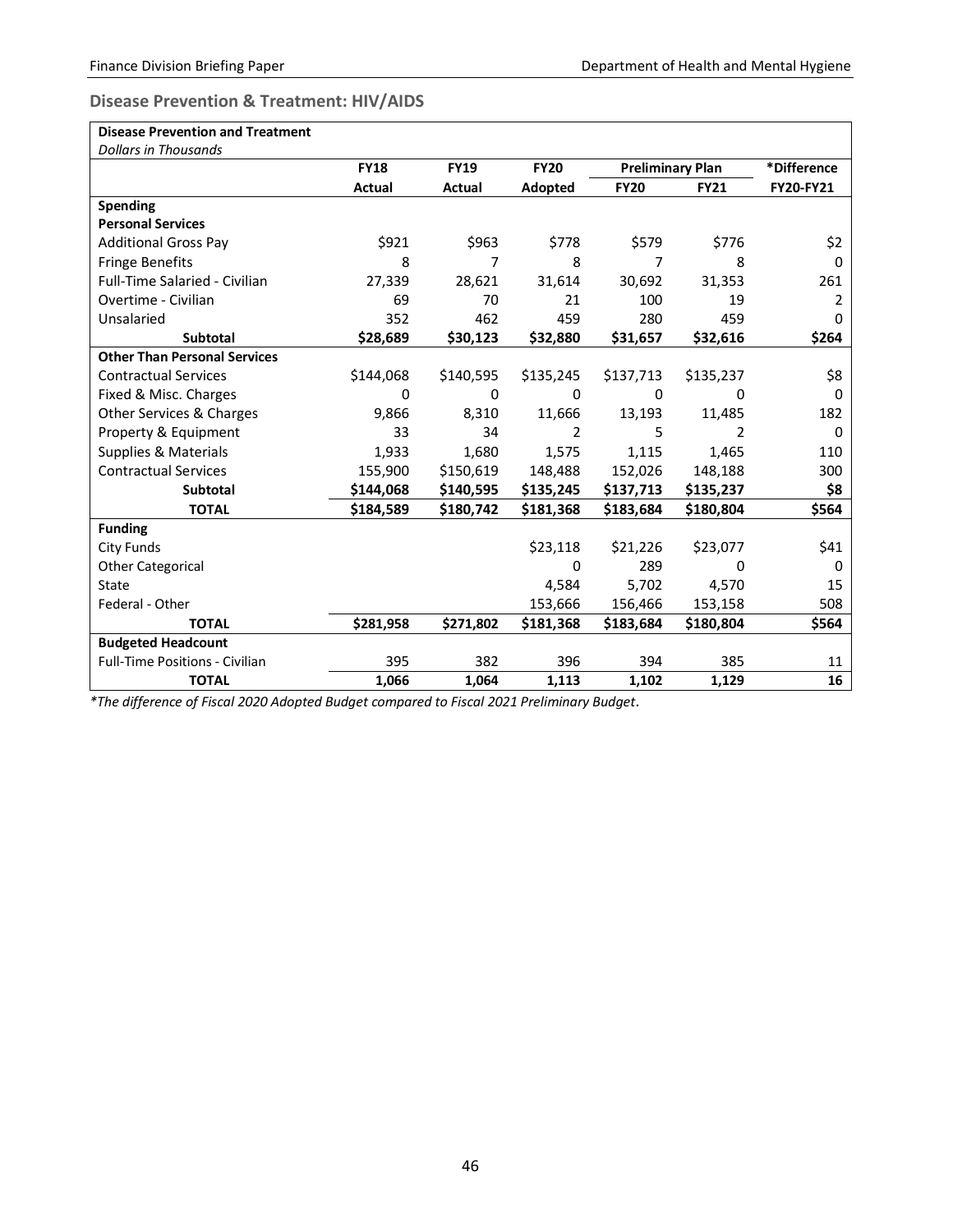## Disease Prevention & Treatment: HIV/AIDS

| Disease Prevention and Treatment | | | | | | |
|---|---|---|---|---|---|---|
| *Dollars in Thousands* | | | | | | |
| | FY18 | FY19 | FY20 | Preliminary Plan | | *Difference |
| | Actual | Actual | Adopted | FY20 | FY21 | FY20-FY21 |
| **Spending** | | | | | | |
| **Personal Services** | | | | | | |
| Additional Gross Pay | $921 | $963 | $778 | $579 | $776 | $2 |
| Fringe Benefits | 8 | 7 | 8 | 7 | 8 | 0 |
| Full-Time Salaried - Civilian | 27,339 | 28,621 | 31,614 | 30,692 | 31,353 | 261 |
| Overtime - Civilian | 69 | 70 | 21 | 100 | 19 | 2 |
| Unsalaried | 352 | 462 | 459 | 280 | 459 | 0 |
| **Subtotal** | **$28,689** | **$30,123** | **$32,880** | **$31,657** | **$32,616** | **$264** |
| **Other Than Personal Services** | | | | | | |
| Contractual Services | $144,068 | $140,595 | $135,245 | $137,713 | $135,237 | $8 |
| Fixed & Misc. Charges | 0 | 0 | 0 | 0 | 0 | 0 |
| Other Services & Charges | 9,866 | 8,310 | 11,666 | 13,193 | 11,485 | 182 |
| Property & Equipment | 33 | 34 | 2 | 5 | 2 | 0 |
| Supplies & Materials | 1,933 | 1,680 | 1,575 | 1,115 | 1,465 | 110 |
| Contractual Services | 155,900 | $150,619 | 148,488 | 152,026 | 148,188 | 300 |
| **Subtotal** | **$144,068** | **$140,595** | **$135,245** | **$137,713** | **$135,237** | **$8** |
| **TOTAL** | **$184,589** | **$180,742** | **$181,368** | **$183,684** | **$180,804** | **$564** |
| **Funding** | | | | | | |
| City Funds | | | $23,118 | $21,226 | $23,077 | $41 |
| Other Categorical | | | 0 | 289 | 0 | 0 |
| State | | | 4,584 | 5,702 | 4,570 | 15 |
| Federal - Other | | | 153,666 | 156,466 | 153,158 | 508 |
| **TOTAL** | **$281,958** | **$271,802** | **$181,368** | **$183,684** | **$180,804** | **$564** |
| **Budgeted Headcount** | | | | | | |
| Full-Time Positions - Civilian | 395 | 382 | 396 | 394 | 385 | 11 |
| **TOTAL** | **1,066** | **1,064** | **1,113** | **1,102** | **1,129** | **16** |

*\*The difference of Fiscal 2020 Adopted Budget compared to Fiscal 2021 Preliminary Budget.*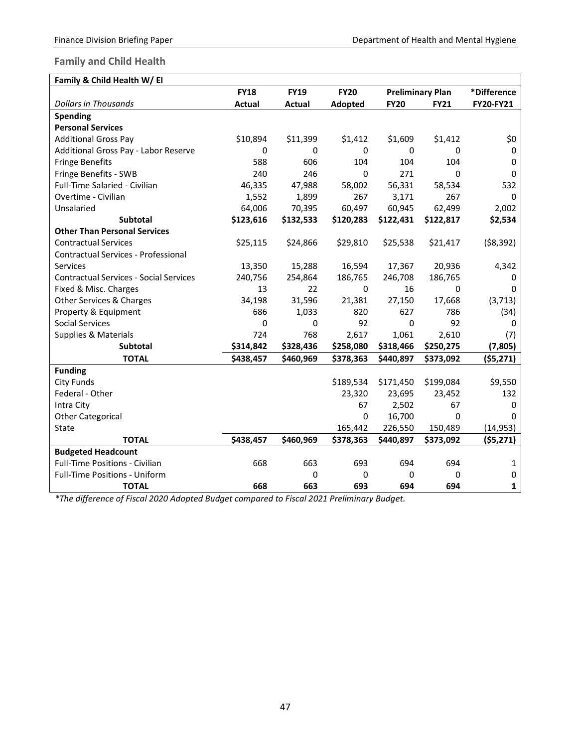## Family and Child Health

| Family & Child Health W/ EI | | | | | | |
|---|---|---|---|---|---|---|
| | **FY18** | **FY19** | **FY20** | **Preliminary Plan** | | ***Difference** |
| *Dollars in Thousands* | **Actual** | **Actual** | **Adopted** | **FY20** | **FY21** | **FY20-FY21** |
| **Spending** | | | | | | |
| **Personal Services** | | | | | | |
| Additional Gross Pay | $10,894 | $11,399 | $1,412 | $1,609 | $1,412 | $0 |
| Additional Gross Pay - Labor Reserve | 0 | 0 | 0 | 0 | 0 | 0 |
| Fringe Benefits | 588 | 606 | 104 | 104 | 104 | 0 |
| Fringe Benefits - SWB | 240 | 246 | 0 | 271 | 0 | 0 |
| Full-Time Salaried - Civilian | 46,335 | 47,988 | 58,002 | 56,331 | 58,534 | 532 |
| Overtime - Civilian | 1,552 | 1,899 | 267 | 3,171 | 267 | 0 |
| Unsalaried | 64,006 | 70,395 | 60,497 | 60,945 | 62,499 | 2,002 |
| **Subtotal** | **$123,616** | **$132,533** | **$120,283** | **$122,431** | **$122,817** | **$2,534** |
| **Other Than Personal Services** | | | | | | |
| Contractual Services | $25,115 | $24,866 | $29,810 | $25,538 | $21,417 | ($8,392) |
| Contractual Services - Professional Services | 13,350 | 15,288 | 16,594 | 17,367 | 20,936 | 4,342 |
| Contractual Services - Social Services | 240,756 | 254,864 | 186,765 | 246,708 | 186,765 | 0 |
| Fixed & Misc. Charges | 13 | 22 | 0 | 16 | 0 | 0 |
| Other Services & Charges | 34,198 | 31,596 | 21,381 | 27,150 | 17,668 | (3,713) |
| Property & Equipment | 686 | 1,033 | 820 | 627 | 786 | (34) |
| Social Services | 0 | 0 | 92 | 0 | 92 | 0 |
| Supplies & Materials | 724 | 768 | 2,617 | 1,061 | 2,610 | (7) |
| **Subtotal** | **$314,842** | **$328,436** | **$258,080** | **$318,466** | **$250,275** | **(7,805)** |
| **TOTAL** | **$438,457** | **$460,969** | **$378,363** | **$440,897** | **$373,092** | **($5,271)** |
| **Funding** | | | | | | |
| City Funds | | | $189,534 | $171,450 | $199,084 | $9,550 |
| Federal - Other | | | 23,320 | 23,695 | 23,452 | 132 |
| Intra City | | | 67 | 2,502 | 67 | 0 |
| Other Categorical | | | 0 | 16,700 | 0 | 0 |
| State | | | 165,442 | 226,550 | 150,489 | (14,953) |
| **TOTAL** | **$438,457** | **$460,969** | **$378,363** | **$440,897** | **$373,092** | **($5,271)** |
| **Budgeted Headcount** | | | | | | |
| Full-Time Positions - Civilian | 668 | 663 | 693 | 694 | 694 | 1 |
| Full-Time Positions - Uniform | | 0 | 0 | 0 | 0 | 0 |
| **TOTAL** | **668** | **663** | **693** | **694** | **694** | **1** |

*\*The difference of Fiscal 2020 Adopted Budget compared to Fiscal 2021 Preliminary Budget.*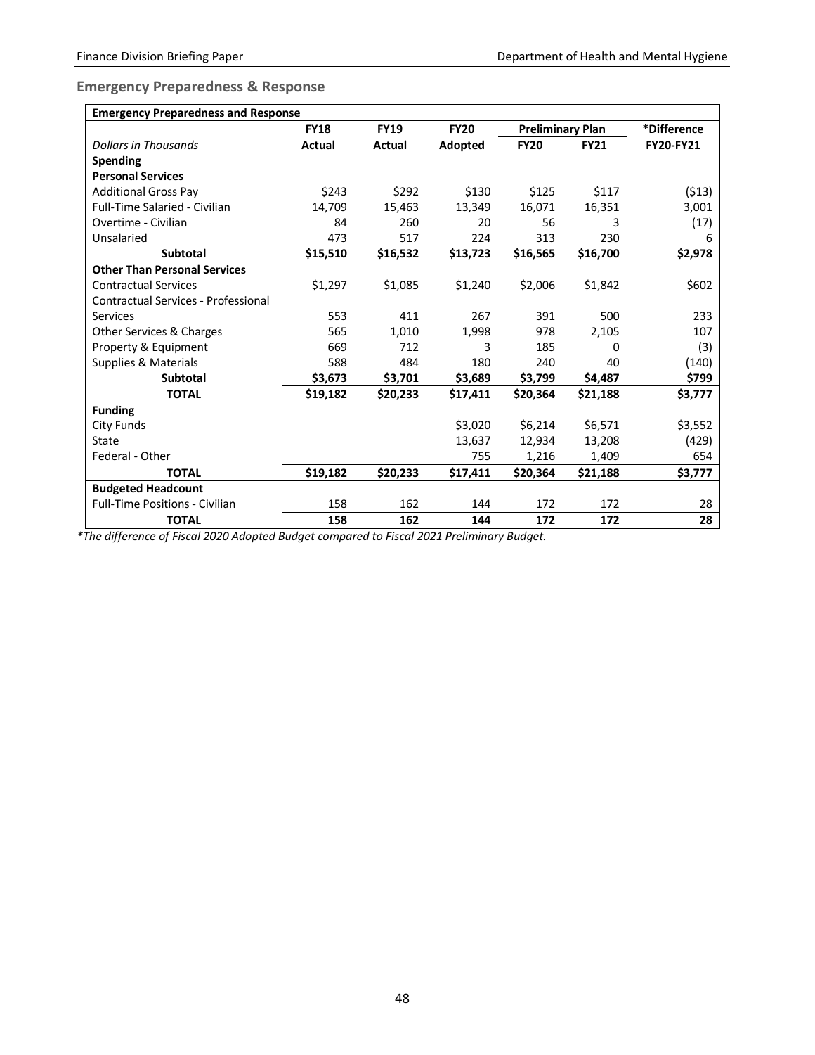## Emergency Preparedness & Response

| Emergency Preparedness and Response | | | | | | |
|---|---|---|---|---|---|---|
| | FY18 | FY19 | FY20 | Preliminary Plan | | *Difference |
| *Dollars in Thousands* | Actual | Actual | Adopted | FY20 | FY21 | FY20-FY21 |
| **Spending** | | | | | | |
| **Personal Services** | | | | | | |
| Additional Gross Pay | $243 | $292 | $130 | $125 | $117 | ($13) |
| Full-Time Salaried - Civilian | 14,709 | 15,463 | 13,349 | 16,071 | 16,351 | 3,001 |
| Overtime - Civilian | 84 | 260 | 20 | 56 | 3 | (17) |
| Unsalaried | 473 | 517 | 224 | 313 | 230 | 6 |
| **Subtotal** | **$15,510** | **$16,532** | **$13,723** | **$16,565** | **$16,700** | **$2,978** |
| **Other Than Personal Services** | | | | | | |
| Contractual Services | $1,297 | $1,085 | $1,240 | $2,006 | $1,842 | $602 |
| Contractual Services - Professional Services | 553 | 411 | 267 | 391 | 500 | 233 |
| Other Services & Charges | 565 | 1,010 | 1,998 | 978 | 2,105 | 107 |
| Property & Equipment | 669 | 712 | 3 | 185 | 0 | (3) |
| Supplies & Materials | 588 | 484 | 180 | 240 | 40 | (140) |
| **Subtotal** | **$3,673** | **$3,701** | **$3,689** | **$3,799** | **$4,487** | **$799** |
| **TOTAL** | **$19,182** | **$20,233** | **$17,411** | **$20,364** | **$21,188** | **$3,777** |
| **Funding** | | | | | | |
| City Funds | | | $3,020 | $6,214 | $6,571 | $3,552 |
| State | | | 13,637 | 12,934 | 13,208 | (429) |
| Federal - Other | | | 755 | 1,216 | 1,409 | 654 |
| **TOTAL** | **$19,182** | **$20,233** | **$17,411** | **$20,364** | **$21,188** | **$3,777** |
| **Budgeted Headcount** | | | | | | |
| Full-Time Positions - Civilian | 158 | 162 | 144 | 172 | 172 | 28 |
| **TOTAL** | **158** | **162** | **144** | **172** | **172** | **28** |

*\*The difference of Fiscal 2020 Adopted Budget compared to Fiscal 2021 Preliminary Budget.*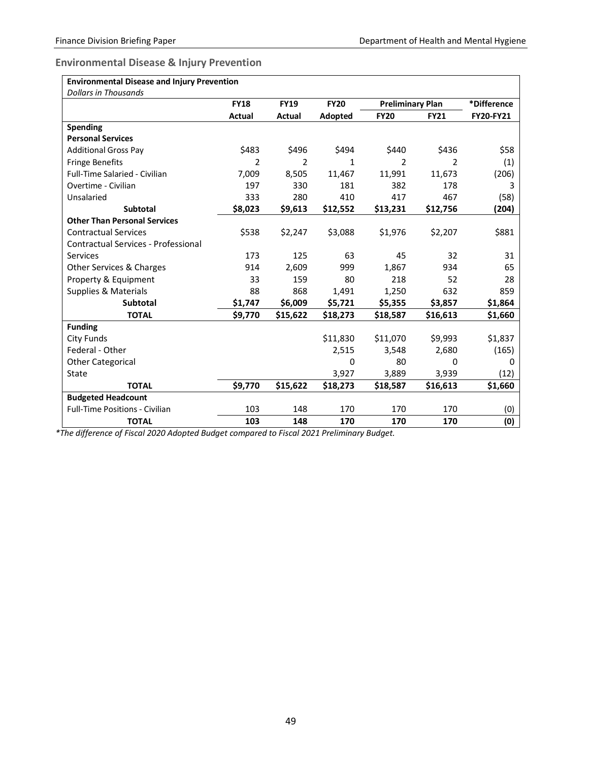## Environmental Disease & Injury Prevention

| Environmental Disease and Injury Prevention | | | | | | |
|---|---|---|---|---|---|---|
| *Dollars in Thousands* | | | | | | |
| | FY18 | FY19 | FY20 | Preliminary Plan | | *Difference |
| | Actual | Actual | Adopted | FY20 | FY21 | FY20-FY21 |
| **Spending** | | | | | | |
| **Personal Services** | | | | | | |
| Additional Gross Pay | $483 | $496 | $494 | $440 | $436 | $58 |
| Fringe Benefits | 2 | 2 | 1 | 2 | 2 | (1) |
| Full-Time Salaried - Civilian | 7,009 | 8,505 | 11,467 | 11,991 | 11,673 | (206) |
| Overtime - Civilian | 197 | 330 | 181 | 382 | 178 | 3 |
| Unsalaried | 333 | 280 | 410 | 417 | 467 | (58) |
| **Subtotal** | **$8,023** | **$9,613** | **$12,552** | **$13,231** | **$12,756** | **(204)** |
| **Other Than Personal Services** | | | | | | |
| Contractual Services | $538 | $2,247 | $3,088 | $1,976 | $2,207 | $881 |
| Contractual Services - Professional Services | 173 | 125 | 63 | 45 | 32 | 31 |
| Other Services & Charges | 914 | 2,609 | 999 | 1,867 | 934 | 65 |
| Property & Equipment | 33 | 159 | 80 | 218 | 52 | 28 |
| Supplies & Materials | 88 | 868 | 1,491 | 1,250 | 632 | 859 |
| **Subtotal** | **$1,747** | **$6,009** | **$5,721** | **$5,355** | **$3,857** | **$1,864** |
| **TOTAL** | **$9,770** | **$15,622** | **$18,273** | **$18,587** | **$16,613** | **$1,660** |
| **Funding** | | | | | | |
| City Funds | | | $11,830 | $11,070 | $9,993 | $1,837 |
| Federal - Other | | | 2,515 | 3,548 | 2,680 | (165) |
| Other Categorical | | | 0 | 80 | 0 | 0 |
| State | | | 3,927 | 3,889 | 3,939 | (12) |
| **TOTAL** | **$9,770** | **$15,622** | **$18,273** | **$18,587** | **$16,613** | **$1,660** |
| **Budgeted Headcount** | | | | | | |
| Full-Time Positions - Civilian | 103 | 148 | 170 | 170 | 170 | (0) |
| **TOTAL** | **103** | **148** | **170** | **170** | **170** | **(0)** |

*\*The difference of Fiscal 2020 Adopted Budget compared to Fiscal 2021 Preliminary Budget.*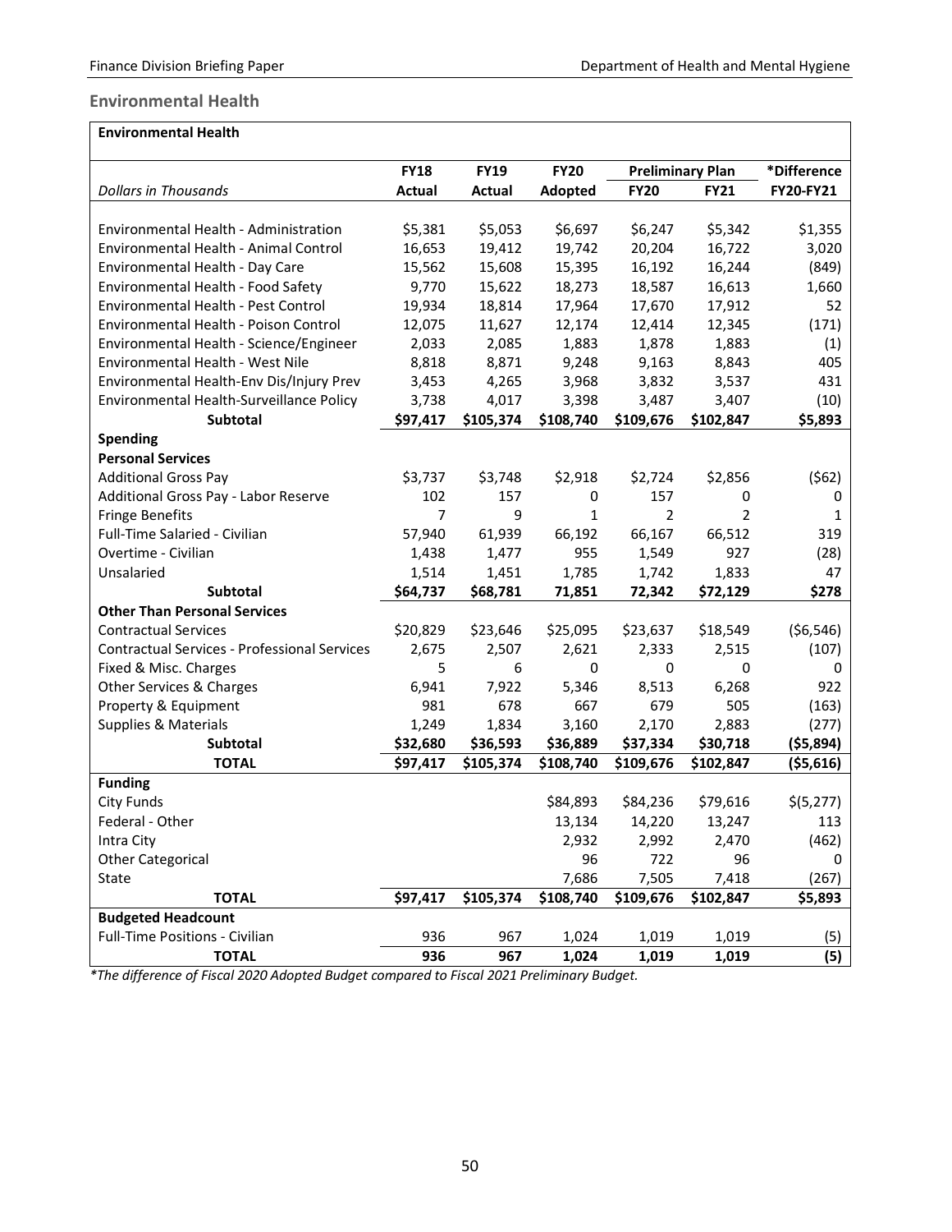## Environmental Health

| Environmental Health | | | | | | |
|---|---|---|---|---|---|---|
| | **FY18** | **FY19** | **FY20** | **Preliminary Plan** | | ***Difference** |
| *Dollars in Thousands* | **Actual** | **Actual** | **Adopted** | **FY20** | **FY21** | **FY20-FY21** |
| Environmental Health - Administration | $5,381 | $5,053 | $6,697 | $6,247 | $5,342 | $1,355 |
| Environmental Health - Animal Control | 16,653 | 19,412 | 19,742 | 20,204 | 16,722 | 3,020 |
| Environmental Health - Day Care | 15,562 | 15,608 | 15,395 | 16,192 | 16,244 | (849) |
| Environmental Health - Food Safety | 9,770 | 15,622 | 18,273 | 18,587 | 16,613 | 1,660 |
| Environmental Health - Pest Control | 19,934 | 18,814 | 17,964 | 17,670 | 17,912 | 52 |
| Environmental Health - Poison Control | 12,075 | 11,627 | 12,174 | 12,414 | 12,345 | (171) |
| Environmental Health - Science/Engineer | 2,033 | 2,085 | 1,883 | 1,878 | 1,883 | (1) |
| Environmental Health - West Nile | 8,818 | 8,871 | 9,248 | 9,163 | 8,843 | 405 |
| Environmental Health-Env Dis/Injury Prev | 3,453 | 4,265 | 3,968 | 3,832 | 3,537 | 431 |
| Environmental Health-Surveillance Policy | 3,738 | 4,017 | 3,398 | 3,487 | 3,407 | (10) |
| **Subtotal** | **$97,417** | **$105,374** | **$108,740** | **$109,676** | **$102,847** | **$5,893** |
| **Spending** | | | | | | |
| **Personal Services** | | | | | | |
| Additional Gross Pay | $3,737 | $3,748 | $2,918 | $2,724 | $2,856 | ($62) |
| Additional Gross Pay - Labor Reserve | 102 | 157 | 0 | 157 | 0 | 0 |
| Fringe Benefits | 7 | 9 | 1 | 2 | 2 | 1 |
| Full-Time Salaried - Civilian | 57,940 | 61,939 | 66,192 | 66,167 | 66,512 | 319 |
| Overtime - Civilian | 1,438 | 1,477 | 955 | 1,549 | 927 | (28) |
| Unsalaried | 1,514 | 1,451 | 1,785 | 1,742 | 1,833 | 47 |
| **Subtotal** | **$64,737** | **$68,781** | **71,851** | **72,342** | **$72,129** | **$278** |
| **Other Than Personal Services** | | | | | | |
| Contractual Services | $20,829 | $23,646 | $25,095 | $23,637 | $18,549 | ($6,546) |
| Contractual Services - Professional Services | 2,675 | 2,507 | 2,621 | 2,333 | 2,515 | (107) |
| Fixed & Misc. Charges | 5 | 6 | 0 | 0 | 0 | 0 |
| Other Services & Charges | 6,941 | 7,922 | 5,346 | 8,513 | 6,268 | 922 |
| Property & Equipment | 981 | 678 | 667 | 679 | 505 | (163) |
| Supplies & Materials | 1,249 | 1,834 | 3,160 | 2,170 | 2,883 | (277) |
| **Subtotal** | **$32,680** | **$36,593** | **$36,889** | **$37,334** | **$30,718** | **($5,894)** |
| **TOTAL** | **$97,417** | **$105,374** | **$108,740** | **$109,676** | **$102,847** | **($5,616)** |
| **Funding** | | | | | | |
| City Funds | | | $84,893 | $84,236 | $79,616 | $(5,277) |
| Federal - Other | | | 13,134 | 14,220 | 13,247 | 113 |
| Intra City | | | 2,932 | 2,992 | 2,470 | (462) |
| Other Categorical | | | 96 | 722 | 96 | 0 |
| State | | | 7,686 | 7,505 | 7,418 | (267) |
| **TOTAL** | **$97,417** | **$105,374** | **$108,740** | **$109,676** | **$102,847** | **$5,893** |
| **Budgeted Headcount** | | | | | | |
| Full-Time Positions - Civilian | 936 | 967 | 1,024 | 1,019 | 1,019 | (5) |
| **TOTAL** | **936** | **967** | **1,024** | **1,019** | **1,019** | **(5)** |

**The difference of Fiscal 2020 Adopted Budget compared to Fiscal 2021 Preliminary Budget.*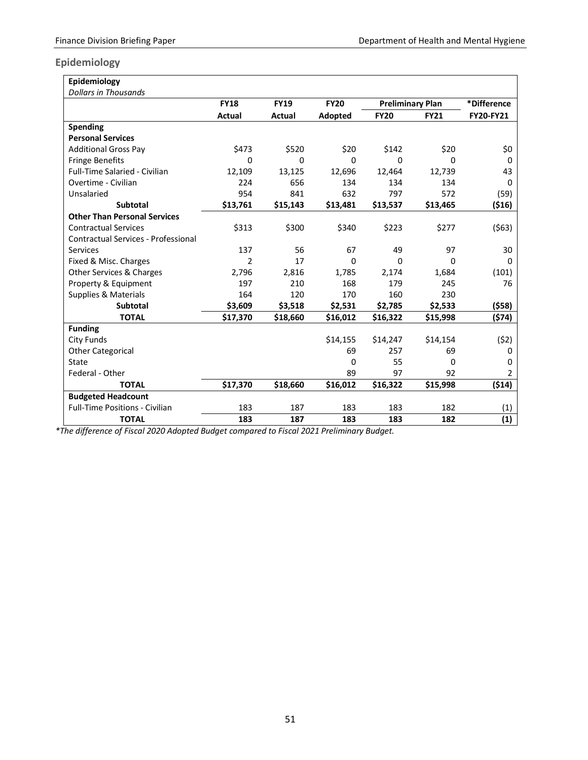## Epidemiology

| Epidemiology | | | | | | |
|---|---|---|---|---|---|---|
| *Dollars in Thousands* | | | | | | |
| | **FY18** | **FY19** | **FY20** | **Preliminary Plan** | | **\*Difference** |
| | **Actual** | **Actual** | **Adopted** | **FY20** | **FY21** | **FY20-FY21** |
| **Spending** | | | | | | |
| **Personal Services** | | | | | | |
| Additional Gross Pay | $473 | $520 | $20 | $142 | $20 | $0 |
| Fringe Benefits | 0 | 0 | 0 | 0 | 0 | 0 |
| Full-Time Salaried - Civilian | 12,109 | 13,125 | 12,696 | 12,464 | 12,739 | 43 |
| Overtime - Civilian | 224 | 656 | 134 | 134 | 134 | 0 |
| Unsalaried | 954 | 841 | 632 | 797 | 572 | (59) |
| **Subtotal** | **$13,761** | **$15,143** | **$13,481** | **$13,537** | **$13,465** | **($16)** |
| **Other Than Personal Services** | | | | | | |
| Contractual Services | $313 | $300 | $340 | $223 | $277 | ($63) |
| Contractual Services - Professional Services | 137 | 56 | 67 | 49 | 97 | 30 |
| Fixed & Misc. Charges | 2 | 17 | 0 | 0 | 0 | 0 |
| Other Services & Charges | 2,796 | 2,816 | 1,785 | 2,174 | 1,684 | (101) |
| Property & Equipment | 197 | 210 | 168 | 179 | 245 | 76 |
| Supplies & Materials | 164 | 120 | 170 | 160 | 230 | |
| **Subtotal** | **$3,609** | **$3,518** | **$2,531** | **$2,785** | **$2,533** | **($58)** |
| **TOTAL** | **$17,370** | **$18,660** | **$16,012** | **$16,322** | **$15,998** | **($74)** |
| **Funding** | | | | | | |
| City Funds | | | $14,155 | $14,247 | $14,154 | ($2) |
| Other Categorical | | | 69 | 257 | 69 | 0 |
| State | | | 0 | 55 | 0 | 0 |
| Federal - Other | | | 89 | 97 | 92 | 2 |
| **TOTAL** | **$17,370** | **$18,660** | **$16,012** | **$16,322** | **$15,998** | **($14)** |
| **Budgeted Headcount** | | | | | | |
| Full-Time Positions - Civilian | 183 | 187 | 183 | 183 | 182 | (1) |
| **TOTAL** | **183** | **187** | **183** | **183** | **182** | **(1)** |

*\*The difference of Fiscal 2020 Adopted Budget compared to Fiscal 2021 Preliminary Budget.*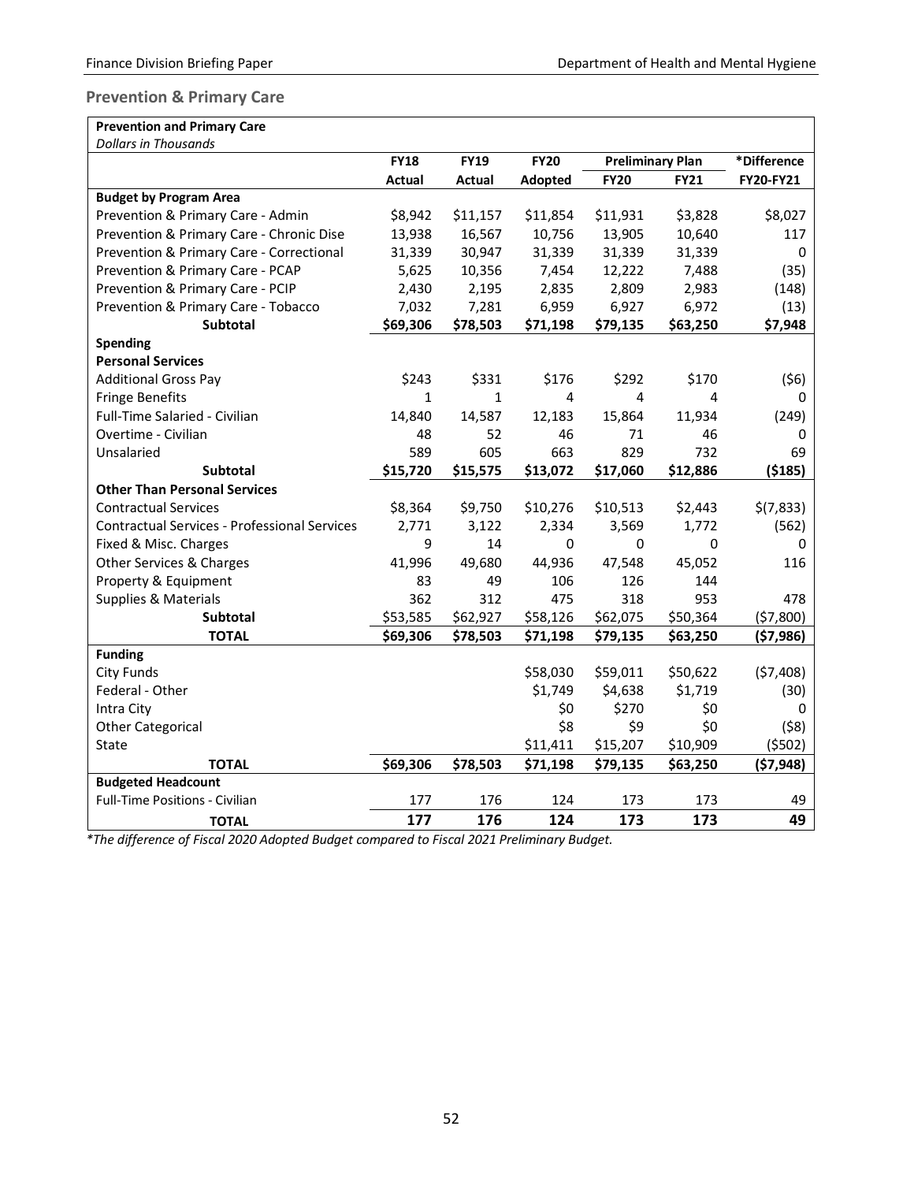## Prevention & Primary Care

| Prevention and Primary Care | | | | | | |
|---|---|---|---|---|---|---|
| *Dollars in Thousands* | | | | | | |
| | **FY18** | **FY19** | **FY20** | **Preliminary Plan** | | ***Difference** |
| | **Actual** | **Actual** | **Adopted** | **FY20** | **FY21** | **FY20-FY21** |
| **Budget by Program Area** | | | | | | |
| Prevention & Primary Care - Admin | $8,942 | $11,157 | $11,854 | $11,931 | $3,828 | $8,027 |
| Prevention & Primary Care - Chronic Dise | 13,938 | 16,567 | 10,756 | 13,905 | 10,640 | 117 |
| Prevention & Primary Care - Correctional | 31,339 | 30,947 | 31,339 | 31,339 | 31,339 | 0 |
| Prevention & Primary Care - PCAP | 5,625 | 10,356 | 7,454 | 12,222 | 7,488 | (35) |
| Prevention & Primary Care - PCIP | 2,430 | 2,195 | 2,835 | 2,809 | 2,983 | (148) |
| Prevention & Primary Care - Tobacco | 7,032 | 7,281 | 6,959 | 6,927 | 6,972 | (13) |
| **Subtotal** | **$69,306** | **$78,503** | **$71,198** | **$79,135** | **$63,250** | **$7,948** |
| **Spending** | | | | | | |
| **Personal Services** | | | | | | |
| Additional Gross Pay | $243 | $331 | $176 | $292 | $170 | ($6) |
| Fringe Benefits | 1 | 1 | 4 | 4 | 4 | 0 |
| Full-Time Salaried - Civilian | 14,840 | 14,587 | 12,183 | 15,864 | 11,934 | (249) |
| Overtime - Civilian | 48 | 52 | 46 | 71 | 46 | 0 |
| Unsalaried | 589 | 605 | 663 | 829 | 732 | 69 |
| **Subtotal** | **$15,720** | **$15,575** | **$13,072** | **$17,060** | **$12,886** | **($185)** |
| **Other Than Personal Services** | | | | | | |
| Contractual Services | $8,364 | $9,750 | $10,276 | $10,513 | $2,443 | $(7,833) |
| Contractual Services - Professional Services | 2,771 | 3,122 | 2,334 | 3,569 | 1,772 | (562) |
| Fixed & Misc. Charges | 9 | 14 | 0 | 0 | 0 | 0 |
| Other Services & Charges | 41,996 | 49,680 | 44,936 | 47,548 | 45,052 | 116 |
| Property & Equipment | 83 | 49 | 106 | 126 | 144 | |
| Supplies & Materials | 362 | 312 | 475 | 318 | 953 | 478 |
| **Subtotal** | $53,585 | $62,927 | $58,126 | $62,075 | $50,364 | ($7,800) |
| **TOTAL** | **$69,306** | **$78,503** | **$71,198** | **$79,135** | **$63,250** | **($7,986)** |
| **Funding** | | | | | | |
| City Funds | | | $58,030 | $59,011 | $50,622 | ($7,408) |
| Federal - Other | | | $1,749 | $4,638 | $1,719 | (30) |
| Intra City | | | $0 | $270 | $0 | 0 |
| Other Categorical | | | $8 | $9 | $0 | ($8) |
| State | | | $11,411 | $15,207 | $10,909 | ($502) |
| **TOTAL** | **$69,306** | **$78,503** | **$71,198** | **$79,135** | **$63,250** | **($7,948)** |
| **Budgeted Headcount** | | | | | | |
| Full-Time Positions - Civilian | 177 | 176 | 124 | 173 | 173 | 49 |
| **TOTAL** | **177** | **176** | **124** | **173** | **173** | **49** |

*\*The difference of Fiscal 2020 Adopted Budget compared to Fiscal 2021 Preliminary Budget.*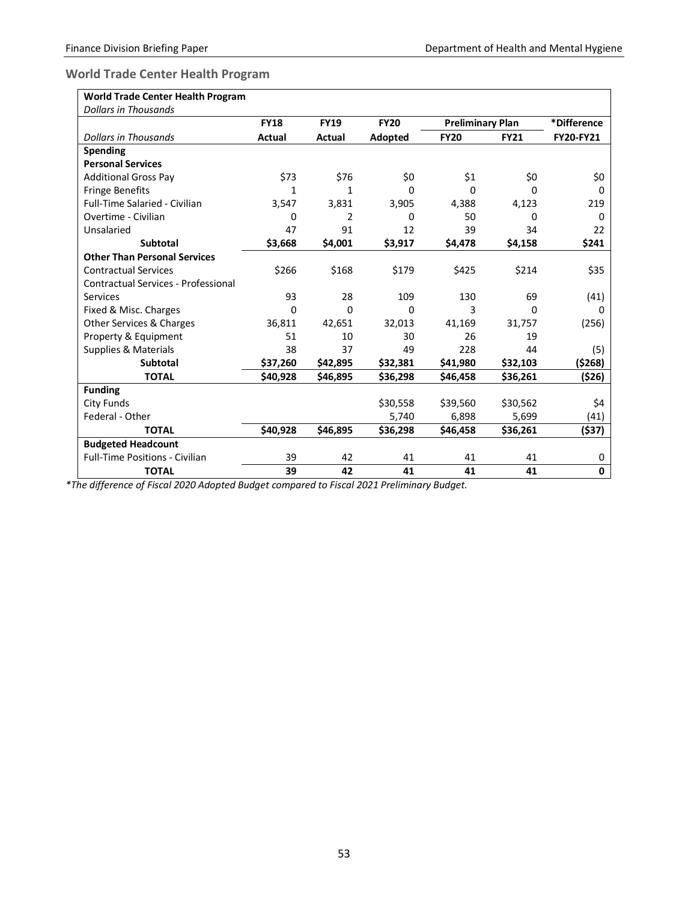## World Trade Center Health Program

| World Trade Center Health Program | | | | | | |
|---|---|---|---|---|---|---|
| *Dollars in Thousands* | | | | | | |
| | **FY18** | **FY19** | **FY20** | **Preliminary Plan** | | ***Difference** |
| *Dollars in Thousands* | **Actual** | **Actual** | **Adopted** | **FY20** | **FY21** | **FY20-FY21** |
| **Spending** | | | | | | |
| **Personal Services** | | | | | | |
| Additional Gross Pay | $73 | $76 | $0 | $1 | $0 | $0 |
| Fringe Benefits | 1 | 1 | 0 | 0 | 0 | 0 |
| Full-Time Salaried - Civilian | 3,547 | 3,831 | 3,905 | 4,388 | 4,123 | 219 |
| Overtime - Civilian | 0 | 2 | 0 | 50 | 0 | 0 |
| Unsalaried | 47 | 91 | 12 | 39 | 34 | 22 |
| **Subtotal** | **$3,668** | **$4,001** | **$3,917** | **$4,478** | **$4,158** | **$241** |
| **Other Than Personal Services** | | | | | | |
| Contractual Services | $266 | $168 | $179 | $425 | $214 | $35 |
| Contractual Services - Professional Services | 93 | 28 | 109 | 130 | 69 | (41) |
| Fixed & Misc. Charges | 0 | 0 | 0 | 3 | 0 | 0 |
| Other Services & Charges | 36,811 | 42,651 | 32,013 | 41,169 | 31,757 | (256) |
| Property & Equipment | 51 | 10 | 30 | 26 | 19 | |
| Supplies & Materials | 38 | 37 | 49 | 228 | 44 | (5) |
| **Subtotal** | **$37,260** | **$42,895** | **$32,381** | **$41,980** | **$32,103** | **($268)** |
| **TOTAL** | **$40,928** | **$46,895** | **$36,298** | **$46,458** | **$36,261** | **($26)** |
| **Funding** | | | | | | |
| City Funds | | | $30,558 | $39,560 | $30,562 | $4 |
| Federal - Other | | | 5,740 | 6,898 | 5,699 | (41) |
| **TOTAL** | **$40,928** | **$46,895** | **$36,298** | **$46,458** | **$36,261** | **($37)** |
| **Budgeted Headcount** | | | | | | |
| Full-Time Positions - Civilian | 39 | 42 | 41 | 41 | 41 | 0 |
| **TOTAL** | **39** | **42** | **41** | **41** | **41** | **0** |

**The difference of Fiscal 2020 Adopted Budget compared to Fiscal 2021 Preliminary Budget.*